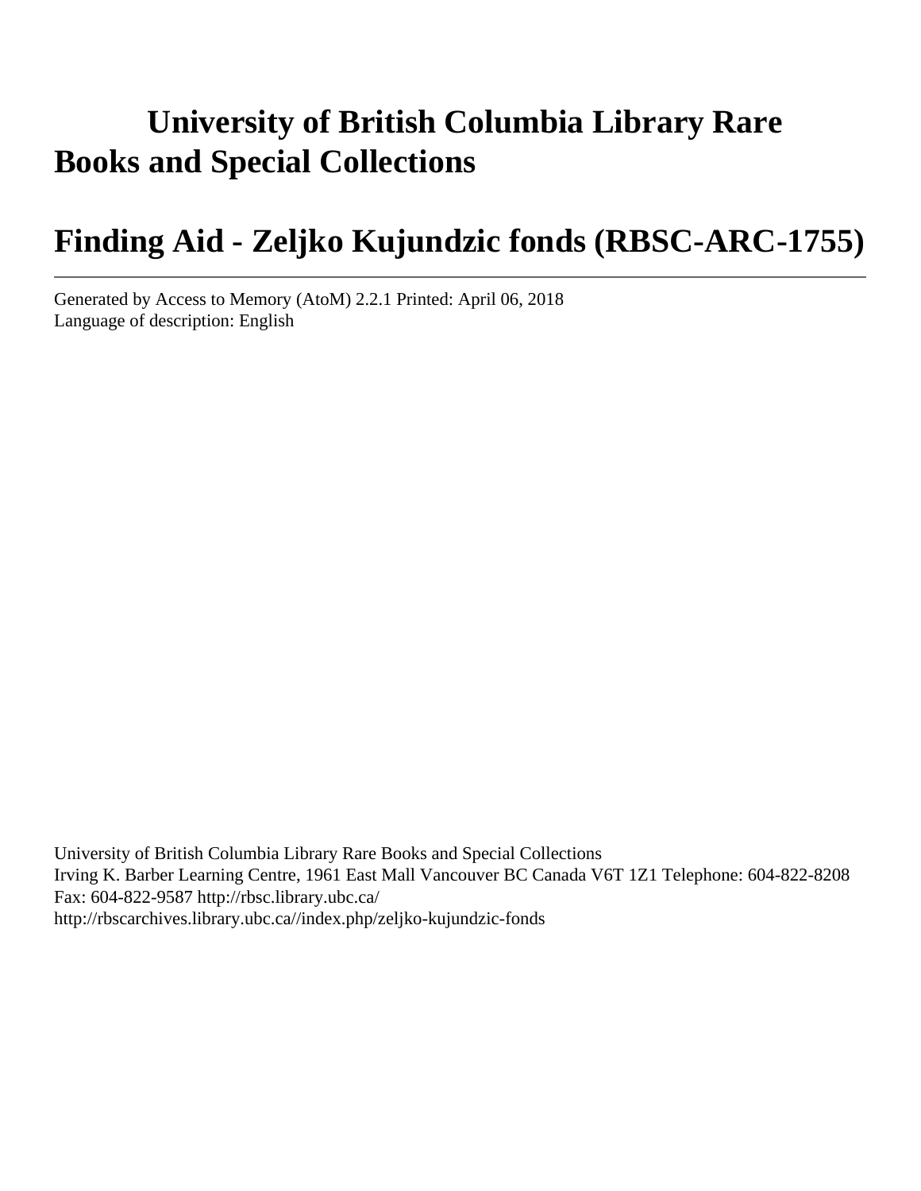# University of British Columbia Library Rare Books and Special Collections

# Finding Aid - Zeljko Kujundzic fonds (RBSC-ARC-1755)

Generated by Access to Memory (AtoM) 2.2.1 Printed: April 06, 2018
Language of description: English

University of British Columbia Library Rare Books and Special Collections
Irving K. Barber Learning Centre, 1961 East Mall Vancouver BC Canada V6T 1Z1 Telephone: 604-822-8208
Fax: 604-822-9587 http://rbsc.library.ubc.ca/
http://rbscarchives.library.ubc.ca//index.php/zeljko-kujundzic-fonds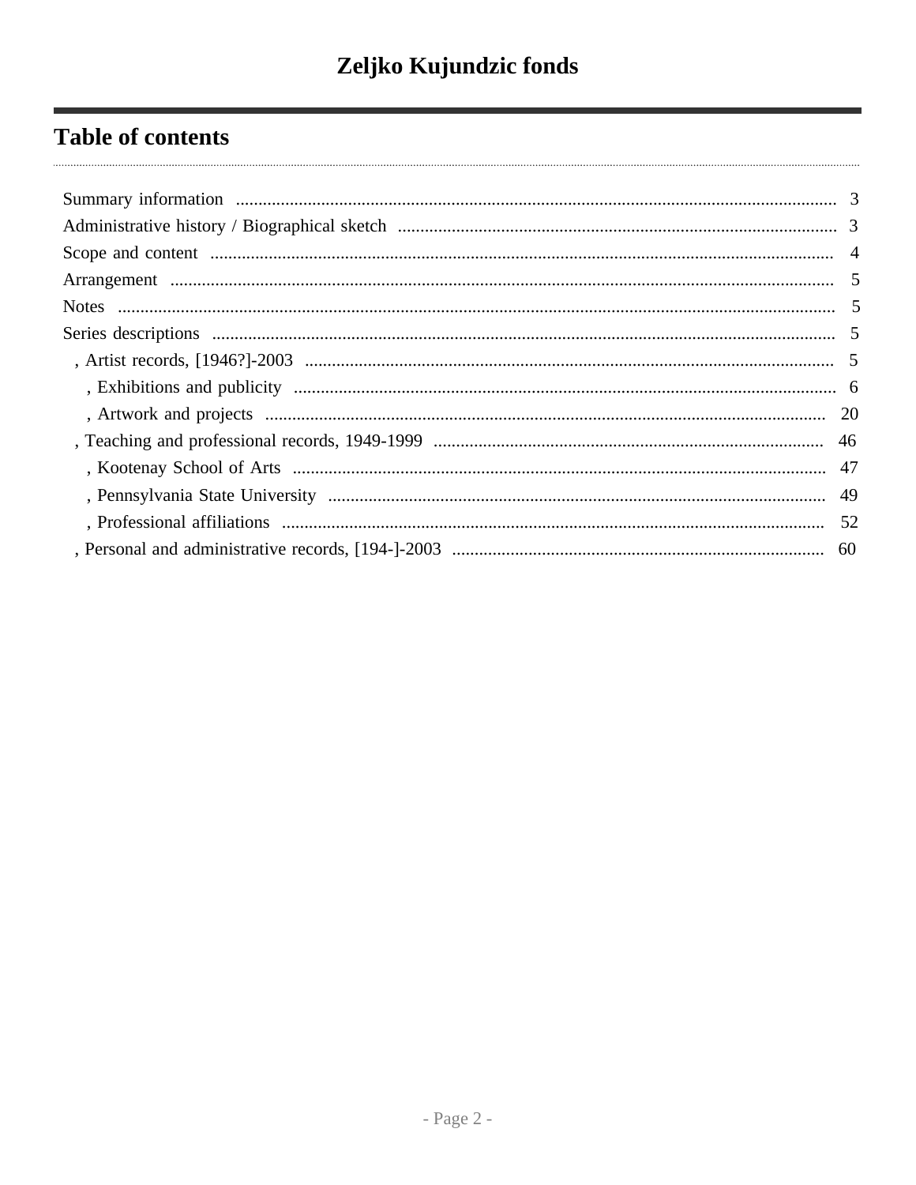# Zeljko Kujundzic fonds

## Table of contents

Summary information ..... 3
Administrative history / Biographical sketch ..... 3
Scope and content ..... 4
Arrangement ..... 5
Notes ..... 5
Series descriptions ..... 5
- , Artist records, [1946?]-2003 ..... 5
  - , Exhibitions and publicity ..... 6
  - , Artwork and projects ..... 20
- , Teaching and professional records, 1949-1999 ..... 46
  - , Kootenay School of Arts ..... 47
  - , Pennsylvania State University ..... 49
  - , Professional affiliations ..... 52
- , Personal and administrative records, [194-]-2003 ..... 60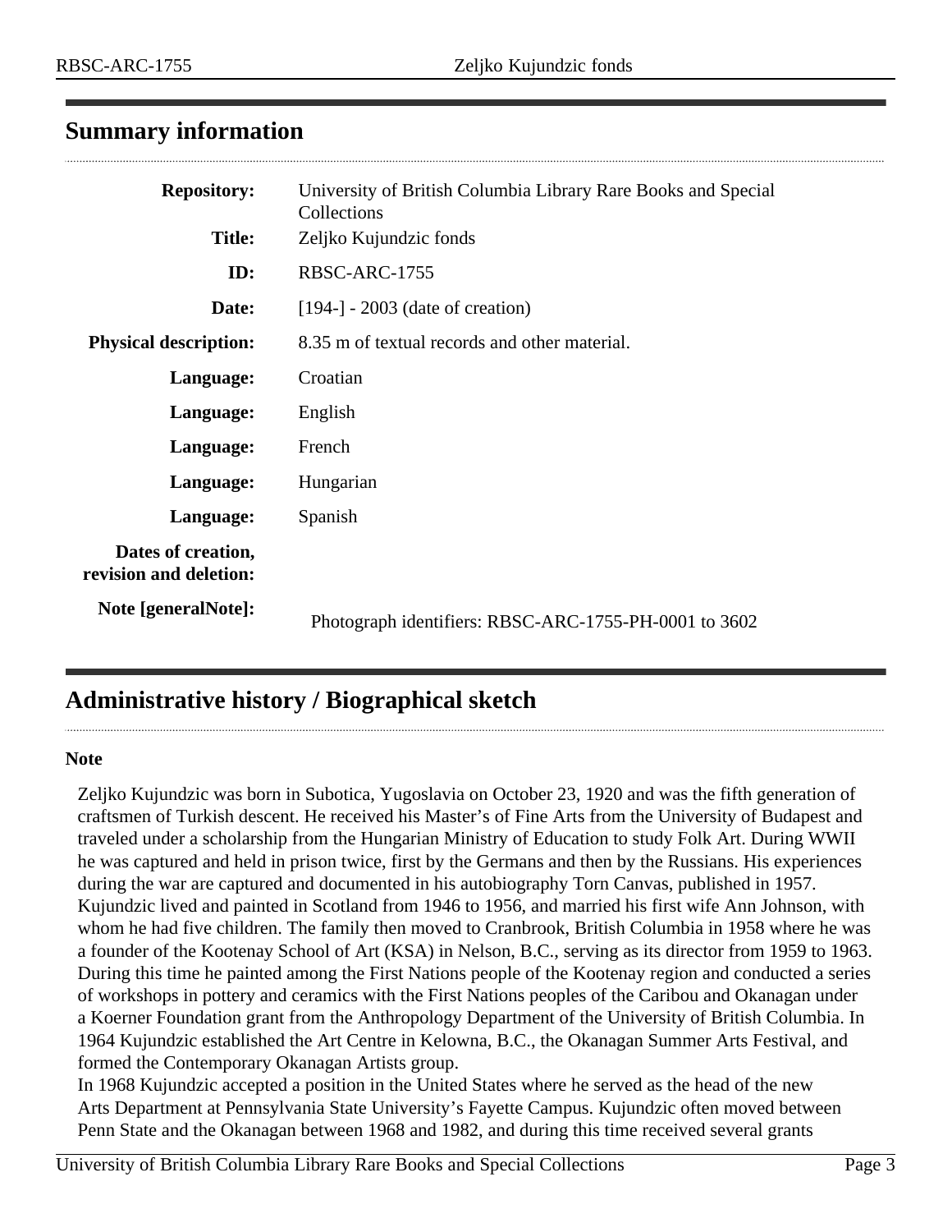## Summary information

| | |
|---|---|
| **Repository:** | University of British Columbia Library Rare Books and Special Collections |
| **Title:** | Zeljko Kujundzic fonds |
| **ID:** | RBSC-ARC-1755 |
| **Date:** | [194-] - 2003 (date of creation) |
| **Physical description:** | 8.35 m of textual records and other material. |
| **Language:** | Croatian |
| **Language:** | English |
| **Language:** | French |
| **Language:** | Hungarian |
| **Language:** | Spanish |
| **Dates of creation, revision and deletion:** | |
| **Note [generalNote]:** | Photograph identifiers: RBSC-ARC-1755-PH-0001 to 3602 |

## Administrative history / Biographical sketch

**Note**

Zeljko Kujundzic was born in Subotica, Yugoslavia on October 23, 1920 and was the fifth generation of craftsmen of Turkish descent. He received his Master's of Fine Arts from the University of Budapest and traveled under a scholarship from the Hungarian Ministry of Education to study Folk Art. During WWII he was captured and held in prison twice, first by the Germans and then by the Russians. His experiences during the war are captured and documented in his autobiography Torn Canvas, published in 1957. Kujundzic lived and painted in Scotland from 1946 to 1956, and married his first wife Ann Johnson, with whom he had five children. The family then moved to Cranbrook, British Columbia in 1958 where he was a founder of the Kootenay School of Art (KSA) in Nelson, B.C., serving as its director from 1959 to 1963. During this time he painted among the First Nations people of the Kootenay region and conducted a series of workshops in pottery and ceramics with the First Nations peoples of the Caribou and Okanagan under a Koerner Foundation grant from the Anthropology Department of the University of British Columbia. In 1964 Kujundzic established the Art Centre in Kelowna, B.C., the Okanagan Summer Arts Festival, and formed the Contemporary Okanagan Artists group.

In 1968 Kujundzic accepted a position in the United States where he served as the head of the new Arts Department at Pennsylvania State University's Fayette Campus. Kujundzic often moved between Penn State and the Okanagan between 1968 and 1982, and during this time received several grants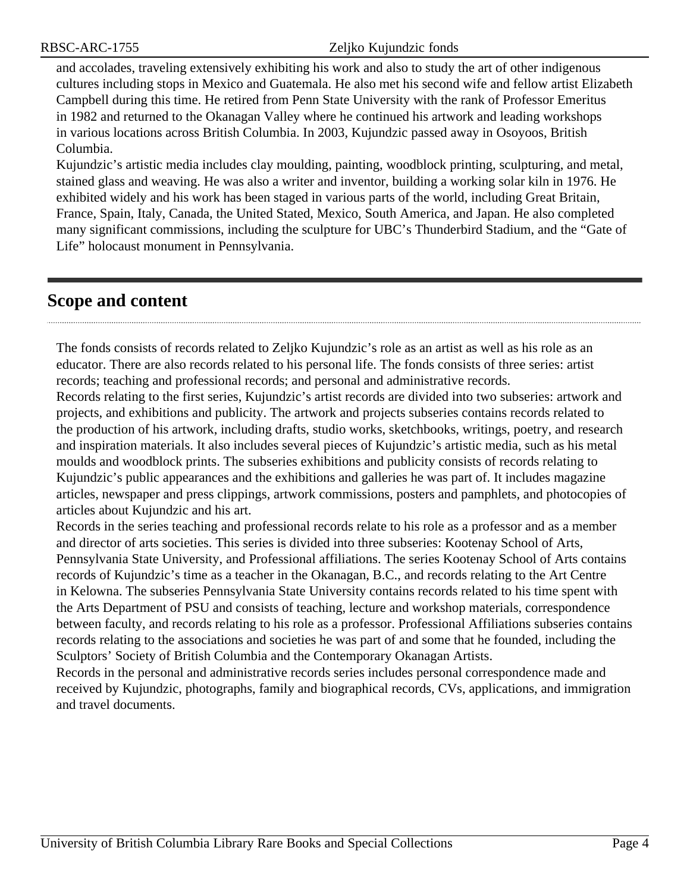and accolades, traveling extensively exhibiting his work and also to study the art of other indigenous cultures including stops in Mexico and Guatemala. He also met his second wife and fellow artist Elizabeth Campbell during this time. He retired from Penn State University with the rank of Professor Emeritus in 1982 and returned to the Okanagan Valley where he continued his artwork and leading workshops in various locations across British Columbia. In 2003, Kujundzic passed away in Osoyoos, British Columbia.

Kujundzic's artistic media includes clay moulding, painting, woodblock printing, sculpturing, and metal, stained glass and weaving. He was also a writer and inventor, building a working solar kiln in 1976. He exhibited widely and his work has been staged in various parts of the world, including Great Britain, France, Spain, Italy, Canada, the United Stated, Mexico, South America, and Japan. He also completed many significant commissions, including the sculpture for UBC's Thunderbird Stadium, and the "Gate of Life" holocaust monument in Pennsylvania.

## Scope and content

The fonds consists of records related to Zeljko Kujundzic's role as an artist as well as his role as an educator. There are also records related to his personal life. The fonds consists of three series: artist records; teaching and professional records; and personal and administrative records.

Records relating to the first series, Kujundzic's artist records are divided into two subseries: artwork and projects, and exhibitions and publicity. The artwork and projects subseries contains records related to the production of his artwork, including drafts, studio works, sketchbooks, writings, poetry, and research and inspiration materials. It also includes several pieces of Kujundzic's artistic media, such as his metal moulds and woodblock prints. The subseries exhibitions and publicity consists of records relating to Kujundzic's public appearances and the exhibitions and galleries he was part of. It includes magazine articles, newspaper and press clippings, artwork commissions, posters and pamphlets, and photocopies of articles about Kujundzic and his art.

Records in the series teaching and professional records relate to his role as a professor and as a member and director of arts societies. This series is divided into three subseries: Kootenay School of Arts, Pennsylvania State University, and Professional affiliations. The series Kootenay School of Arts contains records of Kujundzic's time as a teacher in the Okanagan, B.C., and records relating to the Art Centre in Kelowna. The subseries Pennsylvania State University contains records related to his time spent with the Arts Department of PSU and consists of teaching, lecture and workshop materials, correspondence between faculty, and records relating to his role as a professor. Professional Affiliations subseries contains records relating to the associations and societies he was part of and some that he founded, including the Sculptors' Society of British Columbia and the Contemporary Okanagan Artists.

Records in the personal and administrative records series includes personal correspondence made and received by Kujundzic, photographs, family and biographical records, CVs, applications, and immigration and travel documents.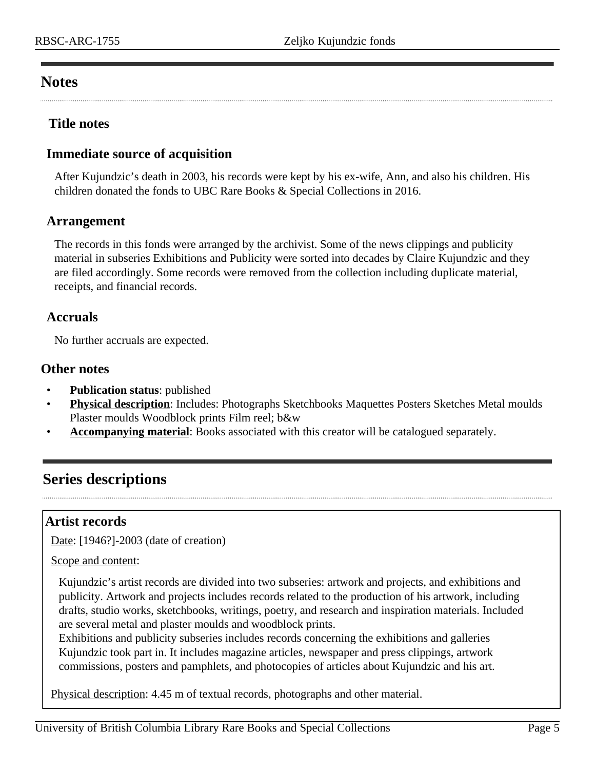## Notes

### Title notes

### Immediate source of acquisition

After Kujundzic's death in 2003, his records were kept by his ex-wife, Ann, and also his children. His children donated the fonds to UBC Rare Books & Special Collections in 2016.

### Arrangement

The records in this fonds were arranged by the archivist. Some of the news clippings and publicity material in subseries Exhibitions and Publicity were sorted into decades by Claire Kujundzic and they are filed accordingly. Some records were removed from the collection including duplicate material, receipts, and financial records.

### Accruals

No further accruals are expected.

### Other notes

- **Publication status**: published
- **Physical description**: Includes: Photographs Sketchbooks Maquettes Posters Sketches Metal moulds Plaster moulds Woodblock prints Film reel; b&w
- **Accompanying material**: Books associated with this creator will be catalogued separately.

## Series descriptions

### Artist records

Date: [1946?]-2003 (date of creation)

Scope and content:

Kujundzic's artist records are divided into two subseries: artwork and projects, and exhibitions and publicity. Artwork and projects includes records related to the production of his artwork, including drafts, studio works, sketchbooks, writings, poetry, and research and inspiration materials. Included are several metal and plaster moulds and woodblock prints.
Exhibitions and publicity subseries includes records concerning the exhibitions and galleries Kujundzic took part in. It includes magazine articles, newspaper and press clippings, artwork commissions, posters and pamphlets, and photocopies of articles about Kujundzic and his art.

Physical description: 4.45 m of textual records, photographs and other material.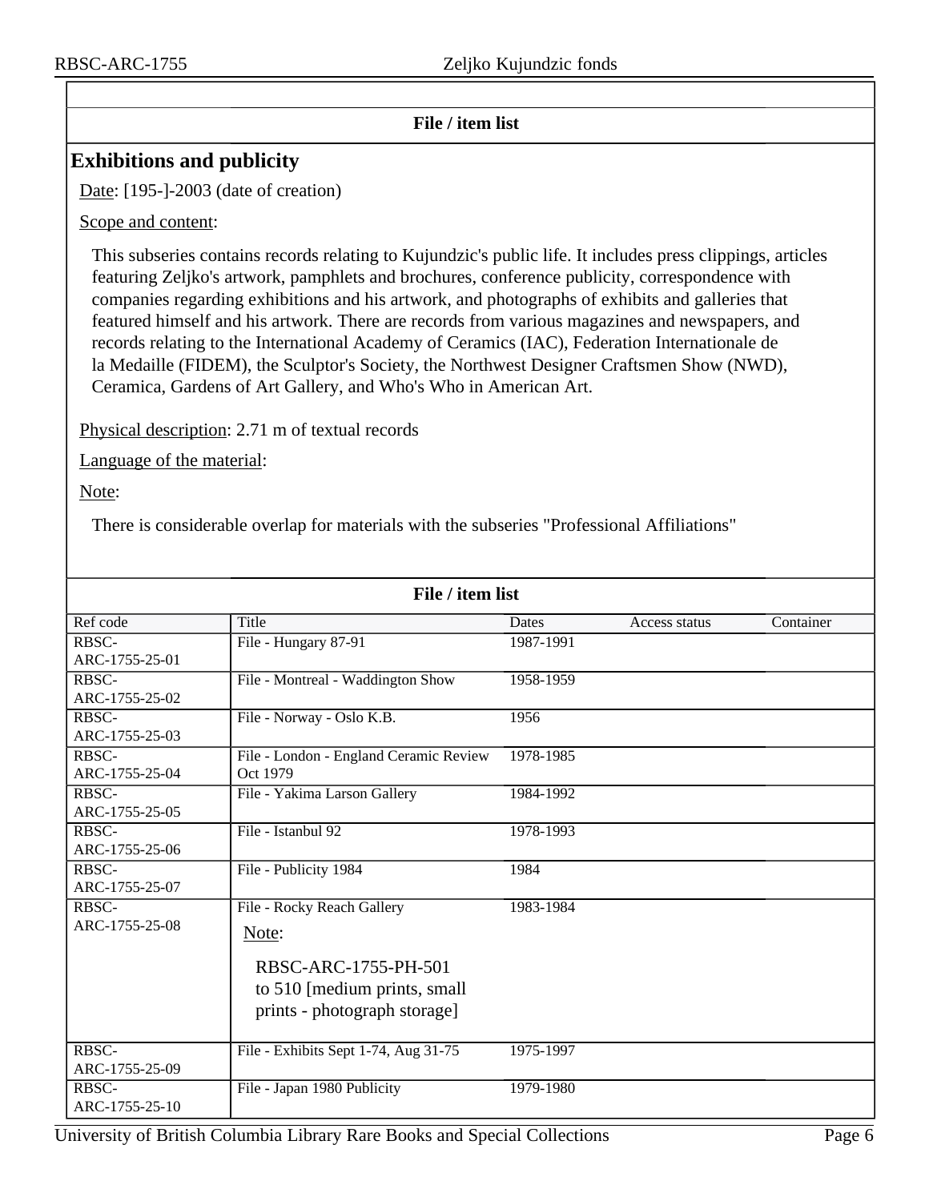**File / item list**

## Exhibitions and publicity

Date: [195-]-2003 (date of creation)

Scope and content:

This subseries contains records relating to Kujundzic's public life. It includes press clippings, articles featuring Zeljko's artwork, pamphlets and brochures, conference publicity, correspondence with companies regarding exhibitions and his artwork, and photographs of exhibits and galleries that featured himself and his artwork. There are records from various magazines and newspapers, and records relating to the International Academy of Ceramics (IAC), Federation Internationale de la Medaille (FIDEM), the Sculptor's Society, the Northwest Designer Craftsmen Show (NWD), Ceramica, Gardens of Art Gallery, and Who's Who in American Art.

Physical description: 2.71 m of textual records

Language of the material:

Note:

There is considerable overlap for materials with the subseries "Professional Affiliations"

**File / item list**

| Ref code | Title | Dates | Access status | Container |
|---|---|---|---|---|
| RBSC-ARC-1755-25-01 | File - Hungary 87-91 | 1987-1991 | | |
| RBSC-ARC-1755-25-02 | File - Montreal - Waddington Show | 1958-1959 | | |
| RBSC-ARC-1755-25-03 | File - Norway - Oslo K.B. | 1956 | | |
| RBSC-ARC-1755-25-04 | File - London - England Ceramic Review Oct 1979 | 1978-1985 | | |
| RBSC-ARC-1755-25-05 | File - Yakima Larson Gallery | 1984-1992 | | |
| RBSC-ARC-1755-25-06 | File - Istanbul 92 | 1978-1993 | | |
| RBSC-ARC-1755-25-07 | File - Publicity 1984 | 1984 | | |
| RBSC-ARC-1755-25-08 | File - Rocky Reach Gallery<br>Note:<br>RBSC-ARC-1755-PH-501 to 510 [medium prints, small prints - photograph storage] | 1983-1984 | | |
| RBSC-ARC-1755-25-09 | File - Exhibits Sept 1-74, Aug 31-75 | 1975-1997 | | |
| RBSC-ARC-1755-25-10 | File - Japan 1980 Publicity | 1979-1980 | | |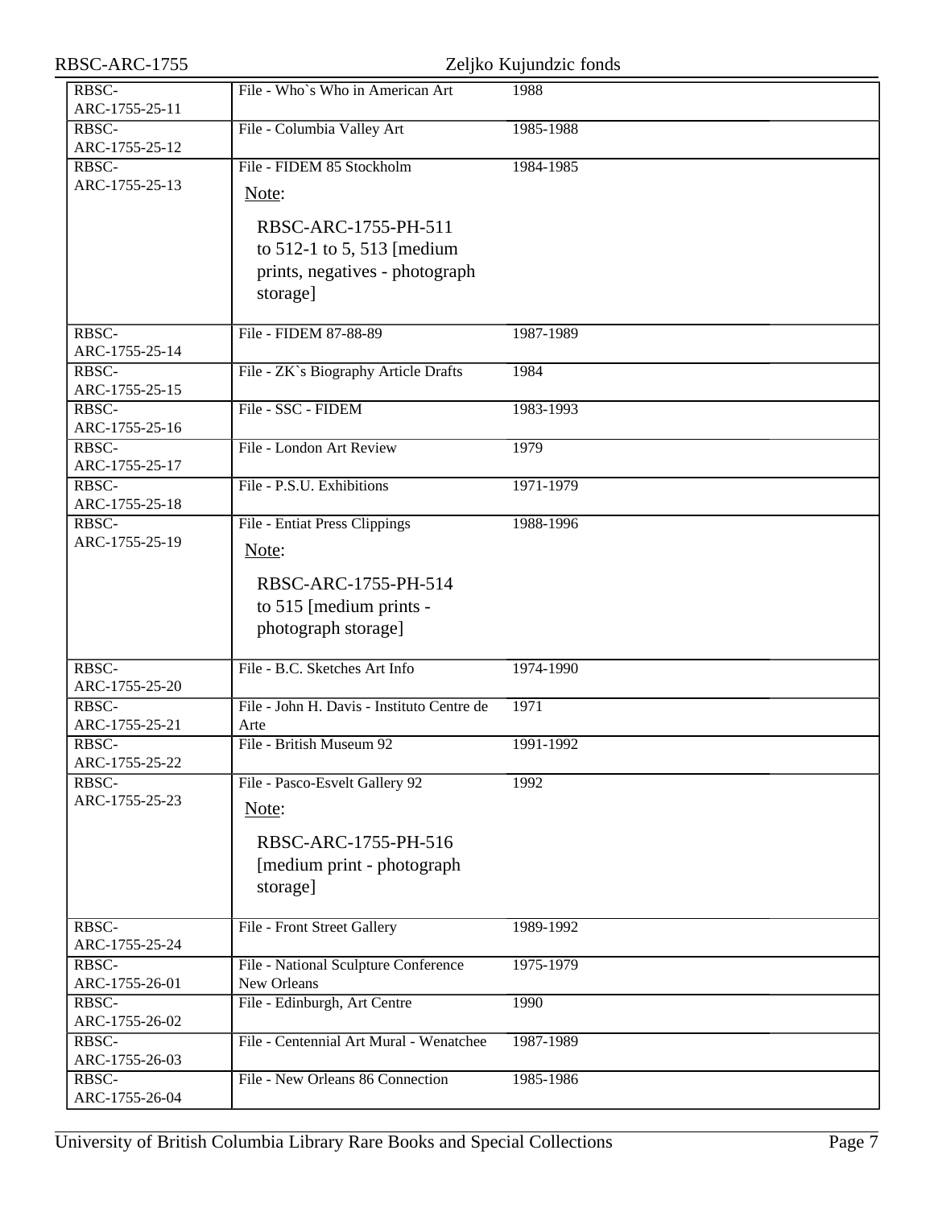| | | | |
|---|---|---|---|
| RBSC-ARC-1755-25-11 | File - Who`s Who in American Art | 1988 | |
| RBSC-ARC-1755-25-12 | File - Columbia Valley Art | 1985-1988 | |
| RBSC-ARC-1755-25-13 | File - FIDEM 85 Stockholm<br>Note:<br>RBSC-ARC-1755-PH-511 to 512-1 to 5, 513 [medium prints, negatives - photograph storage] | 1984-1985 | |
| RBSC-ARC-1755-25-14 | File - FIDEM 87-88-89 | 1987-1989 | |
| RBSC-ARC-1755-25-15 | File - ZK`s Biography Article Drafts | 1984 | |
| RBSC-ARC-1755-25-16 | File - SSC - FIDEM | 1983-1993 | |
| RBSC-ARC-1755-25-17 | File - London Art Review | 1979 | |
| RBSC-ARC-1755-25-18 | File - P.S.U. Exhibitions | 1971-1979 | |
| RBSC-ARC-1755-25-19 | File - Entiat Press Clippings<br>Note:<br>RBSC-ARC-1755-PH-514 to 515 [medium prints - photograph storage] | 1988-1996 | |
| RBSC-ARC-1755-25-20 | File - B.C. Sketches Art Info | 1974-1990 | |
| RBSC-ARC-1755-25-21 | File - John H. Davis - Instituto Centre de Arte | 1971 | |
| RBSC-ARC-1755-25-22 | File - British Museum 92 | 1991-1992 | |
| RBSC-ARC-1755-25-23 | File - Pasco-Esvelt Gallery 92<br>Note:<br>RBSC-ARC-1755-PH-516 [medium print - photograph storage] | 1992 | |
| RBSC-ARC-1755-25-24 | File - Front Street Gallery | 1989-1992 | |
| RBSC-ARC-1755-26-01 | File - National Sculpture Conference New Orleans | 1975-1979 | |
| RBSC-ARC-1755-26-02 | File - Edinburgh, Art Centre | 1990 | |
| RBSC-ARC-1755-26-03 | File - Centennial Art Mural - Wenatchee | 1987-1989 | |
| RBSC-ARC-1755-26-04 | File - New Orleans 86 Connection | 1985-1986 | |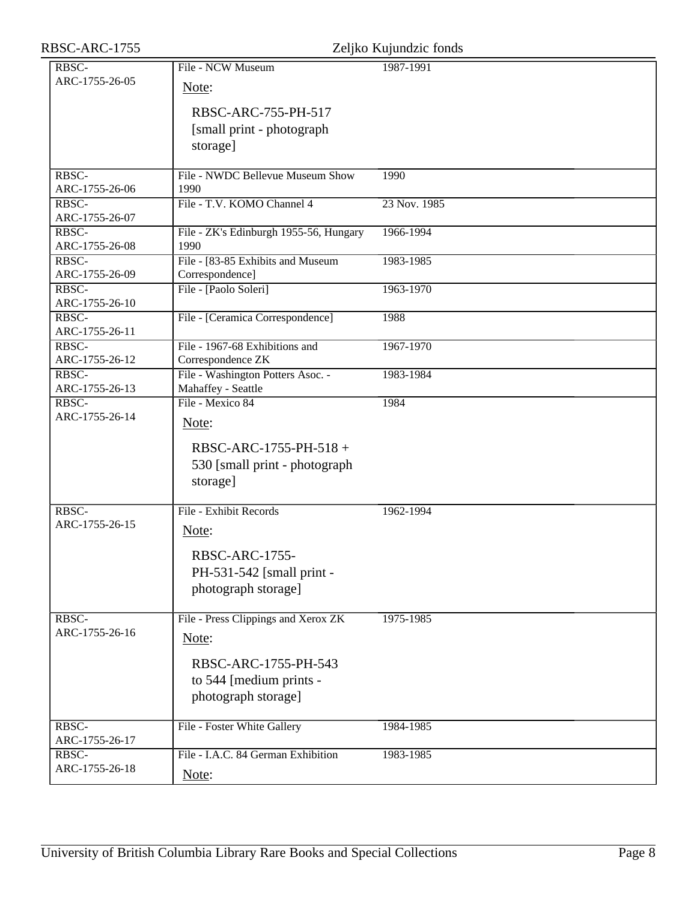| | | | |
|---|---|---|---|
| RBSC-ARC-1755-26-05 | File - NCW Museum<br><br>Note:<br><br>RBSC-ARC-755-PH-517 [small print - photograph storage] | 1987-1991 | |
| RBSC-ARC-1755-26-06 | File - NWDC Bellevue Museum Show 1990 | 1990 | |
| RBSC-ARC-1755-26-07 | File - T.V. KOMO Channel 4 | 23 Nov. 1985 | |
| RBSC-ARC-1755-26-08 | File - ZK's Edinburgh 1955-56, Hungary 1990 | 1966-1994 | |
| RBSC-ARC-1755-26-09 | File - [83-85 Exhibits and Museum Correspondence] | 1983-1985 | |
| RBSC-ARC-1755-26-10 | File - [Paolo Soleri] | 1963-1970 | |
| RBSC-ARC-1755-26-11 | File - [Ceramica Correspondence] | 1988 | |
| RBSC-ARC-1755-26-12 | File - 1967-68 Exhibitions and Correspondence ZK | 1967-1970 | |
| RBSC-ARC-1755-26-13 | File - Washington Potters Asoc. - Mahaffey - Seattle | 1983-1984 | |
| RBSC-ARC-1755-26-14 | File - Mexico 84<br><br>Note:<br><br>RBSC-ARC-1755-PH-518 + 530 [small print - photograph storage] | 1984 | |
| RBSC-ARC-1755-26-15 | File - Exhibit Records<br><br>Note:<br><br>RBSC-ARC-1755-PH-531-542 [small print - photograph storage] | 1962-1994 | |
| RBSC-ARC-1755-26-16 | File - Press Clippings and Xerox ZK<br><br>Note:<br><br>RBSC-ARC-1755-PH-543 to 544 [medium prints - photograph storage] | 1975-1985 | |
| RBSC-ARC-1755-26-17 | File - Foster White Gallery | 1984-1985 | |
| RBSC-ARC-1755-26-18 | File - I.A.C. 84 German Exhibition<br><br>Note: | 1983-1985 | |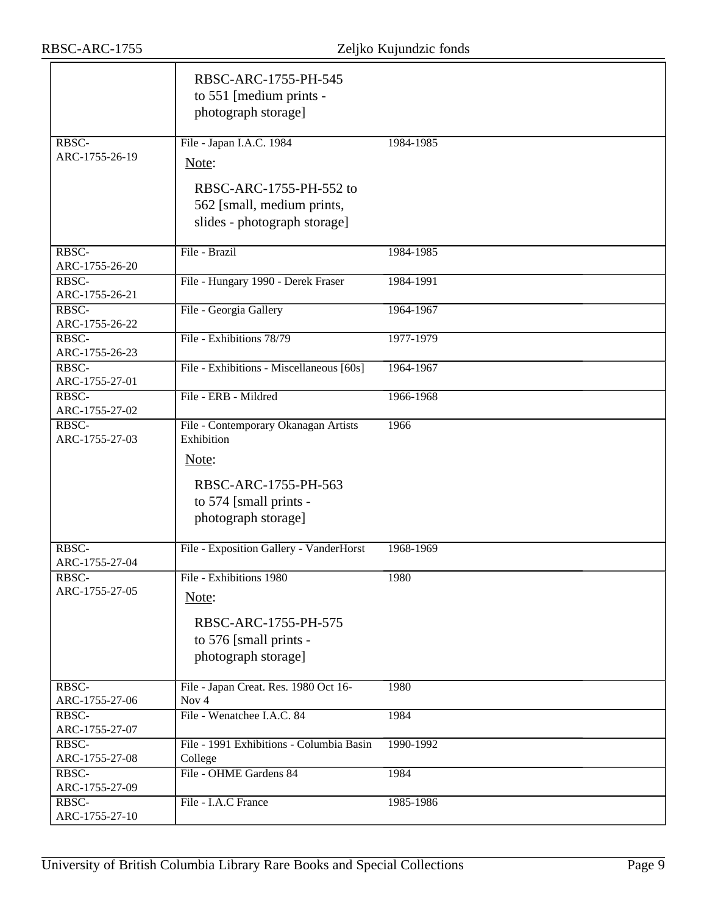| | | |
|---|---|---|
| | RBSC-ARC-1755-PH-545 to 551 [medium prints - photograph storage] | |
| RBSC-ARC-1755-26-19 | File - Japan I.A.C. 1984<br><br>Note:<br><br>RBSC-ARC-1755-PH-552 to 562 [small, medium prints, slides - photograph storage] | 1984-1985 |
| RBSC-ARC-1755-26-20 | File - Brazil | 1984-1985 |
| RBSC-ARC-1755-26-21 | File - Hungary 1990 - Derek Fraser | 1984-1991 |
| RBSC-ARC-1755-26-22 | File - Georgia Gallery | 1964-1967 |
| RBSC-ARC-1755-26-23 | File - Exhibitions 78/79 | 1977-1979 |
| RBSC-ARC-1755-27-01 | File - Exhibitions - Miscellaneous [60s] | 1964-1967 |
| RBSC-ARC-1755-27-02 | File - ERB - Mildred | 1966-1968 |
| RBSC-ARC-1755-27-03 | File - Contemporary Okanagan Artists Exhibition<br><br>Note:<br><br>RBSC-ARC-1755-PH-563 to 574 [small prints - photograph storage] | 1966 |
| RBSC-ARC-1755-27-04 | File - Exposition Gallery - VanderHorst | 1968-1969 |
| RBSC-ARC-1755-27-05 | File - Exhibitions 1980<br><br>Note:<br><br>RBSC-ARC-1755-PH-575 to 576 [small prints - photograph storage] | 1980 |
| RBSC-ARC-1755-27-06 | File - Japan Creat. Res. 1980 Oct 16-Nov 4 | 1980 |
| RBSC-ARC-1755-27-07 | File - Wenatchee I.A.C. 84 | 1984 |
| RBSC-ARC-1755-27-08 | File - 1991 Exhibitions - Columbia Basin College | 1990-1992 |
| RBSC-ARC-1755-27-09 | File - OHME Gardens 84 | 1984 |
| RBSC-ARC-1755-27-10 | File - I.A.C France | 1985-1986 |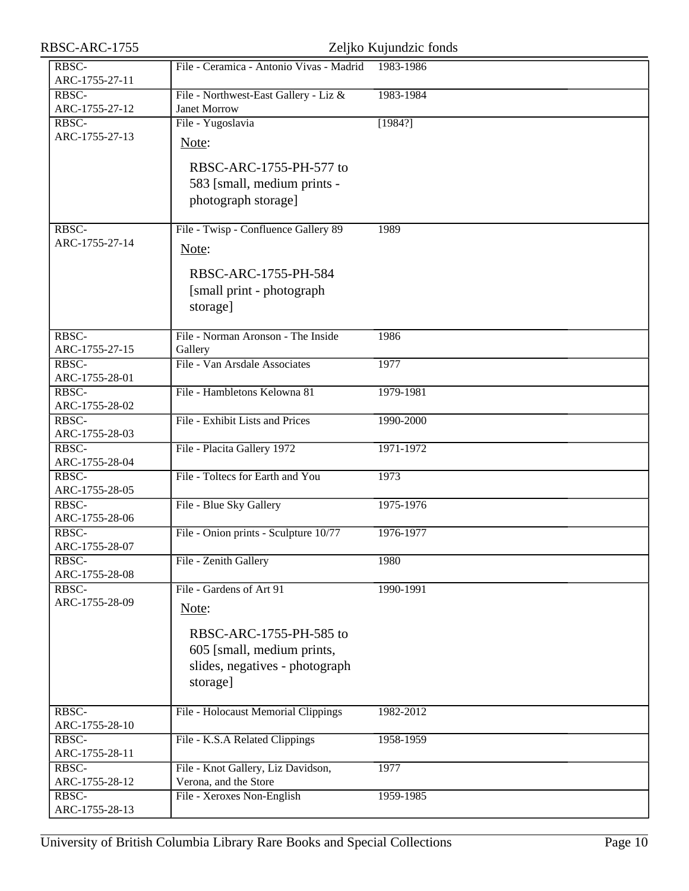| | | |
|---|---|---|
| RBSC-ARC-1755-27-11 | File - Ceramica - Antonio Vivas - Madrid | 1983-1986 |
| RBSC-ARC-1755-27-12 | File - Northwest-East Gallery - Liz & Janet Morrow | 1983-1984 |
| RBSC-ARC-1755-27-13 | File - Yugoslavia<br>Note:<br>RBSC-ARC-1755-PH-577 to 583 [small, medium prints - photograph storage] | [1984?] |
| RBSC-ARC-1755-27-14 | File - Twisp - Confluence Gallery 89<br>Note:<br>RBSC-ARC-1755-PH-584 [small print - photograph storage] | 1989 |
| RBSC-ARC-1755-27-15 | File - Norman Aronson - The Inside Gallery | 1986 |
| RBSC-ARC-1755-28-01 | File - Van Arsdale Associates | 1977 |
| RBSC-ARC-1755-28-02 | File - Hambletons Kelowna 81 | 1979-1981 |
| RBSC-ARC-1755-28-03 | File - Exhibit Lists and Prices | 1990-2000 |
| RBSC-ARC-1755-28-04 | File - Placita Gallery 1972 | 1971-1972 |
| RBSC-ARC-1755-28-05 | File - Toltecs for Earth and You | 1973 |
| RBSC-ARC-1755-28-06 | File - Blue Sky Gallery | 1975-1976 |
| RBSC-ARC-1755-28-07 | File - Onion prints - Sculpture 10/77 | 1976-1977 |
| RBSC-ARC-1755-28-08 | File - Zenith Gallery | 1980 |
| RBSC-ARC-1755-28-09 | File - Gardens of Art 91<br>Note:<br>RBSC-ARC-1755-PH-585 to 605 [small, medium prints, slides, negatives - photograph storage] | 1990-1991 |
| RBSC-ARC-1755-28-10 | File - Holocaust Memorial Clippings | 1982-2012 |
| RBSC-ARC-1755-28-11 | File - K.S.A Related Clippings | 1958-1959 |
| RBSC-ARC-1755-28-12 | File - Knot Gallery, Liz Davidson, Verona, and the Store | 1977 |
| RBSC-ARC-1755-28-13 | File - Xeroxes Non-English | 1959-1985 |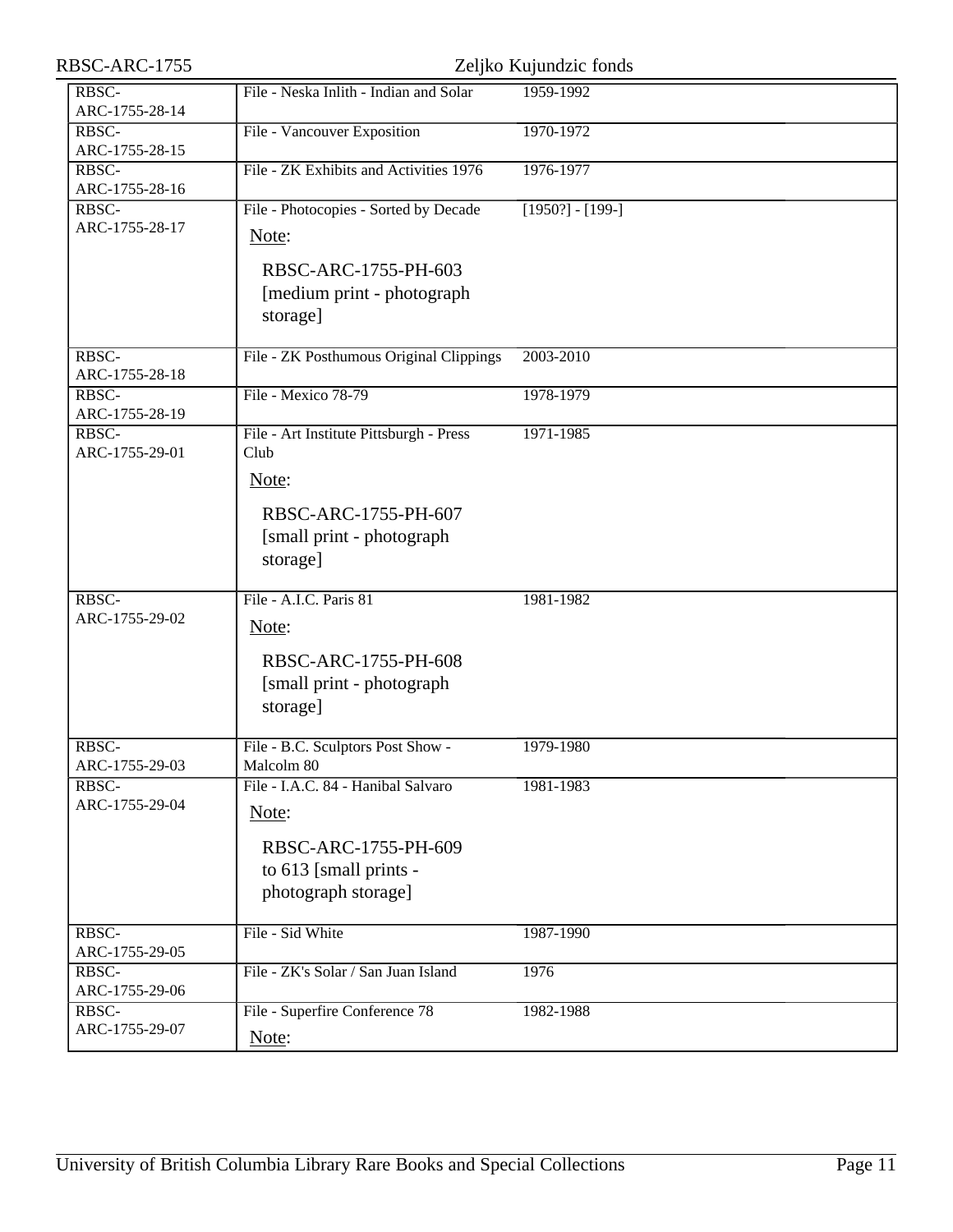| | | | |
|---|---|---|---|
| RBSC-ARC-1755-28-14 | File - Neska Inlith - Indian and Solar | 1959-1992 | |
| RBSC-ARC-1755-28-15 | File - Vancouver Exposition | 1970-1972 | |
| RBSC-ARC-1755-28-16 | File - ZK Exhibits and Activities 1976 | 1976-1977 | |
| RBSC-ARC-1755-28-17 | File - Photocopies - Sorted by Decade<br>Note:<br>RBSC-ARC-1755-PH-603 [medium print - photograph storage] | [1950?] - [199-] | |
| RBSC-ARC-1755-28-18 | File - ZK Posthumous Original Clippings | 2003-2010 | |
| RBSC-ARC-1755-28-19 | File - Mexico 78-79 | 1978-1979 | |
| RBSC-ARC-1755-29-01 | File - Art Institute Pittsburgh - Press Club<br>Note:<br>RBSC-ARC-1755-PH-607 [small print - photograph storage] | 1971-1985 | |
| RBSC-ARC-1755-29-02 | File - A.I.C. Paris 81<br>Note:<br>RBSC-ARC-1755-PH-608 [small print - photograph storage] | 1981-1982 | |
| RBSC-ARC-1755-29-03 | File - B.C. Sculptors Post Show - Malcolm 80 | 1979-1980 | |
| RBSC-ARC-1755-29-04 | File - I.A.C. 84 - Hanibal Salvaro<br>Note:<br>RBSC-ARC-1755-PH-609 to 613 [small prints - photograph storage] | 1981-1983 | |
| RBSC-ARC-1755-29-05 | File - Sid White | 1987-1990 | |
| RBSC-ARC-1755-29-06 | File - ZK's Solar / San Juan Island | 1976 | |
| RBSC-ARC-1755-29-07 | File - Superfire Conference 78<br>Note: | 1982-1988 | |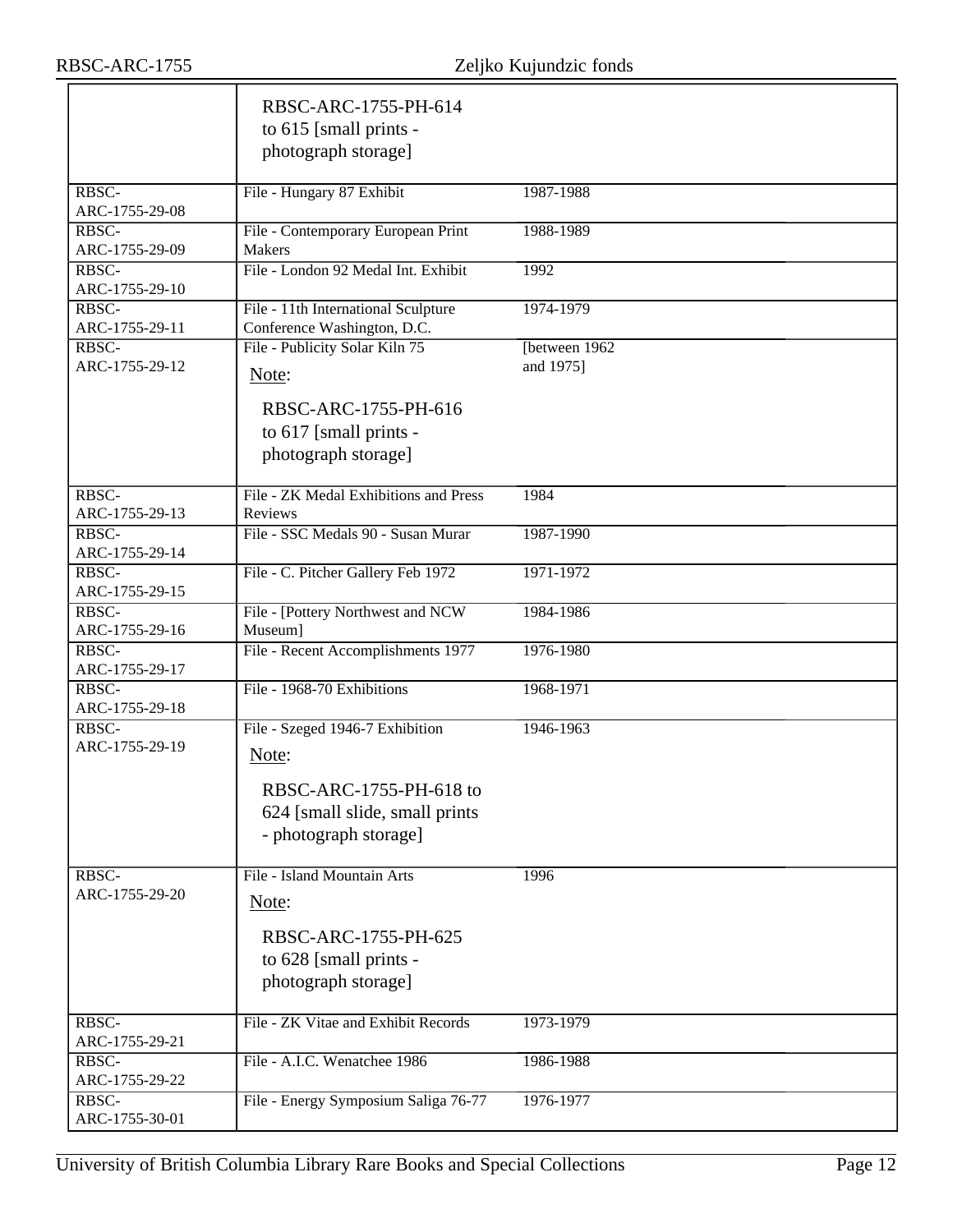| | | |
|---|---|---|
| | RBSC-ARC-1755-PH-614 to 615 [small prints - photograph storage] | |
| RBSC-ARC-1755-29-08 | File - Hungary 87 Exhibit | 1987-1988 |
| RBSC-ARC-1755-29-09 | File - Contemporary European Print Makers | 1988-1989 |
| RBSC-ARC-1755-29-10 | File - London 92 Medal Int. Exhibit | 1992 |
| RBSC-ARC-1755-29-11 | File - 11th International Sculpture Conference Washington, D.C. | 1974-1979 |
| RBSC-ARC-1755-29-12 | File - Publicity Solar Kiln 75<br>Note:<br>RBSC-ARC-1755-PH-616 to 617 [small prints - photograph storage] | [between 1962 and 1975] |
| RBSC-ARC-1755-29-13 | File - ZK Medal Exhibitions and Press Reviews | 1984 |
| RBSC-ARC-1755-29-14 | File - SSC Medals 90 - Susan Murar | 1987-1990 |
| RBSC-ARC-1755-29-15 | File - C. Pitcher Gallery Feb 1972 | 1971-1972 |
| RBSC-ARC-1755-29-16 | File - [Pottery Northwest and NCW Museum] | 1984-1986 |
| RBSC-ARC-1755-29-17 | File - Recent Accomplishments 1977 | 1976-1980 |
| RBSC-ARC-1755-29-18 | File - 1968-70 Exhibitions | 1968-1971 |
| RBSC-ARC-1755-29-19 | File - Szeged 1946-7 Exhibition<br>Note:<br>RBSC-ARC-1755-PH-618 to 624 [small slide, small prints - photograph storage] | 1946-1963 |
| RBSC-ARC-1755-29-20 | File - Island Mountain Arts<br>Note:<br>RBSC-ARC-1755-PH-625 to 628 [small prints - photograph storage] | 1996 |
| RBSC-ARC-1755-29-21 | File - ZK Vitae and Exhibit Records | 1973-1979 |
| RBSC-ARC-1755-29-22 | File - A.I.C. Wenatchee 1986 | 1986-1988 |
| RBSC-ARC-1755-30-01 | File - Energy Symposium Saliga 76-77 | 1976-1977 |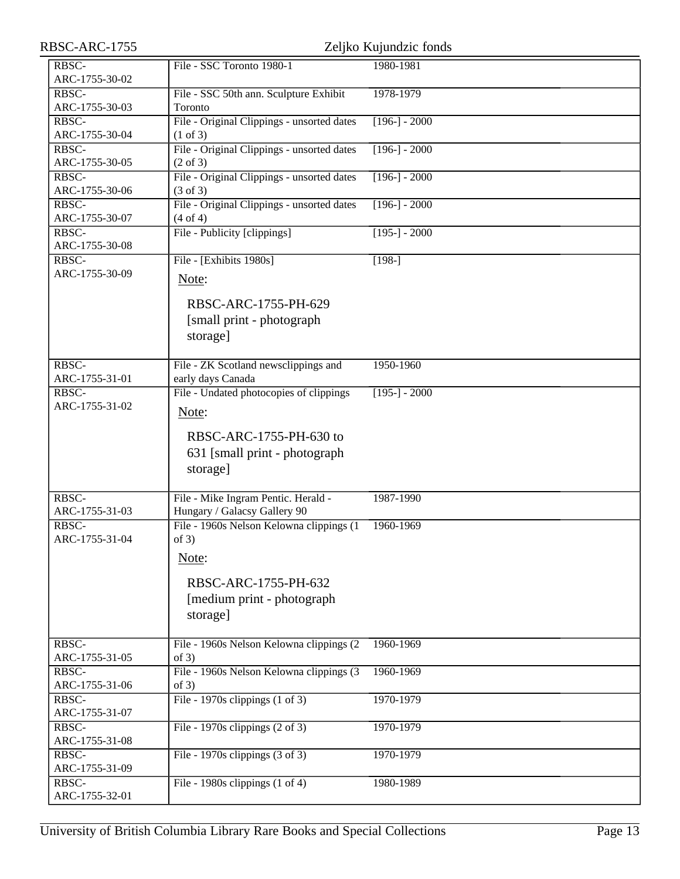| | | | |
|---|---|---|---|
| RBSC-ARC-1755-30-02 | File - SSC Toronto 1980-1 | 1980-1981 | |
| RBSC-ARC-1755-30-03 | File - SSC 50th ann. Sculpture Exhibit Toronto | 1978-1979 | |
| RBSC-ARC-1755-30-04 | File - Original Clippings - unsorted dates (1 of 3) | [196-] - 2000 | |
| RBSC-ARC-1755-30-05 | File - Original Clippings - unsorted dates (2 of 3) | [196-] - 2000 | |
| RBSC-ARC-1755-30-06 | File - Original Clippings - unsorted dates (3 of 3) | [196-] - 2000 | |
| RBSC-ARC-1755-30-07 | File - Original Clippings - unsorted dates (4 of 4) | [196-] - 2000 | |
| RBSC-ARC-1755-30-08 | File - Publicity [clippings] | [195-] - 2000 | |
| RBSC-ARC-1755-30-09 | File - [Exhibits 1980s]<br><br>Note:<br><br>RBSC-ARC-1755-PH-629 [small print - photograph storage] | [198-] | |
| RBSC-ARC-1755-31-01 | File - ZK Scotland newsclippings and early days Canada | 1950-1960 | |
| RBSC-ARC-1755-31-02 | File - Undated photocopies of clippings<br><br>Note:<br><br>RBSC-ARC-1755-PH-630 to 631 [small print - photograph storage] | [195-] - 2000 | |
| RBSC-ARC-1755-31-03 | File - Mike Ingram Pentic. Herald - Hungary / Galacsy Gallery 90 | 1987-1990 | |
| RBSC-ARC-1755-31-04 | File - 1960s Nelson Kelowna clippings (1 of 3)<br><br>Note:<br><br>RBSC-ARC-1755-PH-632 [medium print - photograph storage] | 1960-1969 | |
| RBSC-ARC-1755-31-05 | File - 1960s Nelson Kelowna clippings (2 of 3) | 1960-1969 | |
| RBSC-ARC-1755-31-06 | File - 1960s Nelson Kelowna clippings (3 of 3) | 1960-1969 | |
| RBSC-ARC-1755-31-07 | File - 1970s clippings (1 of 3) | 1970-1979 | |
| RBSC-ARC-1755-31-08 | File - 1970s clippings (2 of 3) | 1970-1979 | |
| RBSC-ARC-1755-31-09 | File - 1970s clippings (3 of 3) | 1970-1979 | |
| RBSC-ARC-1755-32-01 | File - 1980s clippings (1 of 4) | 1980-1989 | |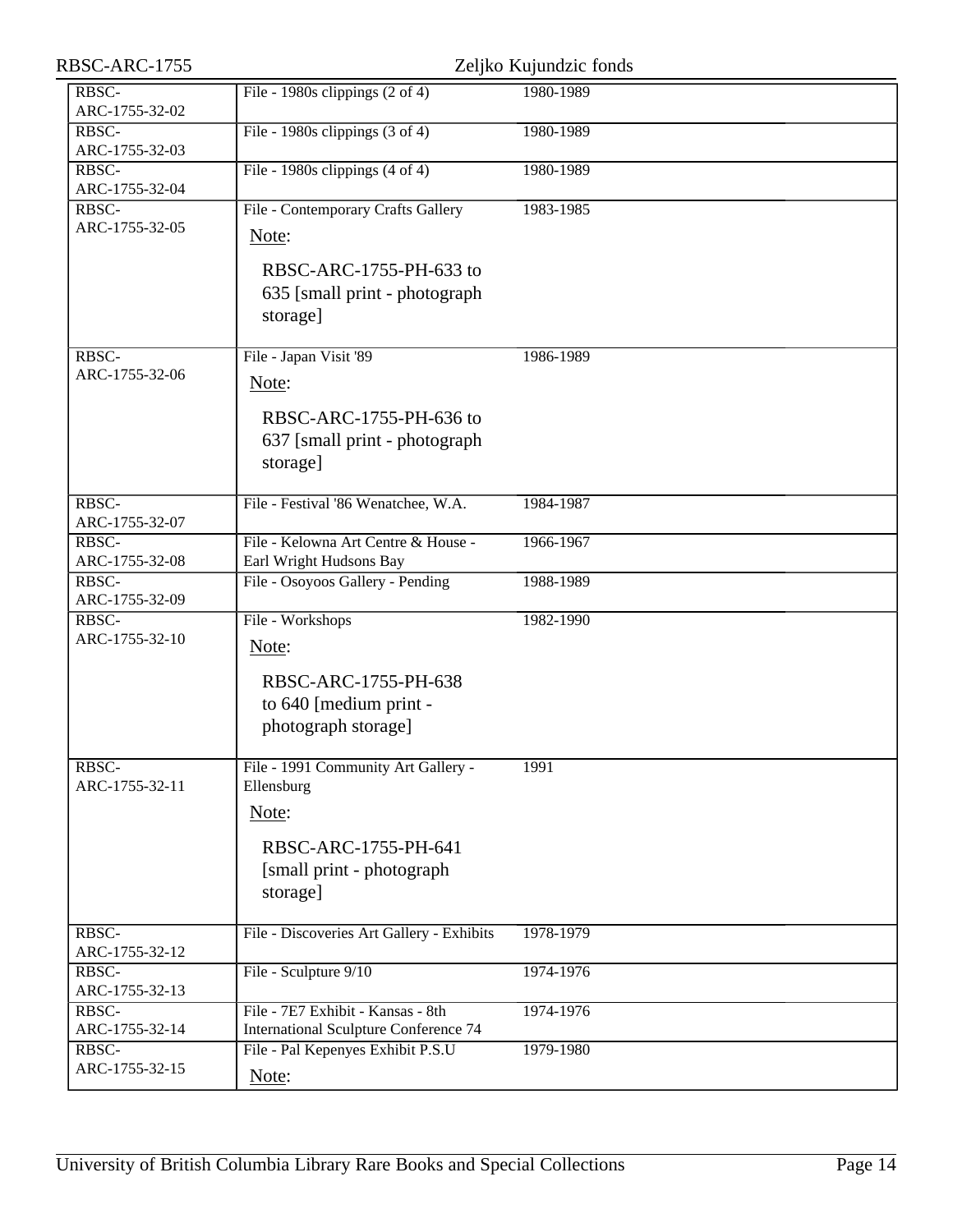| | | | |
|---|---|---|---|
| RBSC-ARC-1755-32-02 | File - 1980s clippings (2 of 4) | 1980-1989 | |
| RBSC-ARC-1755-32-03 | File - 1980s clippings (3 of 4) | 1980-1989 | |
| RBSC-ARC-1755-32-04 | File - 1980s clippings (4 of 4) | 1980-1989 | |
| RBSC-ARC-1755-32-05 | File - Contemporary Crafts Gallery<br>Note:<br>RBSC-ARC-1755-PH-633 to 635 [small print - photograph storage] | 1983-1985 | |
| RBSC-ARC-1755-32-06 | File - Japan Visit '89<br>Note:<br>RBSC-ARC-1755-PH-636 to 637 [small print - photograph storage] | 1986-1989 | |
| RBSC-ARC-1755-32-07 | File - Festival '86 Wenatchee, W.A. | 1984-1987 | |
| RBSC-ARC-1755-32-08 | File - Kelowna Art Centre & House - Earl Wright Hudsons Bay | 1966-1967 | |
| RBSC-ARC-1755-32-09 | File - Osoyoos Gallery - Pending | 1988-1989 | |
| RBSC-ARC-1755-32-10 | File - Workshops<br>Note:<br>RBSC-ARC-1755-PH-638 to 640 [medium print - photograph storage] | 1982-1990 | |
| RBSC-ARC-1755-32-11 | File - 1991 Community Art Gallery - Ellensburg<br>Note:<br>RBSC-ARC-1755-PH-641 [small print - photograph storage] | 1991 | |
| RBSC-ARC-1755-32-12 | File - Discoveries Art Gallery - Exhibits | 1978-1979 | |
| RBSC-ARC-1755-32-13 | File - Sculpture 9/10 | 1974-1976 | |
| RBSC-ARC-1755-32-14 | File - 7E7 Exhibit - Kansas - 8th International Sculpture Conference 74 | 1974-1976 | |
| RBSC-ARC-1755-32-15 | File - Pal Kepenyes Exhibit P.S.U<br>Note: | 1979-1980 | |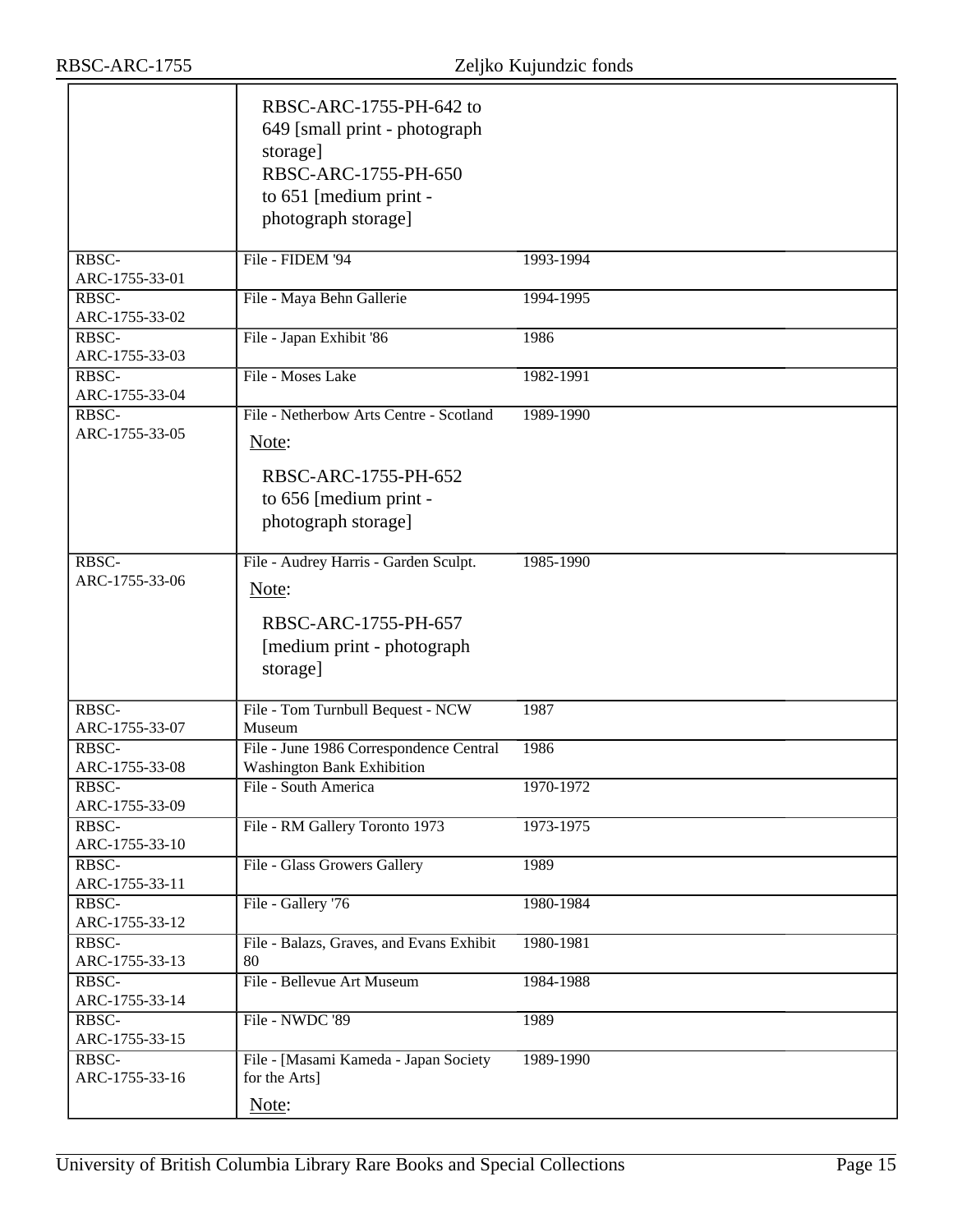| | | |
|---|---|---|
| | RBSC-ARC-1755-PH-642 to 649 [small print - photograph storage] RBSC-ARC-1755-PH-650 to 651 [medium print - photograph storage] | |
| RBSC-ARC-1755-33-01 | File - FIDEM '94 | 1993-1994 |
| RBSC-ARC-1755-33-02 | File - Maya Behn Gallerie | 1994-1995 |
| RBSC-ARC-1755-33-03 | File - Japan Exhibit '86 | 1986 |
| RBSC-ARC-1755-33-04 | File - Moses Lake | 1982-1991 |
| RBSC-ARC-1755-33-05 | File - Netherbow Arts Centre - Scotland<br>Note:<br>RBSC-ARC-1755-PH-652 to 656 [medium print - photograph storage] | 1989-1990 |
| RBSC-ARC-1755-33-06 | File - Audrey Harris - Garden Sculpt.<br>Note:<br>RBSC-ARC-1755-PH-657 [medium print - photograph storage] | 1985-1990 |
| RBSC-ARC-1755-33-07 | File - Tom Turnbull Bequest - NCW Museum | 1987 |
| RBSC-ARC-1755-33-08 | File - June 1986 Correspondence Central Washington Bank Exhibition | 1986 |
| RBSC-ARC-1755-33-09 | File - South America | 1970-1972 |
| RBSC-ARC-1755-33-10 | File - RM Gallery Toronto 1973 | 1973-1975 |
| RBSC-ARC-1755-33-11 | File - Glass Growers Gallery | 1989 |
| RBSC-ARC-1755-33-12 | File - Gallery '76 | 1980-1984 |
| RBSC-ARC-1755-33-13 | File - Balazs, Graves, and Evans Exhibit 80 | 1980-1981 |
| RBSC-ARC-1755-33-14 | File - Bellevue Art Museum | 1984-1988 |
| RBSC-ARC-1755-33-15 | File - NWDC '89 | 1989 |
| RBSC-ARC-1755-33-16 | File - [Masami Kameda - Japan Society for the Arts]<br>Note: | 1989-1990 |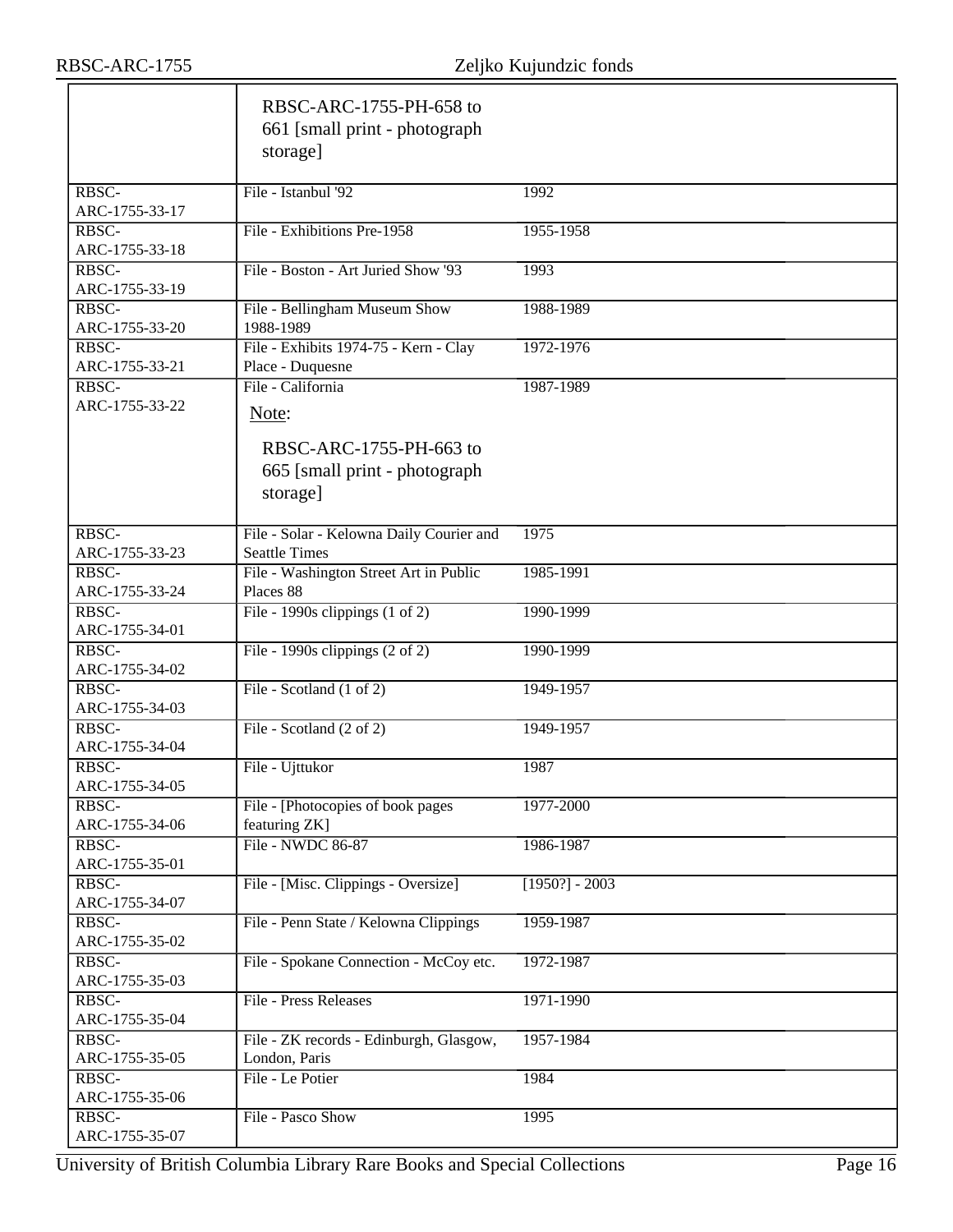| | | |
|---|---|---|
| | RBSC-ARC-1755-PH-658 to 661 [small print - photograph storage] | |
| RBSC-ARC-1755-33-17 | File - Istanbul '92 | 1992 |
| RBSC-ARC-1755-33-18 | File - Exhibitions Pre-1958 | 1955-1958 |
| RBSC-ARC-1755-33-19 | File - Boston - Art Juried Show '93 | 1993 |
| RBSC-ARC-1755-33-20 | File - Bellingham Museum Show 1988-1989 | 1988-1989 |
| RBSC-ARC-1755-33-21 | File - Exhibits 1974-75 - Kern - Clay Place - Duquesne | 1972-1976 |
| RBSC-ARC-1755-33-22 | File - California<br><br>Note:<br><br>RBSC-ARC-1755-PH-663 to 665 [small print - photograph storage] | 1987-1989 |
| RBSC-ARC-1755-33-23 | File - Solar - Kelowna Daily Courier and Seattle Times | 1975 |
| RBSC-ARC-1755-33-24 | File - Washington Street Art in Public Places 88 | 1985-1991 |
| RBSC-ARC-1755-34-01 | File - 1990s clippings (1 of 2) | 1990-1999 |
| RBSC-ARC-1755-34-02 | File - 1990s clippings (2 of 2) | 1990-1999 |
| RBSC-ARC-1755-34-03 | File - Scotland (1 of 2) | 1949-1957 |
| RBSC-ARC-1755-34-04 | File - Scotland (2 of 2) | 1949-1957 |
| RBSC-ARC-1755-34-05 | File - Ujttukor | 1987 |
| RBSC-ARC-1755-34-06 | File - [Photocopies of book pages featuring ZK] | 1977-2000 |
| RBSC-ARC-1755-35-01 | File - NWDC 86-87 | 1986-1987 |
| RBSC-ARC-1755-34-07 | File - [Misc. Clippings - Oversize] | [1950?] - 2003 |
| RBSC-ARC-1755-35-02 | File - Penn State / Kelowna Clippings | 1959-1987 |
| RBSC-ARC-1755-35-03 | File - Spokane Connection - McCoy etc. | 1972-1987 |
| RBSC-ARC-1755-35-04 | File - Press Releases | 1971-1990 |
| RBSC-ARC-1755-35-05 | File - ZK records - Edinburgh, Glasgow, London, Paris | 1957-1984 |
| RBSC-ARC-1755-35-06 | File - Le Potier | 1984 |
| RBSC-ARC-1755-35-07 | File - Pasco Show | 1995 |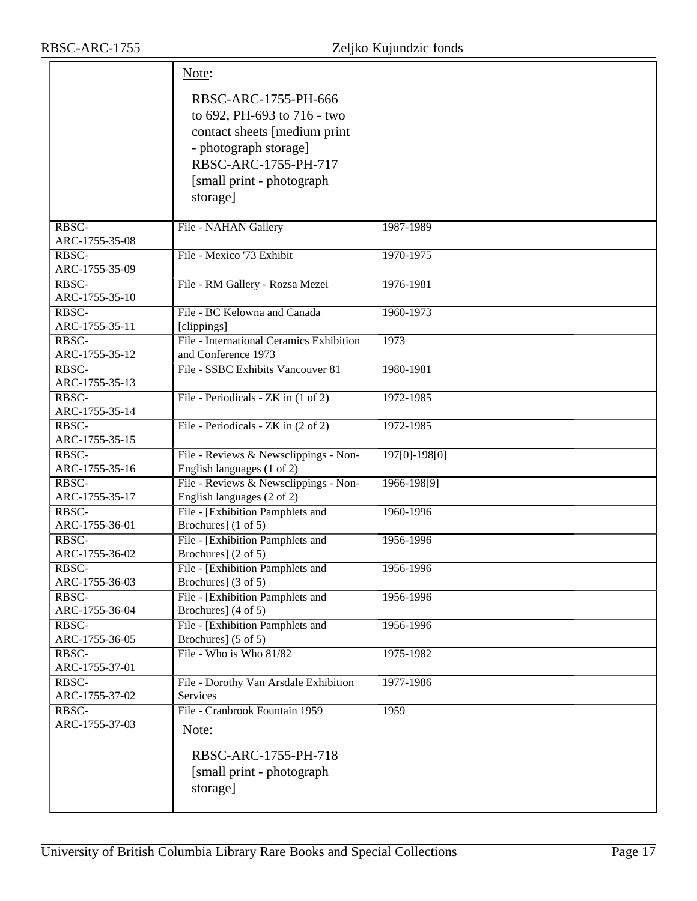| | | |
|---|---|---|
| | Note: RBSC-ARC-1755-PH-666 to 692, PH-693 to 716 - two contact sheets [medium print - photograph storage] RBSC-ARC-1755-PH-717 [small print - photograph storage] | |
| RBSC-ARC-1755-35-08 | File - NAHAN Gallery | 1987-1989 |
| RBSC-ARC-1755-35-09 | File - Mexico '73 Exhibit | 1970-1975 |
| RBSC-ARC-1755-35-10 | File - RM Gallery - Rozsa Mezei | 1976-1981 |
| RBSC-ARC-1755-35-11 | File - BC Kelowna and Canada [clippings] | 1960-1973 |
| RBSC-ARC-1755-35-12 | File - International Ceramics Exhibition and Conference 1973 | 1973 |
| RBSC-ARC-1755-35-13 | File - SSBC Exhibits Vancouver 81 | 1980-1981 |
| RBSC-ARC-1755-35-14 | File - Periodicals - ZK in (1 of 2) | 1972-1985 |
| RBSC-ARC-1755-35-15 | File - Periodicals - ZK in (2 of 2) | 1972-1985 |
| RBSC-ARC-1755-35-16 | File - Reviews & Newsclippings - Non-English languages (1 of 2) | 197[0]-198[0] |
| RBSC-ARC-1755-35-17 | File - Reviews & Newsclippings - Non-English languages (2 of 2) | 1966-198[9] |
| RBSC-ARC-1755-36-01 | File - [Exhibition Pamphlets and Brochures] (1 of 5) | 1960-1996 |
| RBSC-ARC-1755-36-02 | File - [Exhibition Pamphlets and Brochures] (2 of 5) | 1956-1996 |
| RBSC-ARC-1755-36-03 | File - [Exhibition Pamphlets and Brochures] (3 of 5) | 1956-1996 |
| RBSC-ARC-1755-36-04 | File - [Exhibition Pamphlets and Brochures] (4 of 5) | 1956-1996 |
| RBSC-ARC-1755-36-05 | File - [Exhibition Pamphlets and Brochures] (5 of 5) | 1956-1996 |
| RBSC-ARC-1755-37-01 | File - Who is Who 81/82 | 1975-1982 |
| RBSC-ARC-1755-37-02 | File - Dorothy Van Arsdale Exhibition Services | 1977-1986 |
| RBSC-ARC-1755-37-03 | File - Cranbrook Fountain 1959<br>Note: RBSC-ARC-1755-PH-718 [small print - photograph storage] | 1959 |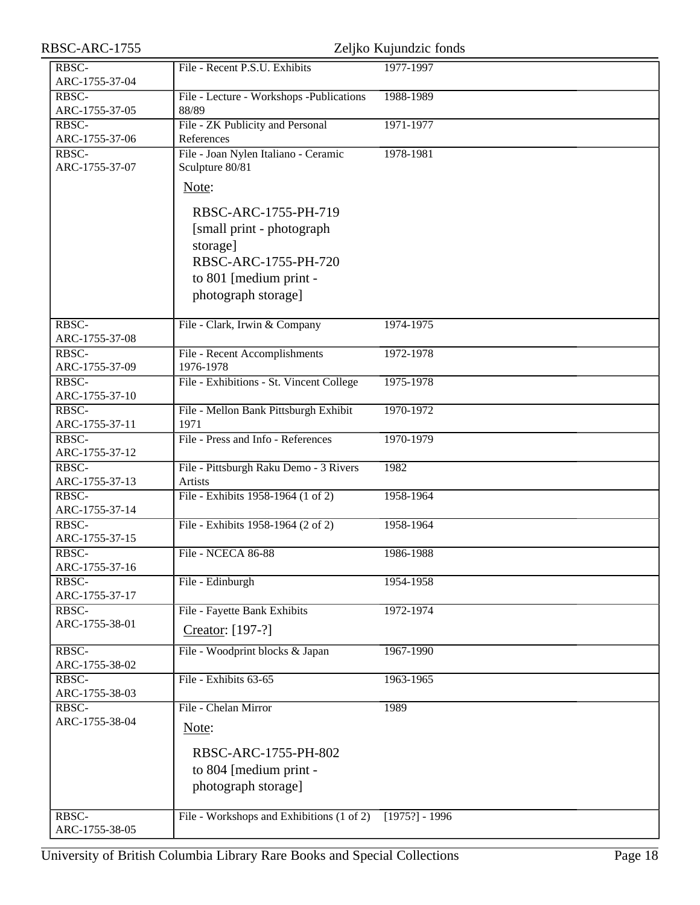| | | |
|---|---|---|
| RBSC-ARC-1755-37-04 | File - Recent P.S.U. Exhibits | 1977-1997 |
| RBSC-ARC-1755-37-05 | File - Lecture - Workshops -Publications 88/89 | 1988-1989 |
| RBSC-ARC-1755-37-06 | File - ZK Publicity and Personal References | 1971-1977 |
| RBSC-ARC-1755-37-07 | File - Joan Nylen Italiano - Ceramic Sculpture 80/81<br><br>Note:<br><br>RBSC-ARC-1755-PH-719 [small print - photograph storage] RBSC-ARC-1755-PH-720 to 801 [medium print - photograph storage] | 1978-1981 |
| RBSC-ARC-1755-37-08 | File - Clark, Irwin & Company | 1974-1975 |
| RBSC-ARC-1755-37-09 | File - Recent Accomplishments 1976-1978 | 1972-1978 |
| RBSC-ARC-1755-37-10 | File - Exhibitions - St. Vincent College | 1975-1978 |
| RBSC-ARC-1755-37-11 | File - Mellon Bank Pittsburgh Exhibit 1971 | 1970-1972 |
| RBSC-ARC-1755-37-12 | File - Press and Info - References | 1970-1979 |
| RBSC-ARC-1755-37-13 | File - Pittsburgh Raku Demo - 3 Rivers Artists | 1982 |
| RBSC-ARC-1755-37-14 | File - Exhibits 1958-1964 (1 of 2) | 1958-1964 |
| RBSC-ARC-1755-37-15 | File - Exhibits 1958-1964 (2 of 2) | 1958-1964 |
| RBSC-ARC-1755-37-16 | File - NCECA 86-88 | 1986-1988 |
| RBSC-ARC-1755-37-17 | File - Edinburgh | 1954-1958 |
| RBSC-ARC-1755-38-01 | File - Fayette Bank Exhibits<br><br>Creator: [197-?] | 1972-1974 |
| RBSC-ARC-1755-38-02 | File - Woodprint blocks & Japan | 1967-1990 |
| RBSC-ARC-1755-38-03 | File - Exhibits 63-65 | 1963-1965 |
| RBSC-ARC-1755-38-04 | File - Chelan Mirror<br><br>Note:<br><br>RBSC-ARC-1755-PH-802 to 804 [medium print - photograph storage] | 1989 |
| RBSC-ARC-1755-38-05 | File - Workshops and Exhibitions (1 of 2) | [1975?] - 1996 |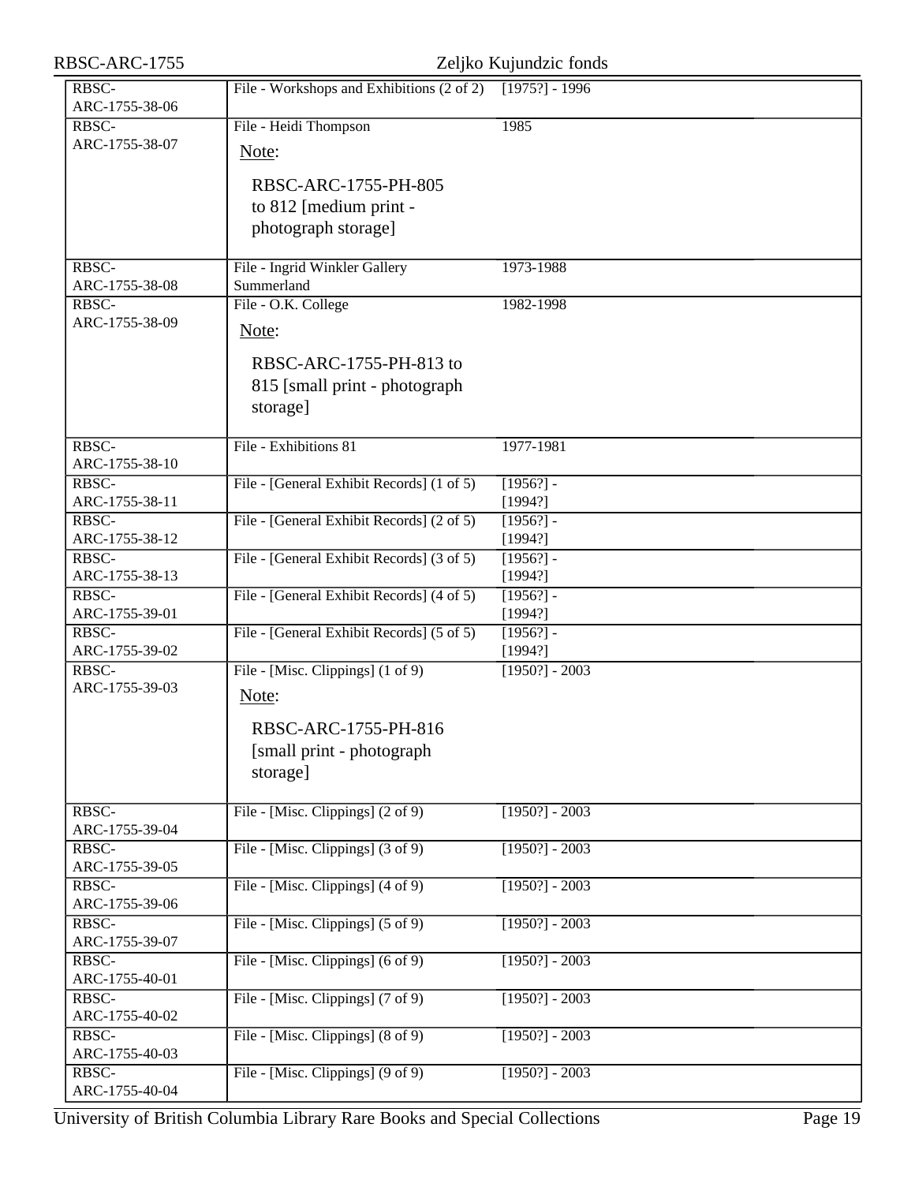| | | |
|---|---|---|
| RBSC-ARC-1755-38-06 | File - Workshops and Exhibitions (2 of 2) | [1975?] - 1996 |
| RBSC-ARC-1755-38-07 | File - Heidi Thompson<br><br>Note:<br><br>RBSC-ARC-1755-PH-805 to 812 [medium print - photograph storage] | 1985 |
| RBSC-ARC-1755-38-08 | File - Ingrid Winkler Gallery Summerland | 1973-1988 |
| RBSC-ARC-1755-38-09 | File - O.K. College<br><br>Note:<br><br>RBSC-ARC-1755-PH-813 to 815 [small print - photograph storage] | 1982-1998 |
| RBSC-ARC-1755-38-10 | File - Exhibitions 81 | 1977-1981 |
| RBSC-ARC-1755-38-11 | File - [General Exhibit Records] (1 of 5) | [1956?] - [1994?] |
| RBSC-ARC-1755-38-12 | File - [General Exhibit Records] (2 of 5) | [1956?] - [1994?] |
| RBSC-ARC-1755-38-13 | File - [General Exhibit Records] (3 of 5) | [1956?] - [1994?] |
| RBSC-ARC-1755-39-01 | File - [General Exhibit Records] (4 of 5) | [1956?] - [1994?] |
| RBSC-ARC-1755-39-02 | File - [General Exhibit Records] (5 of 5) | [1956?] - [1994?] |
| RBSC-ARC-1755-39-03 | File - [Misc. Clippings] (1 of 9)<br><br>Note:<br><br>RBSC-ARC-1755-PH-816 [small print - photograph storage] | [1950?] - 2003 |
| RBSC-ARC-1755-39-04 | File - [Misc. Clippings] (2 of 9) | [1950?] - 2003 |
| RBSC-ARC-1755-39-05 | File - [Misc. Clippings] (3 of 9) | [1950?] - 2003 |
| RBSC-ARC-1755-39-06 | File - [Misc. Clippings] (4 of 9) | [1950?] - 2003 |
| RBSC-ARC-1755-39-07 | File - [Misc. Clippings] (5 of 9) | [1950?] - 2003 |
| RBSC-ARC-1755-40-01 | File - [Misc. Clippings] (6 of 9) | [1950?] - 2003 |
| RBSC-ARC-1755-40-02 | File - [Misc. Clippings] (7 of 9) | [1950?] - 2003 |
| RBSC-ARC-1755-40-03 | File - [Misc. Clippings] (8 of 9) | [1950?] - 2003 |
| RBSC-ARC-1755-40-04 | File - [Misc. Clippings] (9 of 9) | [1950?] - 2003 |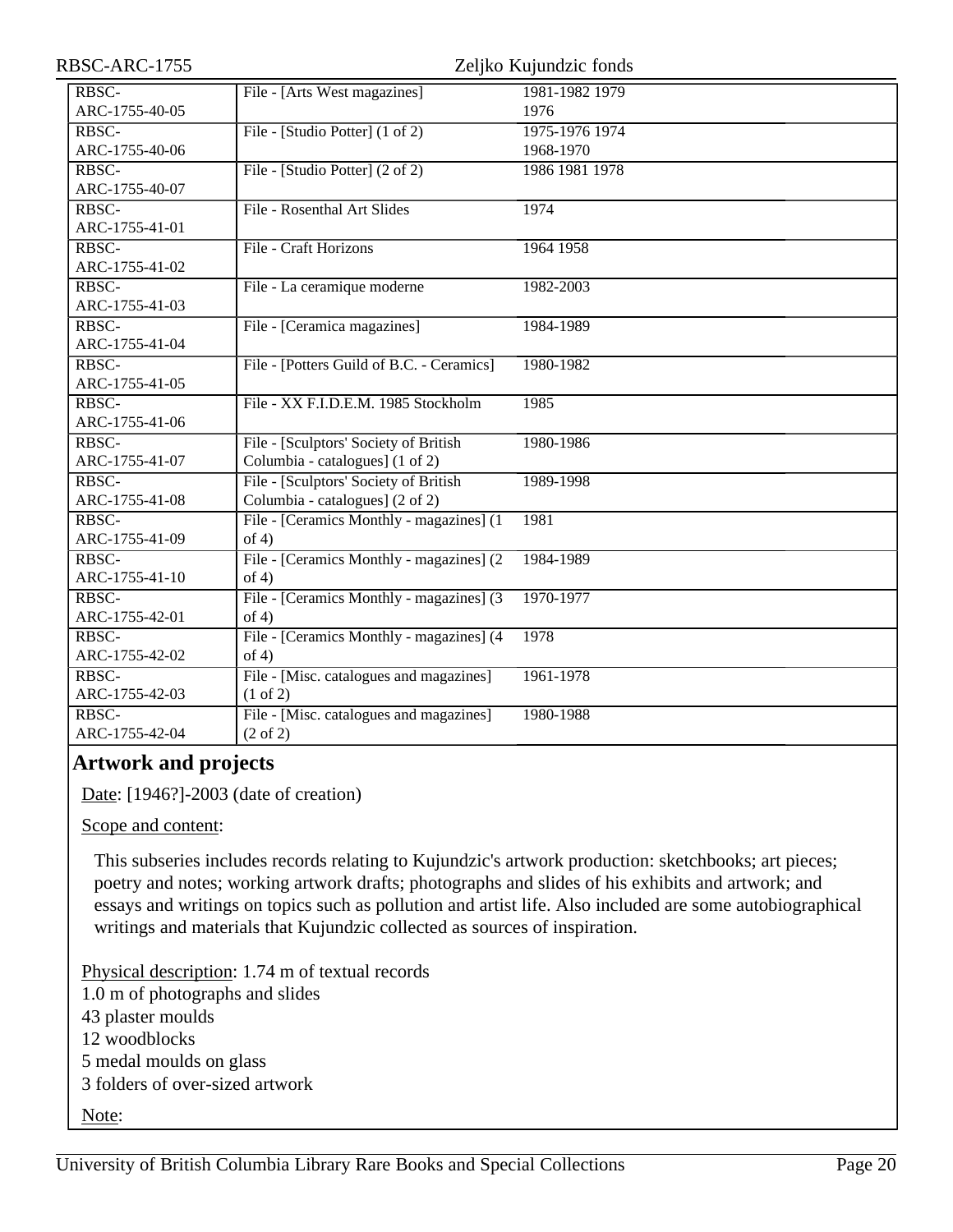| | | |
|---|---|---|
| RBSC-ARC-1755-40-05 | File - [Arts West magazines] | 1981-1982 1979 1976 |
| RBSC-ARC-1755-40-06 | File - [Studio Potter] (1 of 2) | 1975-1976 1974 1968-1970 |
| RBSC-ARC-1755-40-07 | File - [Studio Potter] (2 of 2) | 1986 1981 1978 |
| RBSC-ARC-1755-41-01 | File - Rosenthal Art Slides | 1974 |
| RBSC-ARC-1755-41-02 | File - Craft Horizons | 1964 1958 |
| RBSC-ARC-1755-41-03 | File - La ceramique moderne | 1982-2003 |
| RBSC-ARC-1755-41-04 | File - [Ceramica magazines] | 1984-1989 |
| RBSC-ARC-1755-41-05 | File - [Potters Guild of B.C. - Ceramics] | 1980-1982 |
| RBSC-ARC-1755-41-06 | File - XX F.I.D.E.M. 1985 Stockholm | 1985 |
| RBSC-ARC-1755-41-07 | File - [Sculptors' Society of British Columbia - catalogues] (1 of 2) | 1980-1986 |
| RBSC-ARC-1755-41-08 | File - [Sculptors' Society of British Columbia - catalogues] (2 of 2) | 1989-1998 |
| RBSC-ARC-1755-41-09 | File - [Ceramics Monthly - magazines] (1 of 4) | 1981 |
| RBSC-ARC-1755-41-10 | File - [Ceramics Monthly - magazines] (2 of 4) | 1984-1989 |
| RBSC-ARC-1755-42-01 | File - [Ceramics Monthly - magazines] (3 of 4) | 1970-1977 |
| RBSC-ARC-1755-42-02 | File - [Ceramics Monthly - magazines] (4 of 4) | 1978 |
| RBSC-ARC-1755-42-03 | File - [Misc. catalogues and magazines] (1 of 2) | 1961-1978 |
| RBSC-ARC-1755-42-04 | File - [Misc. catalogues and magazines] (2 of 2) | 1980-1988 |

## Artwork and projects

Date: [1946?]-2003 (date of creation)

Scope and content:

This subseries includes records relating to Kujundzic's artwork production: sketchbooks; art pieces; poetry and notes; working artwork drafts; photographs and slides of his exhibits and artwork; and essays and writings on topics such as pollution and artist life. Also included are some autobiographical writings and materials that Kujundzic collected as sources of inspiration.

Physical description: 1.74 m of textual records
1.0 m of photographs and slides
43 plaster moulds
12 woodblocks
5 medal moulds on glass
3 folders of over-sized artwork

Note: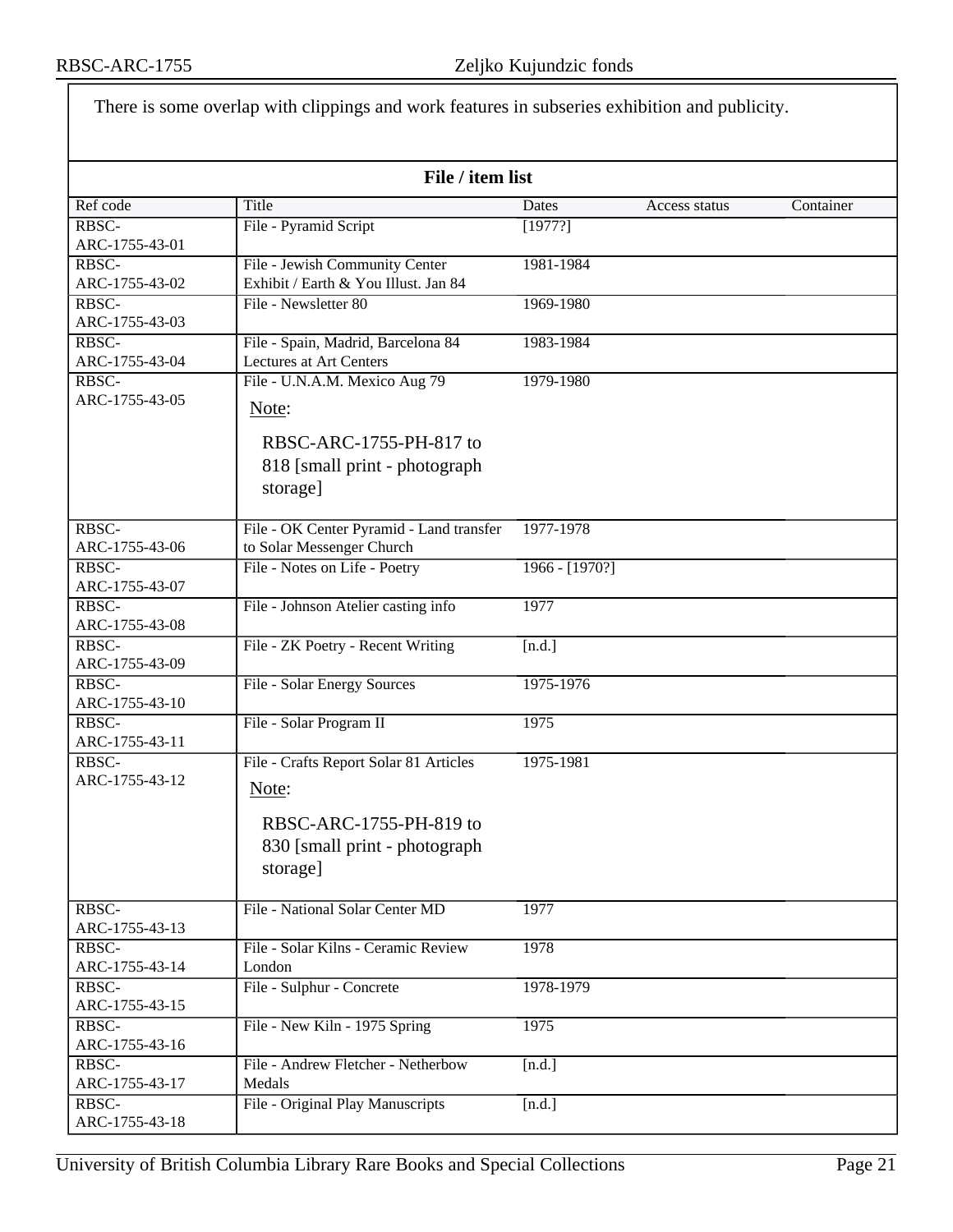There is some overlap with clippings and work features in subseries exhibition and publicity.

**File / item list**

| Ref code | Title | Dates | Access status | Container |
|---|---|---|---|---|
| RBSC-ARC-1755-43-01 | File - Pyramid Script | [1977?] | | |
| RBSC-ARC-1755-43-02 | File - Jewish Community Center Exhibit / Earth & You Illust. Jan 84 | 1981-1984 | | |
| RBSC-ARC-1755-43-03 | File - Newsletter 80 | 1969-1980 | | |
| RBSC-ARC-1755-43-04 | File - Spain, Madrid, Barcelona 84 Lectures at Art Centers | 1983-1984 | | |
| RBSC-ARC-1755-43-05 | File - U.N.A.M. Mexico Aug 79<br>Note:<br>RBSC-ARC-1755-PH-817 to 818 [small print - photograph storage] | 1979-1980 | | |
| RBSC-ARC-1755-43-06 | File - OK Center Pyramid - Land transfer to Solar Messenger Church | 1977-1978 | | |
| RBSC-ARC-1755-43-07 | File - Notes on Life - Poetry | 1966 - [1970?] | | |
| RBSC-ARC-1755-43-08 | File - Johnson Atelier casting info | 1977 | | |
| RBSC-ARC-1755-43-09 | File - ZK Poetry - Recent Writing | [n.d.] | | |
| RBSC-ARC-1755-43-10 | File - Solar Energy Sources | 1975-1976 | | |
| RBSC-ARC-1755-43-11 | File - Solar Program II | 1975 | | |
| RBSC-ARC-1755-43-12 | File - Crafts Report Solar 81 Articles<br>Note:<br>RBSC-ARC-1755-PH-819 to 830 [small print - photograph storage] | 1975-1981 | | |
| RBSC-ARC-1755-43-13 | File - National Solar Center MD | 1977 | | |
| RBSC-ARC-1755-43-14 | File - Solar Kilns - Ceramic Review London | 1978 | | |
| RBSC-ARC-1755-43-15 | File - Sulphur - Concrete | 1978-1979 | | |
| RBSC-ARC-1755-43-16 | File - New Kiln - 1975 Spring | 1975 | | |
| RBSC-ARC-1755-43-17 | File - Andrew Fletcher - Netherbow Medals | [n.d.] | | |
| RBSC-ARC-1755-43-18 | File - Original Play Manuscripts | [n.d.] | | |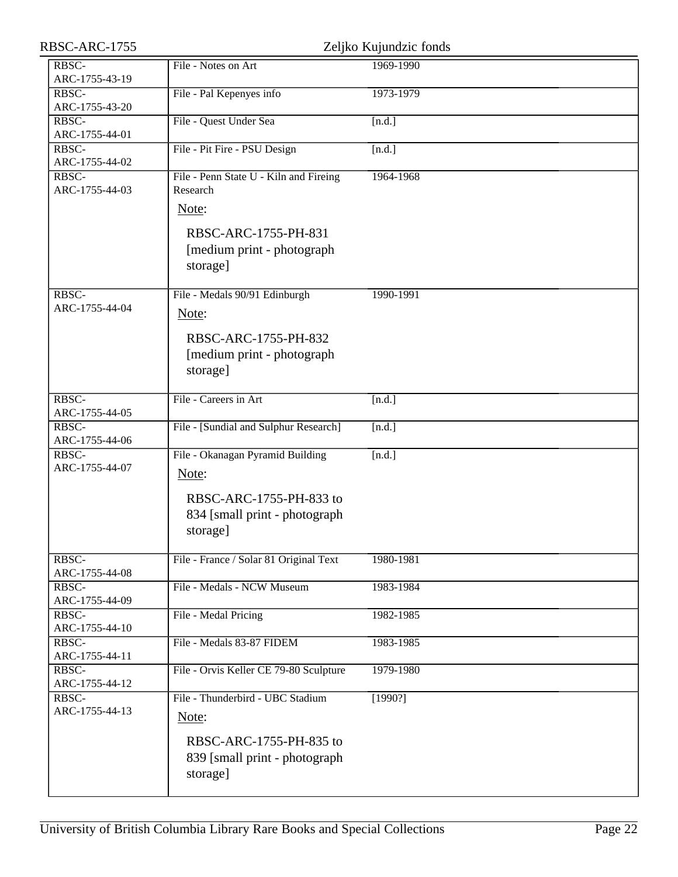| | | |
|---|---|---|
| RBSC-ARC-1755-43-19 | File - Notes on Art | 1969-1990 |
| RBSC-ARC-1755-43-20 | File - Pal Kepenyes info | 1973-1979 |
| RBSC-ARC-1755-44-01 | File - Quest Under Sea | [n.d.] |
| RBSC-ARC-1755-44-02 | File - Pit Fire - PSU Design | [n.d.] |
| RBSC-ARC-1755-44-03 | File - Penn State U - Kiln and Fireing Research<br><br>Note:<br><br>RBSC-ARC-1755-PH-831 [medium print - photograph storage] | 1964-1968 |
| RBSC-ARC-1755-44-04 | File - Medals 90/91 Edinburgh<br><br>Note:<br><br>RBSC-ARC-1755-PH-832 [medium print - photograph storage] | 1990-1991 |
| RBSC-ARC-1755-44-05 | File - Careers in Art | [n.d.] |
| RBSC-ARC-1755-44-06 | File - [Sundial and Sulphur Research] | [n.d.] |
| RBSC-ARC-1755-44-07 | File - Okanagan Pyramid Building<br><br>Note:<br><br>RBSC-ARC-1755-PH-833 to 834 [small print - photograph storage] | [n.d.] |
| RBSC-ARC-1755-44-08 | File - France / Solar 81 Original Text | 1980-1981 |
| RBSC-ARC-1755-44-09 | File - Medals - NCW Museum | 1983-1984 |
| RBSC-ARC-1755-44-10 | File - Medal Pricing | 1982-1985 |
| RBSC-ARC-1755-44-11 | File - Medals 83-87 FIDEM | 1983-1985 |
| RBSC-ARC-1755-44-12 | File - Orvis Keller CE 79-80 Sculpture | 1979-1980 |
| RBSC-ARC-1755-44-13 | File - Thunderbird - UBC Stadium<br><br>Note:<br><br>RBSC-ARC-1755-PH-835 to 839 [small print - photograph storage] | [1990?] |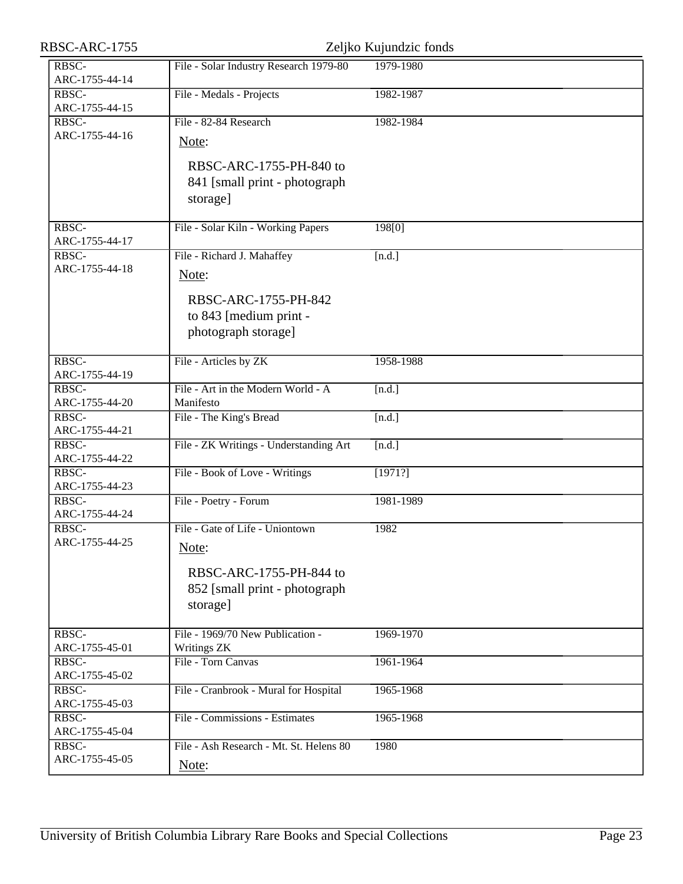| | | |
|---|---|---|
| RBSC-ARC-1755-44-14 | File - Solar Industry Research 1979-80 | 1979-1980 |
| RBSC-ARC-1755-44-15 | File - Medals - Projects | 1982-1987 |
| RBSC-ARC-1755-44-16 | File - 82-84 Research<br>Note:<br>RBSC-ARC-1755-PH-840 to 841 [small print - photograph storage] | 1982-1984 |
| RBSC-ARC-1755-44-17 | File - Solar Kiln - Working Papers | 198[0] |
| RBSC-ARC-1755-44-18 | File - Richard J. Mahaffey<br>Note:<br>RBSC-ARC-1755-PH-842 to 843 [medium print - photograph storage] | [n.d.] |
| RBSC-ARC-1755-44-19 | File - Articles by ZK | 1958-1988 |
| RBSC-ARC-1755-44-20 | File - Art in the Modern World - A Manifesto | [n.d.] |
| RBSC-ARC-1755-44-21 | File - The King's Bread | [n.d.] |
| RBSC-ARC-1755-44-22 | File - ZK Writings - Understanding Art | [n.d.] |
| RBSC-ARC-1755-44-23 | File - Book of Love - Writings | [1971?] |
| RBSC-ARC-1755-44-24 | File - Poetry - Forum | 1981-1989 |
| RBSC-ARC-1755-44-25 | File - Gate of Life - Uniontown<br>Note:<br>RBSC-ARC-1755-PH-844 to 852 [small print - photograph storage] | 1982 |
| RBSC-ARC-1755-45-01 | File - 1969/70 New Publication - Writings ZK | 1969-1970 |
| RBSC-ARC-1755-45-02 | File - Torn Canvas | 1961-1964 |
| RBSC-ARC-1755-45-03 | File - Cranbrook - Mural for Hospital | 1965-1968 |
| RBSC-ARC-1755-45-04 | File - Commissions - Estimates | 1965-1968 |
| RBSC-ARC-1755-45-05 | File - Ash Research - Mt. St. Helens 80<br>Note: | 1980 |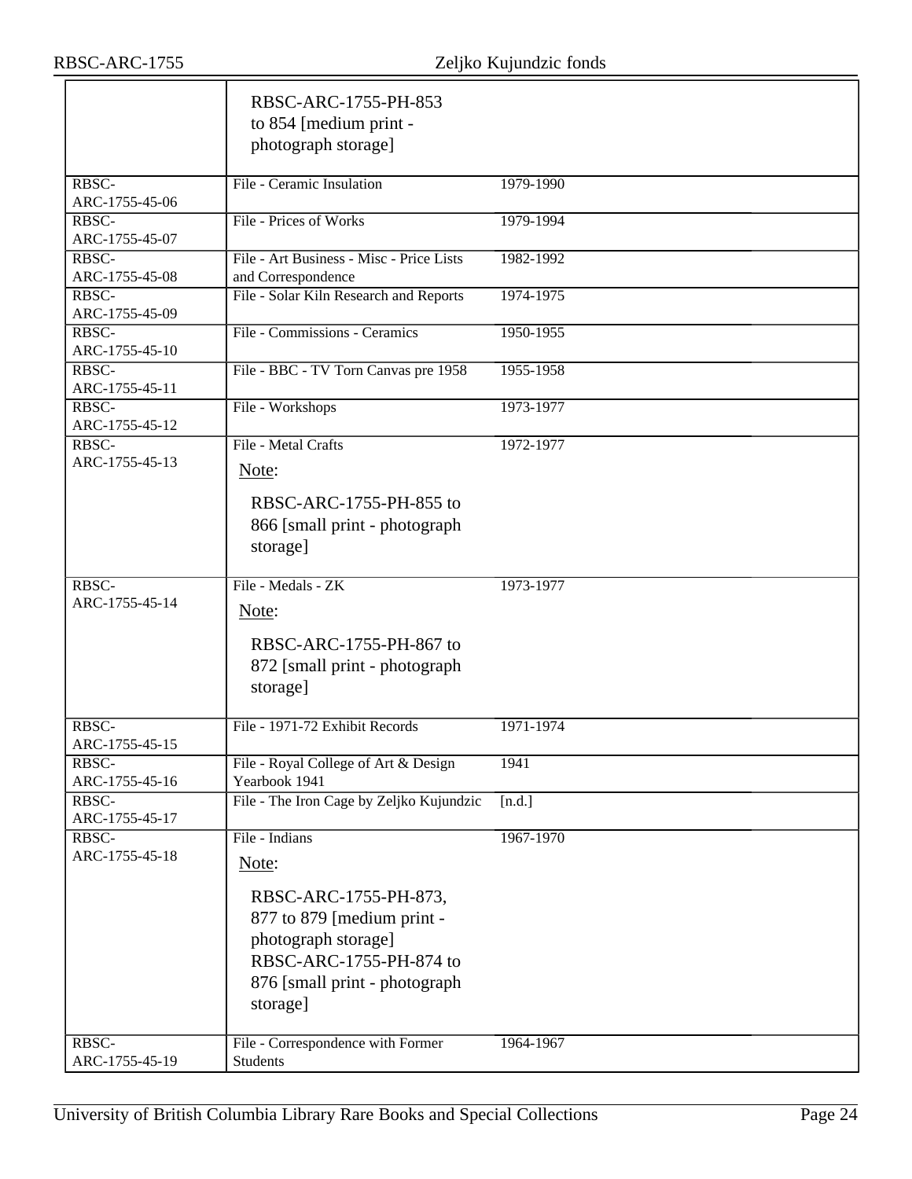| | | |
|---|---|---|
| | RBSC-ARC-1755-PH-853 to 854 [medium print - photograph storage] | |
| RBSC-ARC-1755-45-06 | File - Ceramic Insulation | 1979-1990 |
| RBSC-ARC-1755-45-07 | File - Prices of Works | 1979-1994 |
| RBSC-ARC-1755-45-08 | File - Art Business - Misc - Price Lists and Correspondence | 1982-1992 |
| RBSC-ARC-1755-45-09 | File - Solar Kiln Research and Reports | 1974-1975 |
| RBSC-ARC-1755-45-10 | File - Commissions - Ceramics | 1950-1955 |
| RBSC-ARC-1755-45-11 | File - BBC - TV Torn Canvas pre 1958 | 1955-1958 |
| RBSC-ARC-1755-45-12 | File - Workshops | 1973-1977 |
| RBSC-ARC-1755-45-13 | File - Metal Crafts<br>Note:<br>RBSC-ARC-1755-PH-855 to 866 [small print - photograph storage] | 1972-1977 |
| RBSC-ARC-1755-45-14 | File - Medals - ZK<br>Note:<br>RBSC-ARC-1755-PH-867 to 872 [small print - photograph storage] | 1973-1977 |
| RBSC-ARC-1755-45-15 | File - 1971-72 Exhibit Records | 1971-1974 |
| RBSC-ARC-1755-45-16 | File - Royal College of Art & Design Yearbook 1941 | 1941 |
| RBSC-ARC-1755-45-17 | File - The Iron Cage by Zeljko Kujundzic | [n.d.] |
| RBSC-ARC-1755-45-18 | File - Indians<br>Note:<br>RBSC-ARC-1755-PH-873, 877 to 879 [medium print - photograph storage] RBSC-ARC-1755-PH-874 to 876 [small print - photograph storage] | 1967-1970 |
| RBSC-ARC-1755-45-19 | File - Correspondence with Former Students | 1964-1967 |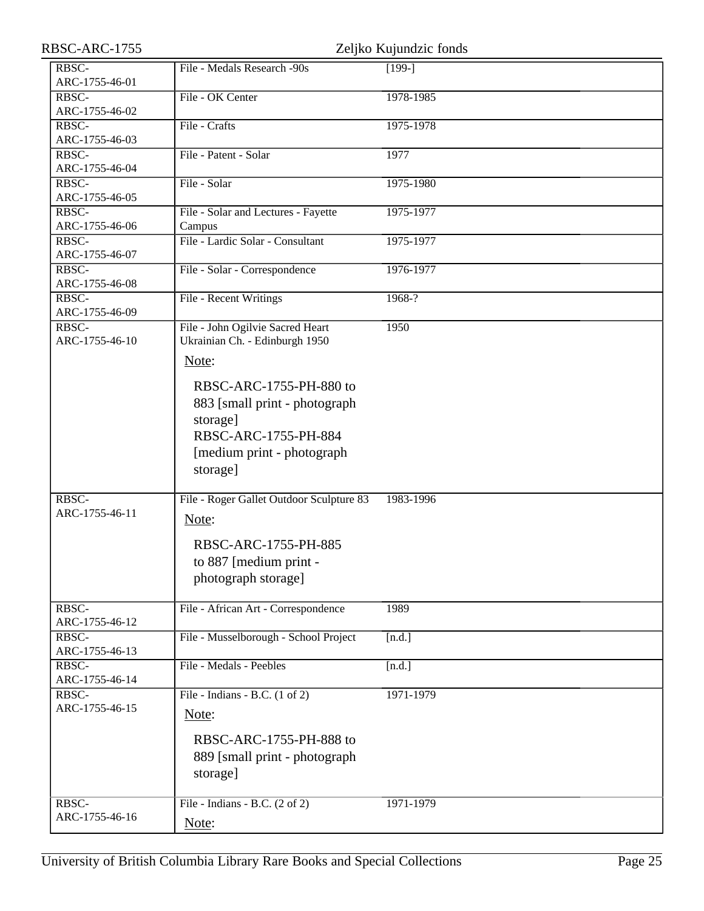| | | | |
|---|---|---|---|
| RBSC-ARC-1755-46-01 | File - Medals Research -90s | [199-] | |
| RBSC-ARC-1755-46-02 | File - OK Center | 1978-1985 | |
| RBSC-ARC-1755-46-03 | File - Crafts | 1975-1978 | |
| RBSC-ARC-1755-46-04 | File - Patent - Solar | 1977 | |
| RBSC-ARC-1755-46-05 | File - Solar | 1975-1980 | |
| RBSC-ARC-1755-46-06 | File - Solar and Lectures - Fayette Campus | 1975-1977 | |
| RBSC-ARC-1755-46-07 | File - Lardic Solar - Consultant | 1975-1977 | |
| RBSC-ARC-1755-46-08 | File - Solar - Correspondence | 1976-1977 | |
| RBSC-ARC-1755-46-09 | File - Recent Writings | 1968-? | |
| RBSC-ARC-1755-46-10 | File - John Ogilvie Sacred Heart Ukrainian Ch. - Edinburgh 1950<br><br>Note:<br><br>RBSC-ARC-1755-PH-880 to 883 [small print - photograph storage]<br>RBSC-ARC-1755-PH-884 [medium print - photograph storage] | 1950 | |
| RBSC-ARC-1755-46-11 | File - Roger Gallet Outdoor Sculpture 83<br><br>Note:<br><br>RBSC-ARC-1755-PH-885 to 887 [medium print - photograph storage] | 1983-1996 | |
| RBSC-ARC-1755-46-12 | File - African Art - Correspondence | 1989 | |
| RBSC-ARC-1755-46-13 | File - Musselborough - School Project | [n.d.] | |
| RBSC-ARC-1755-46-14 | File - Medals - Peebles | [n.d.] | |
| RBSC-ARC-1755-46-15 | File - Indians - B.C. (1 of 2)<br><br>Note:<br><br>RBSC-ARC-1755-PH-888 to 889 [small print - photograph storage] | 1971-1979 | |
| RBSC-ARC-1755-46-16 | File - Indians - B.C. (2 of 2)<br><br>Note: | 1971-1979 | |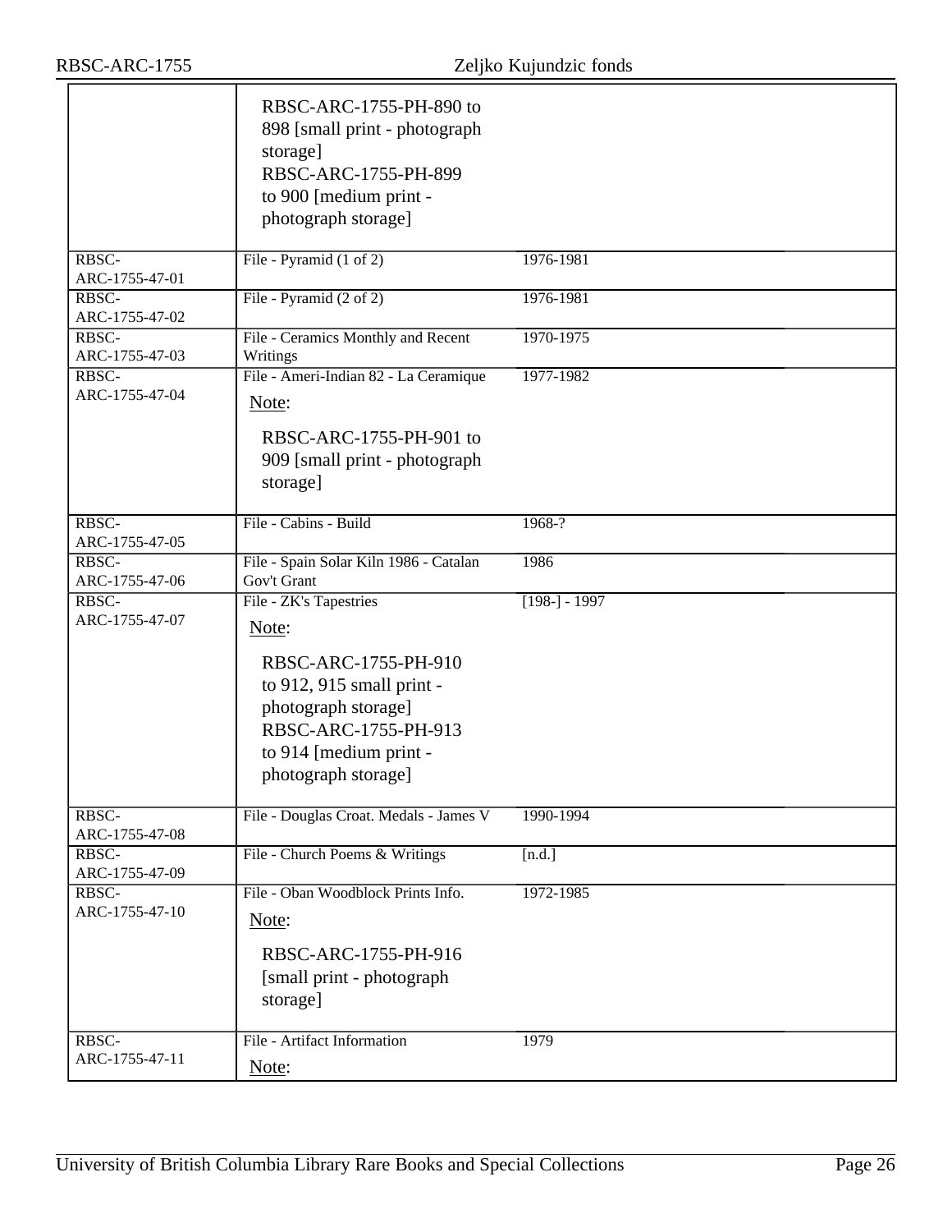| | | | |
|---|---|---|---|
| | RBSC-ARC-1755-PH-890 to 898 [small print - photograph storage] RBSC-ARC-1755-PH-899 to 900 [medium print - photograph storage] | | |
| RBSC-ARC-1755-47-01 | File - Pyramid (1 of 2) | 1976-1981 | |
| RBSC-ARC-1755-47-02 | File - Pyramid (2 of 2) | 1976-1981 | |
| RBSC-ARC-1755-47-03 | File - Ceramics Monthly and Recent Writings | 1970-1975 | |
| RBSC-ARC-1755-47-04 | File - Ameri-Indian 82 - La Ceramique<br>Note:<br>RBSC-ARC-1755-PH-901 to 909 [small print - photograph storage] | 1977-1982 | |
| RBSC-ARC-1755-47-05 | File - Cabins - Build | 1968-? | |
| RBSC-ARC-1755-47-06 | File - Spain Solar Kiln 1986 - Catalan Gov't Grant | 1986 | |
| RBSC-ARC-1755-47-07 | File - ZK's Tapestries<br>Note:<br>RBSC-ARC-1755-PH-910 to 912, 915 small print - photograph storage] RBSC-ARC-1755-PH-913 to 914 [medium print - photograph storage] | [198-] - 1997 | |
| RBSC-ARC-1755-47-08 | File - Douglas Croat. Medals - James V | 1990-1994 | |
| RBSC-ARC-1755-47-09 | File - Church Poems & Writings | [n.d.] | |
| RBSC-ARC-1755-47-10 | File - Oban Woodblock Prints Info.<br>Note:<br>RBSC-ARC-1755-PH-916 [small print - photograph storage] | 1972-1985 | |
| RBSC-ARC-1755-47-11 | File - Artifact Information<br>Note: | 1979 | |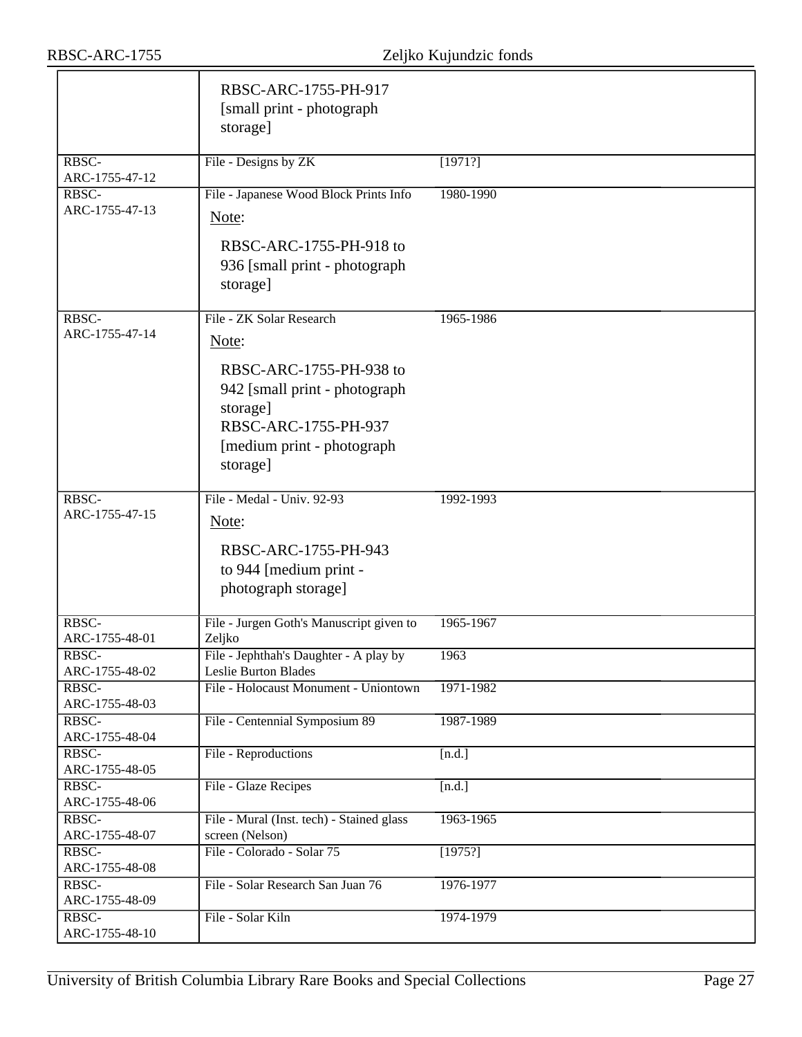| | | | |
|---|---|---|---|
| | RBSC-ARC-1755-PH-917 [small print - photograph storage] | | |
| RBSC-ARC-1755-47-12 | File - Designs by ZK | [1971?] | |
| RBSC-ARC-1755-47-13 | File - Japanese Wood Block Prints Info<br>Note:<br>RBSC-ARC-1755-PH-918 to 936 [small print - photograph storage] | 1980-1990 | |
| RBSC-ARC-1755-47-14 | File - ZK Solar Research<br>Note:<br>RBSC-ARC-1755-PH-938 to 942 [small print - photograph storage]<br>RBSC-ARC-1755-PH-937 [medium print - photograph storage] | 1965-1986 | |
| RBSC-ARC-1755-47-15 | File - Medal - Univ. 92-93<br>Note:<br>RBSC-ARC-1755-PH-943 to 944 [medium print - photograph storage] | 1992-1993 | |
| RBSC-ARC-1755-48-01 | File - Jurgen Goth's Manuscript given to Zeljko | 1965-1967 | |
| RBSC-ARC-1755-48-02 | File - Jephthah's Daughter - A play by Leslie Burton Blades | 1963 | |
| RBSC-ARC-1755-48-03 | File - Holocaust Monument - Uniontown | 1971-1982 | |
| RBSC-ARC-1755-48-04 | File - Centennial Symposium 89 | 1987-1989 | |
| RBSC-ARC-1755-48-05 | File - Reproductions | [n.d.] | |
| RBSC-ARC-1755-48-06 | File - Glaze Recipes | [n.d.] | |
| RBSC-ARC-1755-48-07 | File - Mural (Inst. tech) - Stained glass screen (Nelson) | 1963-1965 | |
| RBSC-ARC-1755-48-08 | File - Colorado - Solar 75 | [1975?] | |
| RBSC-ARC-1755-48-09 | File - Solar Research San Juan 76 | 1976-1977 | |
| RBSC-ARC-1755-48-10 | File - Solar Kiln | 1974-1979 | |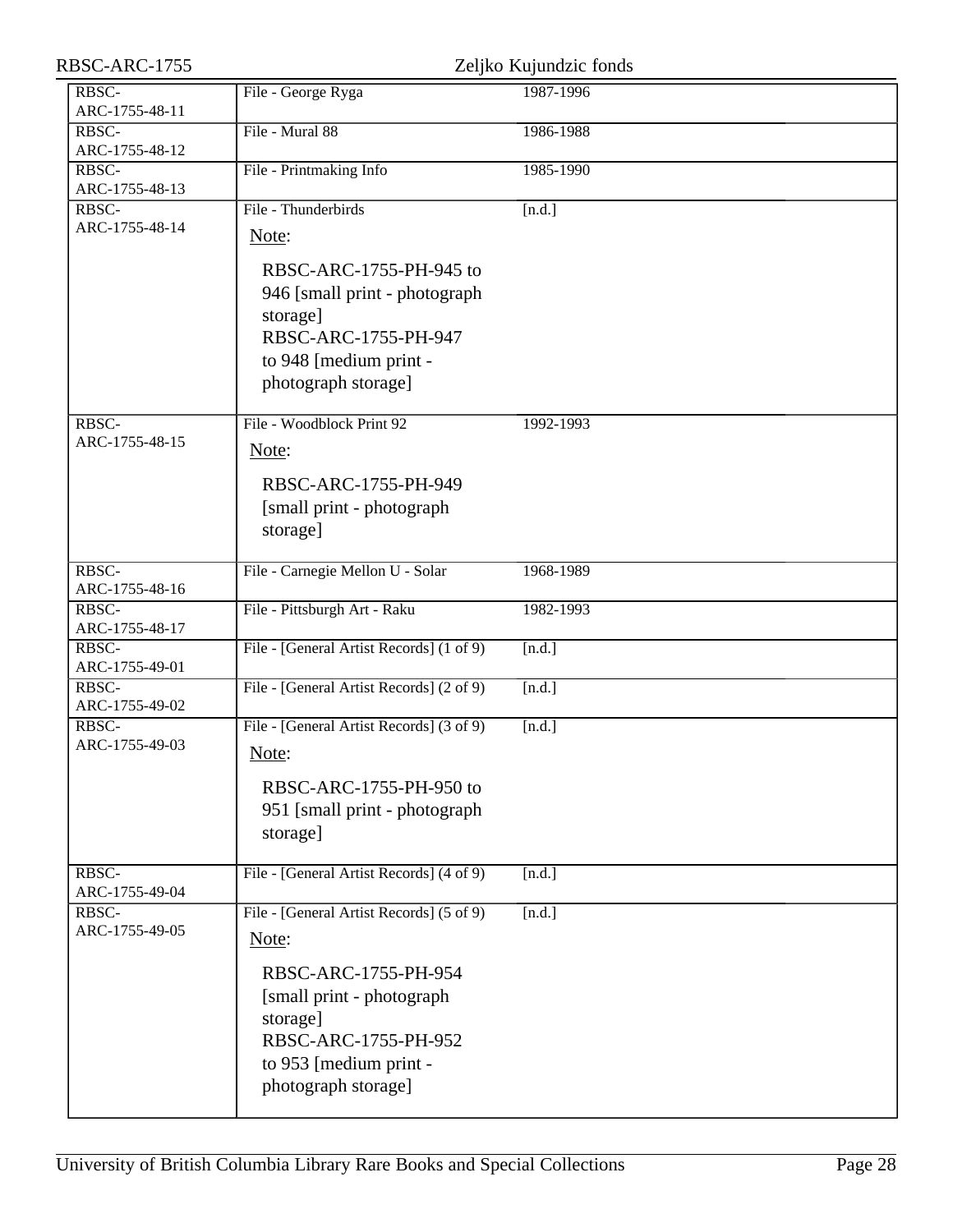| | | |
|---|---|---|
| RBSC-ARC-1755-48-11 | File - George Ryga | 1987-1996 |
| RBSC-ARC-1755-48-12 | File - Mural 88 | 1986-1988 |
| RBSC-ARC-1755-48-13 | File - Printmaking Info | 1985-1990 |
| RBSC-ARC-1755-48-14 | File - Thunderbirds<br>Note:<br>RBSC-ARC-1755-PH-945 to 946 [small print - photograph storage]<br>RBSC-ARC-1755-PH-947 to 948 [medium print - photograph storage] | [n.d.] |
| RBSC-ARC-1755-48-15 | File - Woodblock Print 92<br>Note:<br>RBSC-ARC-1755-PH-949 [small print - photograph storage] | 1992-1993 |
| RBSC-ARC-1755-48-16 | File - Carnegie Mellon U - Solar | 1968-1989 |
| RBSC-ARC-1755-48-17 | File - Pittsburgh Art - Raku | 1982-1993 |
| RBSC-ARC-1755-49-01 | File - [General Artist Records] (1 of 9) | [n.d.] |
| RBSC-ARC-1755-49-02 | File - [General Artist Records] (2 of 9) | [n.d.] |
| RBSC-ARC-1755-49-03 | File - [General Artist Records] (3 of 9)<br>Note:<br>RBSC-ARC-1755-PH-950 to 951 [small print - photograph storage] | [n.d.] |
| RBSC-ARC-1755-49-04 | File - [General Artist Records] (4 of 9) | [n.d.] |
| RBSC-ARC-1755-49-05 | File - [General Artist Records] (5 of 9)<br>Note:<br>RBSC-ARC-1755-PH-954 [small print - photograph storage]<br>RBSC-ARC-1755-PH-952 to 953 [medium print - photograph storage] | [n.d.] |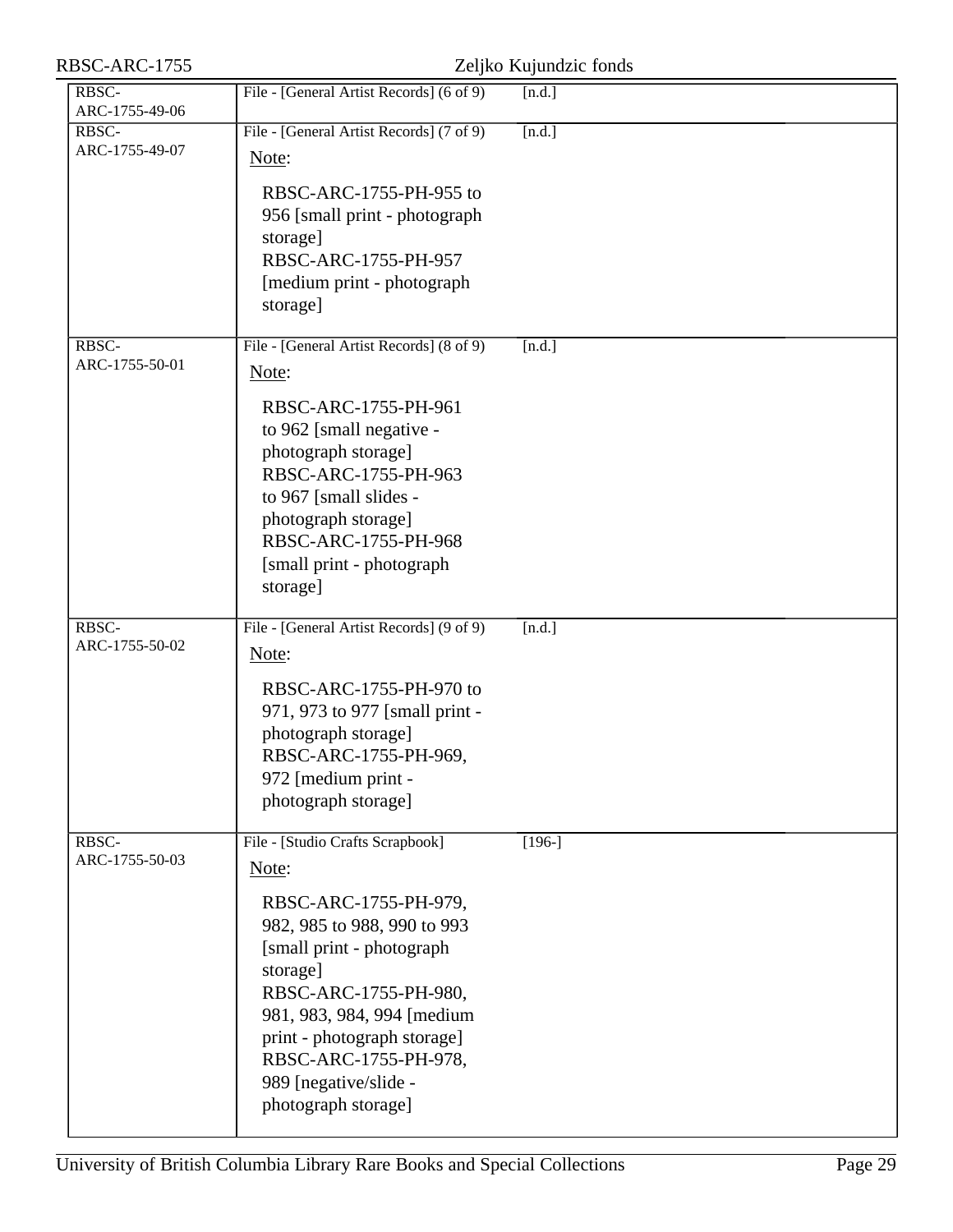| | | |
|---|---|---|
| RBSC-ARC-1755-49-06 | File - [General Artist Records] (6 of 9) | [n.d.] |
| RBSC-ARC-1755-49-07 | File - [General Artist Records] (7 of 9)<br>Note:<br>RBSC-ARC-1755-PH-955 to 956 [small print - photograph storage]<br>RBSC-ARC-1755-PH-957 [medium print - photograph storage] | [n.d.] |
| RBSC-ARC-1755-50-01 | File - [General Artist Records] (8 of 9)<br>Note:<br>RBSC-ARC-1755-PH-961 to 962 [small negative - photograph storage]<br>RBSC-ARC-1755-PH-963 to 967 [small slides - photograph storage]<br>RBSC-ARC-1755-PH-968 [small print - photograph storage] | [n.d.] |
| RBSC-ARC-1755-50-02 | File - [General Artist Records] (9 of 9)<br>Note:<br>RBSC-ARC-1755-PH-970 to 971, 973 to 977 [small print - photograph storage]<br>RBSC-ARC-1755-PH-969, 972 [medium print - photograph storage] | [n.d.] |
| RBSC-ARC-1755-50-03 | File - [Studio Crafts Scrapbook]<br>Note:<br>RBSC-ARC-1755-PH-979, 982, 985 to 988, 990 to 993 [small print - photograph storage]<br>RBSC-ARC-1755-PH-980, 981, 983, 984, 994 [medium print - photograph storage]<br>RBSC-ARC-1755-PH-978, 989 [negative/slide - photograph storage] | [196-] |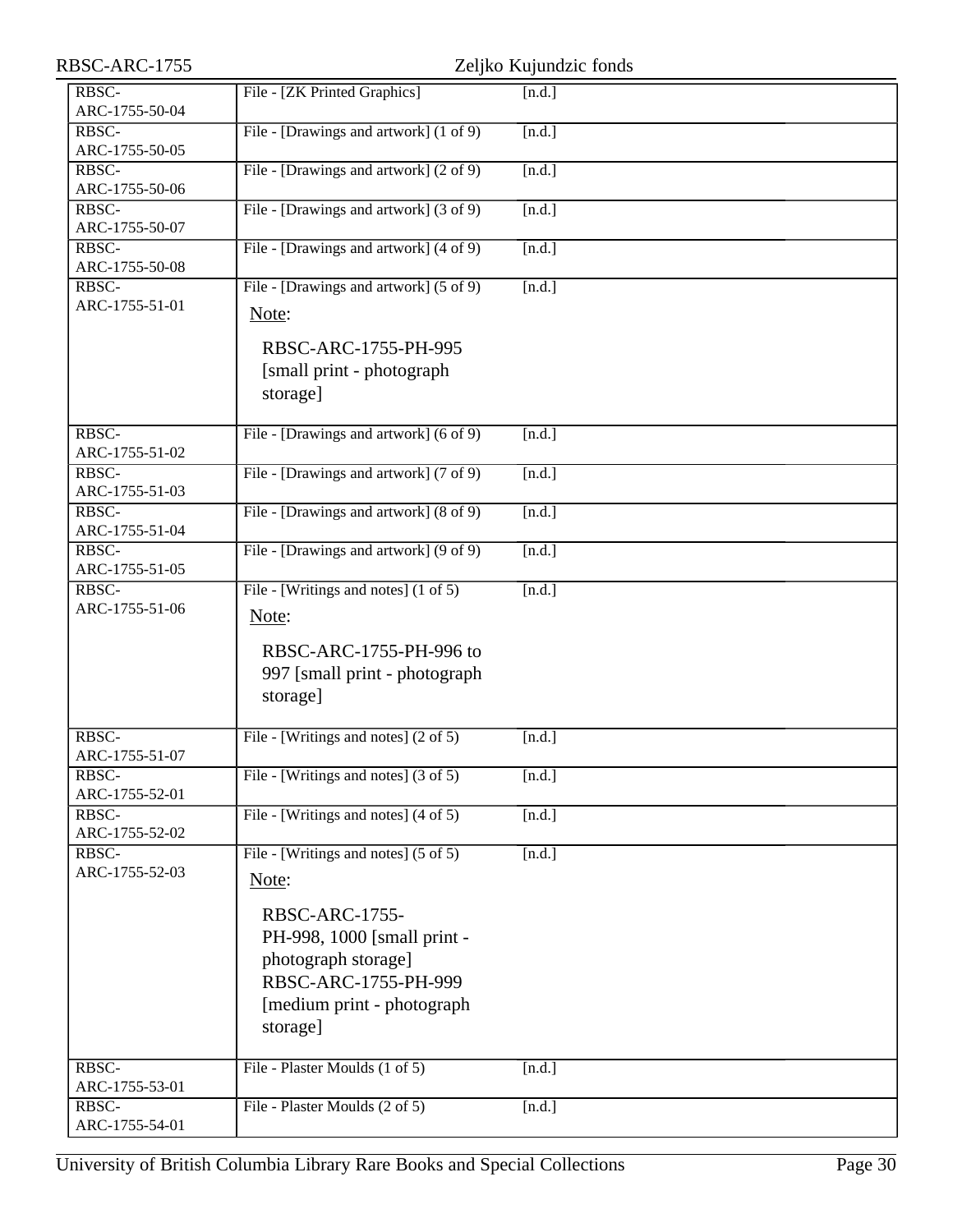| | | |
|---|---|---|
| RBSC-ARC-1755-50-04 | File - [ZK Printed Graphics] | [n.d.] |
| RBSC-ARC-1755-50-05 | File - [Drawings and artwork] (1 of 9) | [n.d.] |
| RBSC-ARC-1755-50-06 | File - [Drawings and artwork] (2 of 9) | [n.d.] |
| RBSC-ARC-1755-50-07 | File - [Drawings and artwork] (3 of 9) | [n.d.] |
| RBSC-ARC-1755-50-08 | File - [Drawings and artwork] (4 of 9) | [n.d.] |
| RBSC-ARC-1755-51-01 | File - [Drawings and artwork] (5 of 9)<br>Note:<br>RBSC-ARC-1755-PH-995 [small print - photograph storage] | [n.d.] |
| RBSC-ARC-1755-51-02 | File - [Drawings and artwork] (6 of 9) | [n.d.] |
| RBSC-ARC-1755-51-03 | File - [Drawings and artwork] (7 of 9) | [n.d.] |
| RBSC-ARC-1755-51-04 | File - [Drawings and artwork] (8 of 9) | [n.d.] |
| RBSC-ARC-1755-51-05 | File - [Drawings and artwork] (9 of 9) | [n.d.] |
| RBSC-ARC-1755-51-06 | File - [Writings and notes] (1 of 5)<br>Note:<br>RBSC-ARC-1755-PH-996 to 997 [small print - photograph storage] | [n.d.] |
| RBSC-ARC-1755-51-07 | File - [Writings and notes] (2 of 5) | [n.d.] |
| RBSC-ARC-1755-52-01 | File - [Writings and notes] (3 of 5) | [n.d.] |
| RBSC-ARC-1755-52-02 | File - [Writings and notes] (4 of 5) | [n.d.] |
| RBSC-ARC-1755-52-03 | File - [Writings and notes] (5 of 5)<br>Note:<br>RBSC-ARC-1755-PH-998, 1000 [small print - photograph storage] RBSC-ARC-1755-PH-999 [medium print - photograph storage] | [n.d.] |
| RBSC-ARC-1755-53-01 | File - Plaster Moulds (1 of 5) | [n.d.] |
| RBSC-ARC-1755-54-01 | File - Plaster Moulds (2 of 5) | [n.d.] |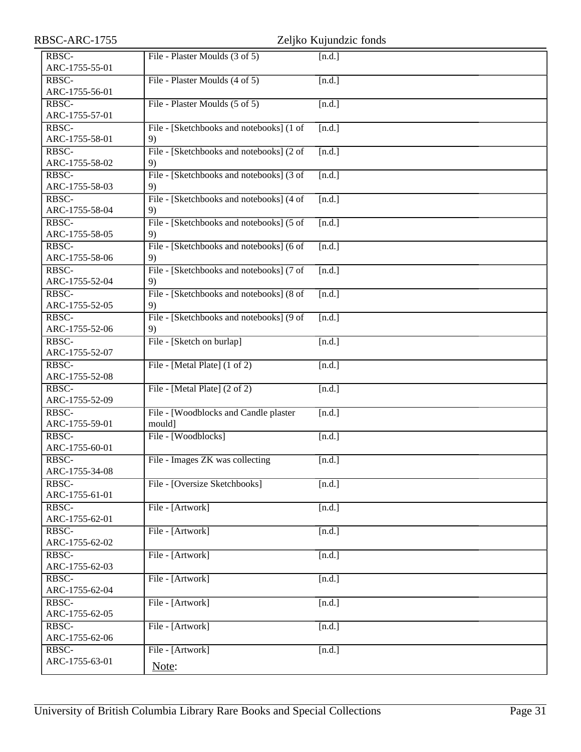| | | |
|---|---|---|
| RBSC-ARC-1755-55-01 | File - Plaster Moulds (3 of 5) | [n.d.] |
| RBSC-ARC-1755-56-01 | File - Plaster Moulds (4 of 5) | [n.d.] |
| RBSC-ARC-1755-57-01 | File - Plaster Moulds (5 of 5) | [n.d.] |
| RBSC-ARC-1755-58-01 | File - [Sketchbooks and notebooks] (1 of 9) | [n.d.] |
| RBSC-ARC-1755-58-02 | File - [Sketchbooks and notebooks] (2 of 9) | [n.d.] |
| RBSC-ARC-1755-58-03 | File - [Sketchbooks and notebooks] (3 of 9) | [n.d.] |
| RBSC-ARC-1755-58-04 | File - [Sketchbooks and notebooks] (4 of 9) | [n.d.] |
| RBSC-ARC-1755-58-05 | File - [Sketchbooks and notebooks] (5 of 9) | [n.d.] |
| RBSC-ARC-1755-58-06 | File - [Sketchbooks and notebooks] (6 of 9) | [n.d.] |
| RBSC-ARC-1755-52-04 | File - [Sketchbooks and notebooks] (7 of 9) | [n.d.] |
| RBSC-ARC-1755-52-05 | File - [Sketchbooks and notebooks] (8 of 9) | [n.d.] |
| RBSC-ARC-1755-52-06 | File - [Sketchbooks and notebooks] (9 of 9) | [n.d.] |
| RBSC-ARC-1755-52-07 | File - [Sketch on burlap] | [n.d.] |
| RBSC-ARC-1755-52-08 | File - [Metal Plate] (1 of 2) | [n.d.] |
| RBSC-ARC-1755-52-09 | File - [Metal Plate] (2 of 2) | [n.d.] |
| RBSC-ARC-1755-59-01 | File - [Woodblocks and Candle plaster mould] | [n.d.] |
| RBSC-ARC-1755-60-01 | File - [Woodblocks] | [n.d.] |
| RBSC-ARC-1755-34-08 | File - Images ZK was collecting | [n.d.] |
| RBSC-ARC-1755-61-01 | File - [Oversize Sketchbooks] | [n.d.] |
| RBSC-ARC-1755-62-01 | File - [Artwork] | [n.d.] |
| RBSC-ARC-1755-62-02 | File - [Artwork] | [n.d.] |
| RBSC-ARC-1755-62-03 | File - [Artwork] | [n.d.] |
| RBSC-ARC-1755-62-04 | File - [Artwork] | [n.d.] |
| RBSC-ARC-1755-62-05 | File - [Artwork] | [n.d.] |
| RBSC-ARC-1755-62-06 | File - [Artwork] | [n.d.] |
| RBSC-ARC-1755-63-01 | File - [Artwork]<br>Note: | [n.d.] |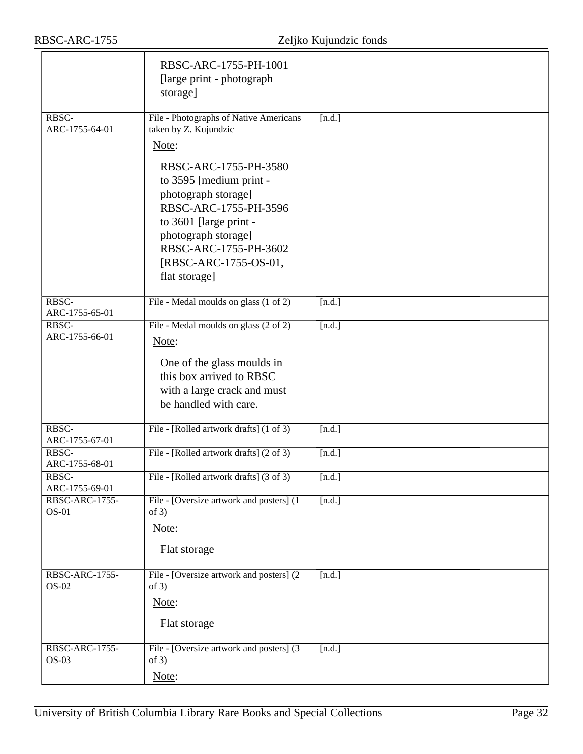| | | |
|---|---|---|
| | RBSC-ARC-1755-PH-1001 [large print - photograph storage] | |
| RBSC-ARC-1755-64-01 | File - Photographs of Native Americans taken by Z. Kujundzic<br><br>Note:<br><br>RBSC-ARC-1755-PH-3580 to 3595 [medium print - photograph storage] RBSC-ARC-1755-PH-3596 to 3601 [large print - photograph storage] RBSC-ARC-1755-PH-3602 [RBSC-ARC-1755-OS-01, flat storage] | [n.d.] |
| RBSC-ARC-1755-65-01 | File - Medal moulds on glass (1 of 2) | [n.d.] |
| RBSC-ARC-1755-66-01 | File - Medal moulds on glass (2 of 2)<br><br>Note:<br><br>One of the glass moulds in this box arrived to RBSC with a large crack and must be handled with care. | [n.d.] |
| RBSC-ARC-1755-67-01 | File - [Rolled artwork drafts] (1 of 3) | [n.d.] |
| RBSC-ARC-1755-68-01 | File - [Rolled artwork drafts] (2 of 3) | [n.d.] |
| RBSC-ARC-1755-69-01 | File - [Rolled artwork drafts] (3 of 3) | [n.d.] |
| RBSC-ARC-1755-OS-01 | File - [Oversize artwork and posters] (1 of 3)<br><br>Note:<br><br>Flat storage | [n.d.] |
| RBSC-ARC-1755-OS-02 | File - [Oversize artwork and posters] (2 of 3)<br><br>Note:<br><br>Flat storage | [n.d.] |
| RBSC-ARC-1755-OS-03 | File - [Oversize artwork and posters] (3 of 3)<br><br>Note: | [n.d.] |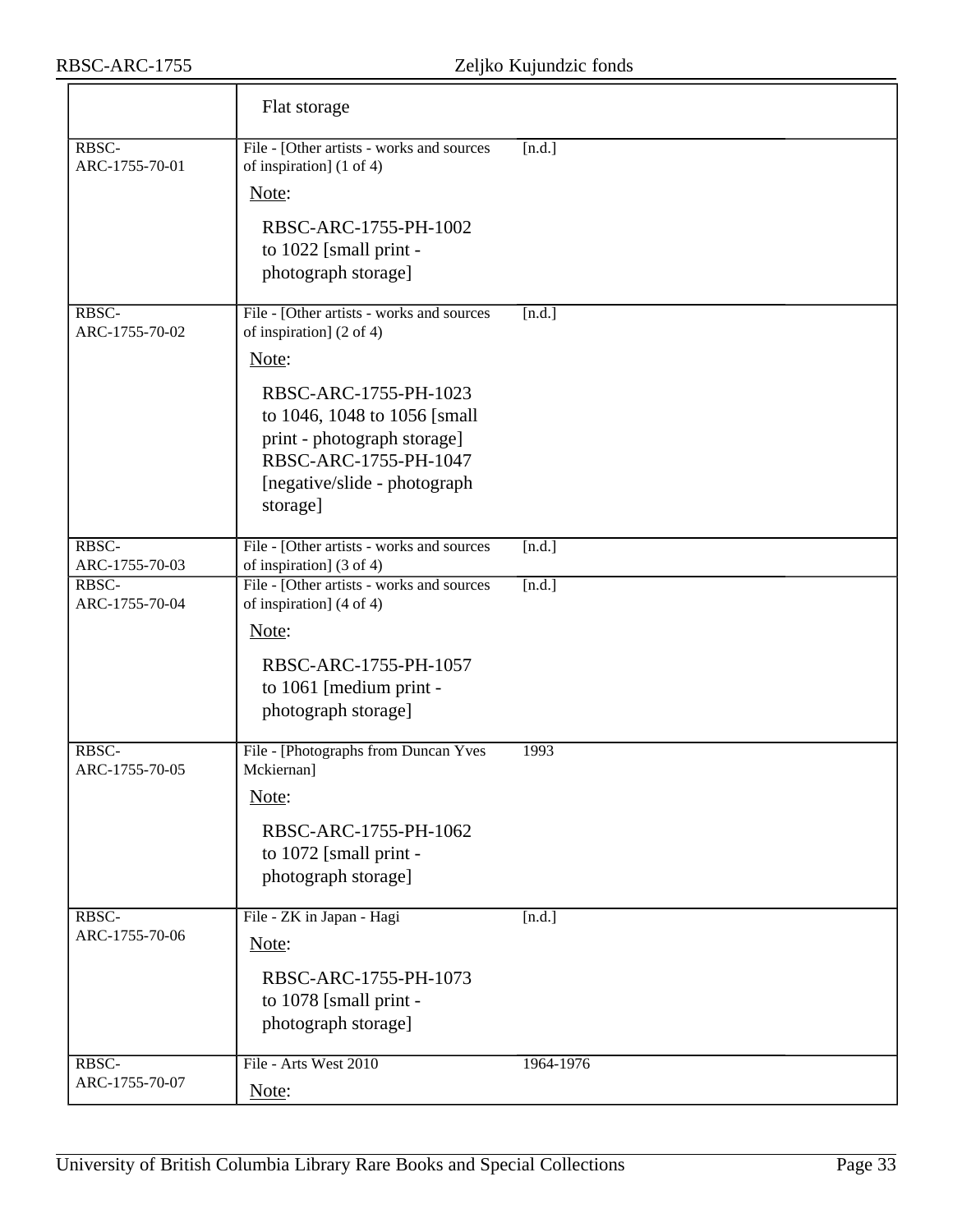| | | |
|---|---|---|
| | Flat storage | |
| RBSC-ARC-1755-70-01 | File - [Other artists - works and sources of inspiration] (1 of 4)<br><br>Note:<br><br>RBSC-ARC-1755-PH-1002 to 1022 [small print - photograph storage] | [n.d.] |
| RBSC-ARC-1755-70-02 | File - [Other artists - works and sources of inspiration] (2 of 4)<br><br>Note:<br><br>RBSC-ARC-1755-PH-1023 to 1046, 1048 to 1056 [small print - photograph storage] RBSC-ARC-1755-PH-1047 [negative/slide - photograph storage] | [n.d.] |
| RBSC-ARC-1755-70-03 | File - [Other artists - works and sources of inspiration] (3 of 4) | [n.d.] |
| RBSC-ARC-1755-70-04 | File - [Other artists - works and sources of inspiration] (4 of 4)<br><br>Note:<br><br>RBSC-ARC-1755-PH-1057 to 1061 [medium print - photograph storage] | [n.d.] |
| RBSC-ARC-1755-70-05 | File - [Photographs from Duncan Yves Mckiernan]<br><br>Note:<br><br>RBSC-ARC-1755-PH-1062 to 1072 [small print - photograph storage] | 1993 |
| RBSC-ARC-1755-70-06 | File - ZK in Japan - Hagi<br><br>Note:<br><br>RBSC-ARC-1755-PH-1073 to 1078 [small print - photograph storage] | [n.d.] |
| RBSC-ARC-1755-70-07 | File - Arts West 2010<br><br>Note: | 1964-1976 |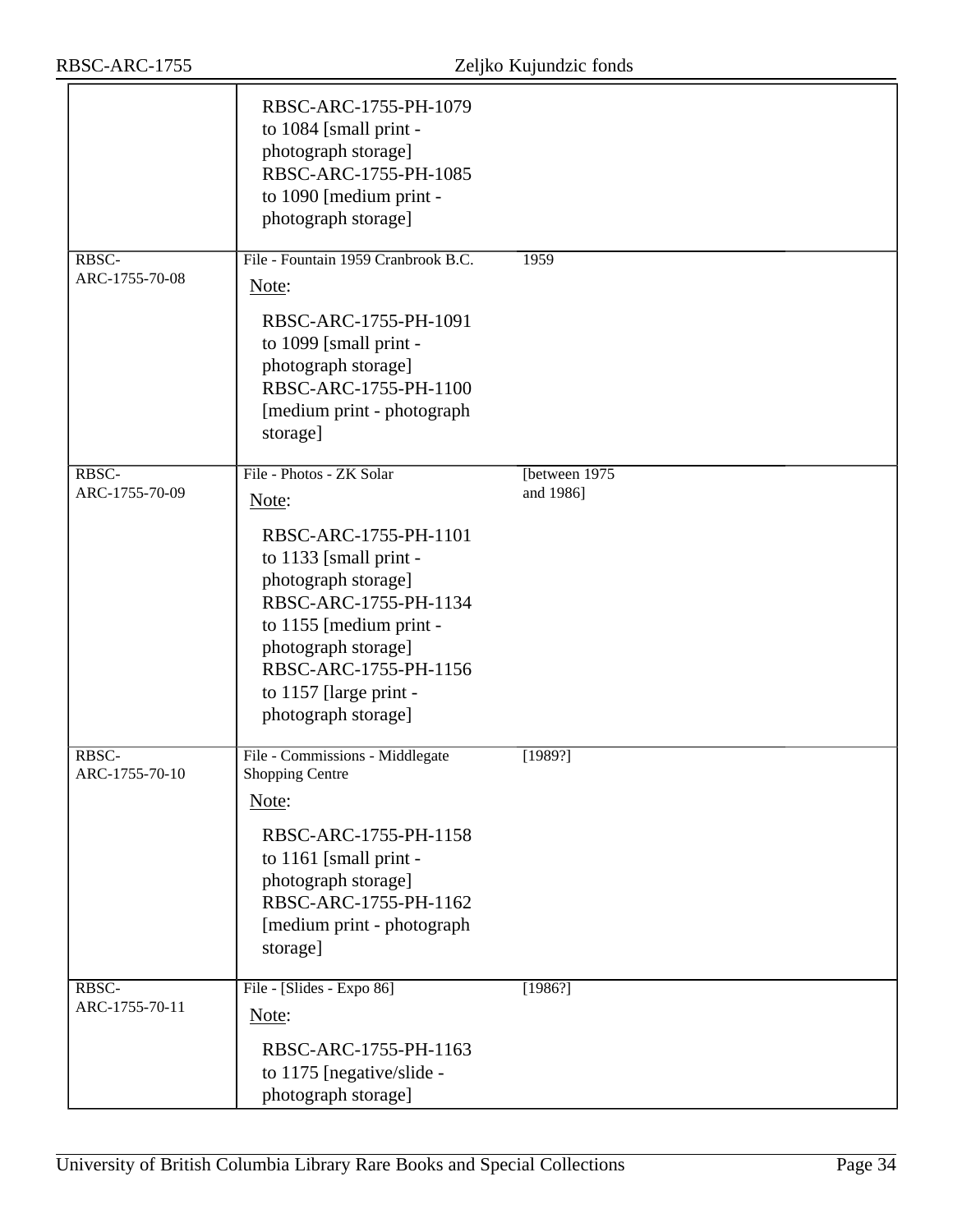| | | | |
|---|---|---|---|
| | RBSC-ARC-1755-PH-1079 to 1084 [small print - photograph storage] RBSC-ARC-1755-PH-1085 to 1090 [medium print - photograph storage] | | |
| RBSC-ARC-1755-70-08 | File - Fountain 1959 Cranbrook B.C. <br> Note: <br> RBSC-ARC-1755-PH-1091 to 1099 [small print - photograph storage] RBSC-ARC-1755-PH-1100 [medium print - photograph storage] | 1959 | |
| RBSC-ARC-1755-70-09 | File - Photos - ZK Solar <br> Note: <br> RBSC-ARC-1755-PH-1101 to 1133 [small print - photograph storage] RBSC-ARC-1755-PH-1134 to 1155 [medium print - photograph storage] RBSC-ARC-1755-PH-1156 to 1157 [large print - photograph storage] | [between 1975 and 1986] | |
| RBSC-ARC-1755-70-10 | File - Commissions - Middlegate Shopping Centre <br> Note: <br> RBSC-ARC-1755-PH-1158 to 1161 [small print - photograph storage] RBSC-ARC-1755-PH-1162 [medium print - photograph storage] | [1989?] | |
| RBSC-ARC-1755-70-11 | File - [Slides - Expo 86] <br> Note: <br> RBSC-ARC-1755-PH-1163 to 1175 [negative/slide - photograph storage] | [1986?] | |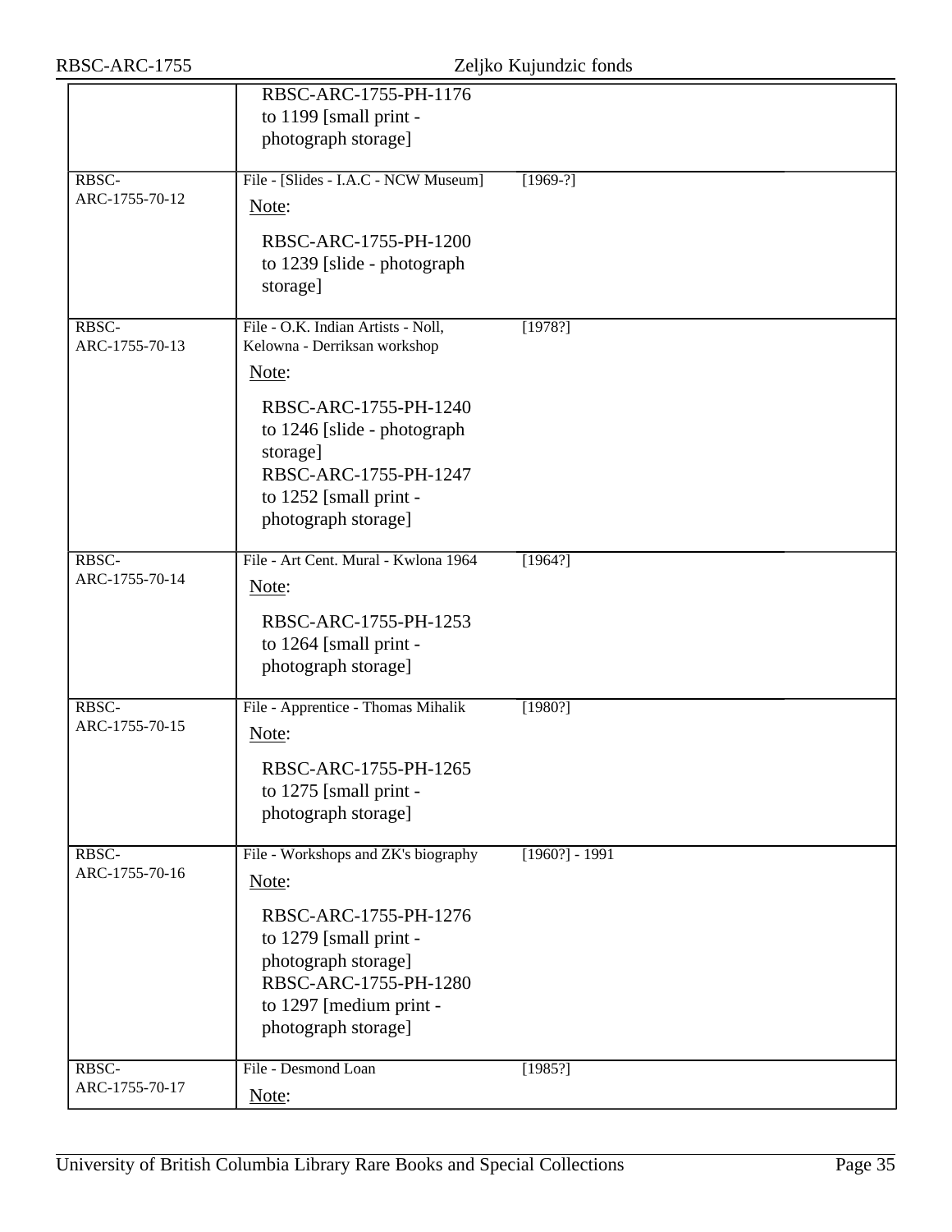| | | |
|---|---|---|
| | RBSC-ARC-1755-PH-1176 to 1199 [small print - photograph storage] | |
| RBSC-ARC-1755-70-12 | File - [Slides - I.A.C - NCW Museum]<br>Note:<br>RBSC-ARC-1755-PH-1200 to 1239 [slide - photograph storage] | [1969-?] |
| RBSC-ARC-1755-70-13 | File - O.K. Indian Artists - Noll, Kelowna - Derriksan workshop<br>Note:<br>RBSC-ARC-1755-PH-1240 to 1246 [slide - photograph storage]<br>RBSC-ARC-1755-PH-1247 to 1252 [small print - photograph storage] | [1978?] |
| RBSC-ARC-1755-70-14 | File - Art Cent. Mural - Kwlona 1964<br>Note:<br>RBSC-ARC-1755-PH-1253 to 1264 [small print - photograph storage] | [1964?] |
| RBSC-ARC-1755-70-15 | File - Apprentice - Thomas Mihalik<br>Note:<br>RBSC-ARC-1755-PH-1265 to 1275 [small print - photograph storage] | [1980?] |
| RBSC-ARC-1755-70-16 | File - Workshops and ZK's biography<br>Note:<br>RBSC-ARC-1755-PH-1276 to 1279 [small print - photograph storage]<br>RBSC-ARC-1755-PH-1280 to 1297 [medium print - photograph storage] | [1960?] - 1991 |
| RBSC-ARC-1755-70-17 | File - Desmond Loan<br>Note: | [1985?] |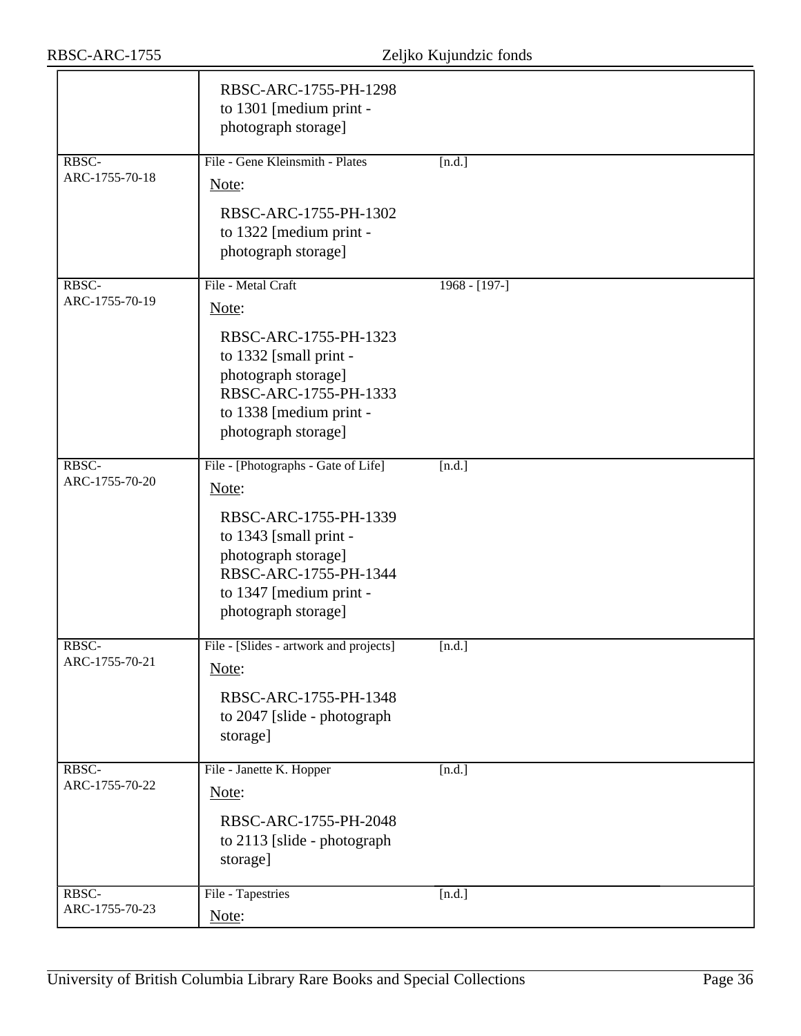| | | |
|---|---|---|
| | RBSC-ARC-1755-PH-1298 to 1301 [medium print - photograph storage] | |
| RBSC-ARC-1755-70-18 | File - Gene Kleinsmith - Plates<br>Note:<br>RBSC-ARC-1755-PH-1302 to 1322 [medium print - photograph storage] | [n.d.] |
| RBSC-ARC-1755-70-19 | File - Metal Craft<br>Note:<br>RBSC-ARC-1755-PH-1323 to 1332 [small print - photograph storage] RBSC-ARC-1755-PH-1333 to 1338 [medium print - photograph storage] | 1968 - [197-] |
| RBSC-ARC-1755-70-20 | File - [Photographs - Gate of Life]<br>Note:<br>RBSC-ARC-1755-PH-1339 to 1343 [small print - photograph storage] RBSC-ARC-1755-PH-1344 to 1347 [medium print - photograph storage] | [n.d.] |
| RBSC-ARC-1755-70-21 | File - [Slides - artwork and projects]<br>Note:<br>RBSC-ARC-1755-PH-1348 to 2047 [slide - photograph storage] | [n.d.] |
| RBSC-ARC-1755-70-22 | File - Janette K. Hopper<br>Note:<br>RBSC-ARC-1755-PH-2048 to 2113 [slide - photograph storage] | [n.d.] |
| RBSC-ARC-1755-70-23 | File - Tapestries<br>Note: | [n.d.] |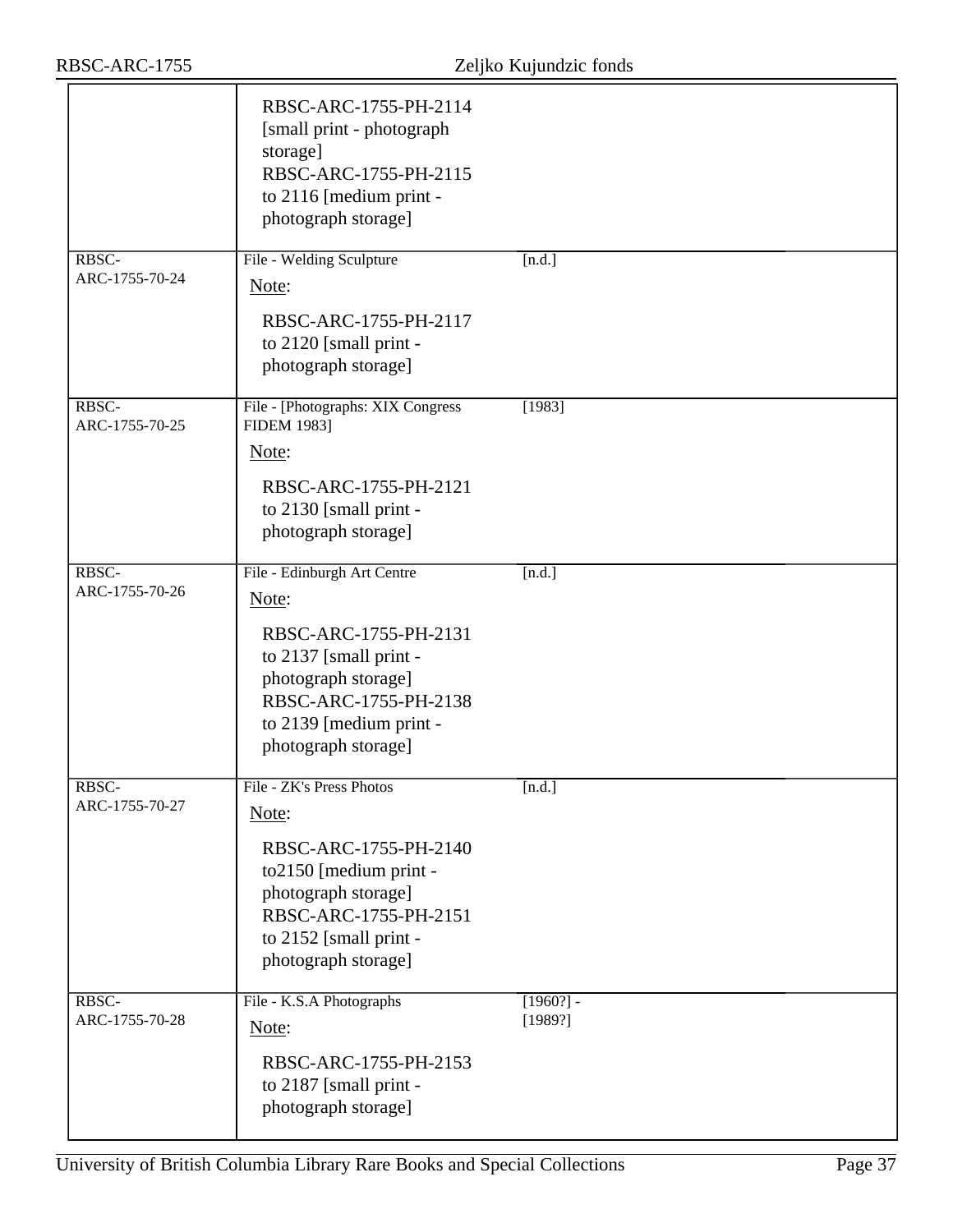| | | |
|---|---|---|
| | RBSC-ARC-1755-PH-2114 [small print - photograph storage] RBSC-ARC-1755-PH-2115 to 2116 [medium print - photograph storage] | |
| RBSC-ARC-1755-70-24 | File - Welding Sculpture<br>Note:<br>RBSC-ARC-1755-PH-2117 to 2120 [small print - photograph storage] | [n.d.] |
| RBSC-ARC-1755-70-25 | File - [Photographs: XIX Congress FIDEM 1983]<br>Note:<br>RBSC-ARC-1755-PH-2121 to 2130 [small print - photograph storage] | [1983] |
| RBSC-ARC-1755-70-26 | File - Edinburgh Art Centre<br>Note:<br>RBSC-ARC-1755-PH-2131 to 2137 [small print - photograph storage] RBSC-ARC-1755-PH-2138 to 2139 [medium print - photograph storage] | [n.d.] |
| RBSC-ARC-1755-70-27 | File - ZK's Press Photos<br>Note:<br>RBSC-ARC-1755-PH-2140 to2150 [medium print - photograph storage] RBSC-ARC-1755-PH-2151 to 2152 [small print - photograph storage] | [n.d.] |
| RBSC-ARC-1755-70-28 | File - K.S.A Photographs<br>Note:<br>RBSC-ARC-1755-PH-2153 to 2187 [small print - photograph storage] | [1960?] - [1989?] |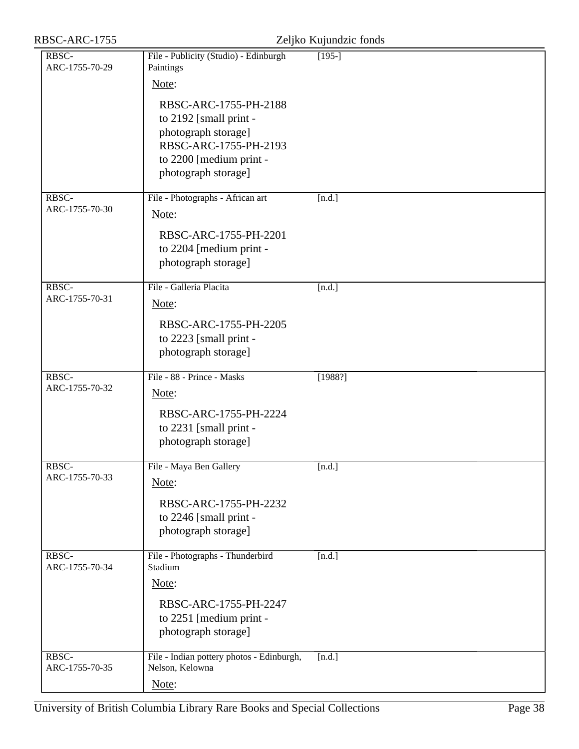| | | |
|---|---|---|
| RBSC-ARC-1755-70-29 | File - Publicity (Studio) - Edinburgh Paintings<br><br>Note:<br><br>RBSC-ARC-1755-PH-2188 to 2192 [small print - photograph storage] RBSC-ARC-1755-PH-2193 to 2200 [medium print - photograph storage] | [195-] |
| RBSC-ARC-1755-70-30 | File - Photographs - African art<br><br>Note:<br><br>RBSC-ARC-1755-PH-2201 to 2204 [medium print - photograph storage] | [n.d.] |
| RBSC-ARC-1755-70-31 | File - Galleria Placita<br><br>Note:<br><br>RBSC-ARC-1755-PH-2205 to 2223 [small print - photograph storage] | [n.d.] |
| RBSC-ARC-1755-70-32 | File - 88 - Prince - Masks<br><br>Note:<br><br>RBSC-ARC-1755-PH-2224 to 2231 [small print - photograph storage] | [1988?] |
| RBSC-ARC-1755-70-33 | File - Maya Ben Gallery<br><br>Note:<br><br>RBSC-ARC-1755-PH-2232 to 2246 [small print - photograph storage] | [n.d.] |
| RBSC-ARC-1755-70-34 | File - Photographs - Thunderbird Stadium<br><br>Note:<br><br>RBSC-ARC-1755-PH-2247 to 2251 [medium print - photograph storage] | [n.d.] |
| RBSC-ARC-1755-70-35 | File - Indian pottery photos - Edinburgh, Nelson, Kelowna<br><br>Note: | [n.d.] |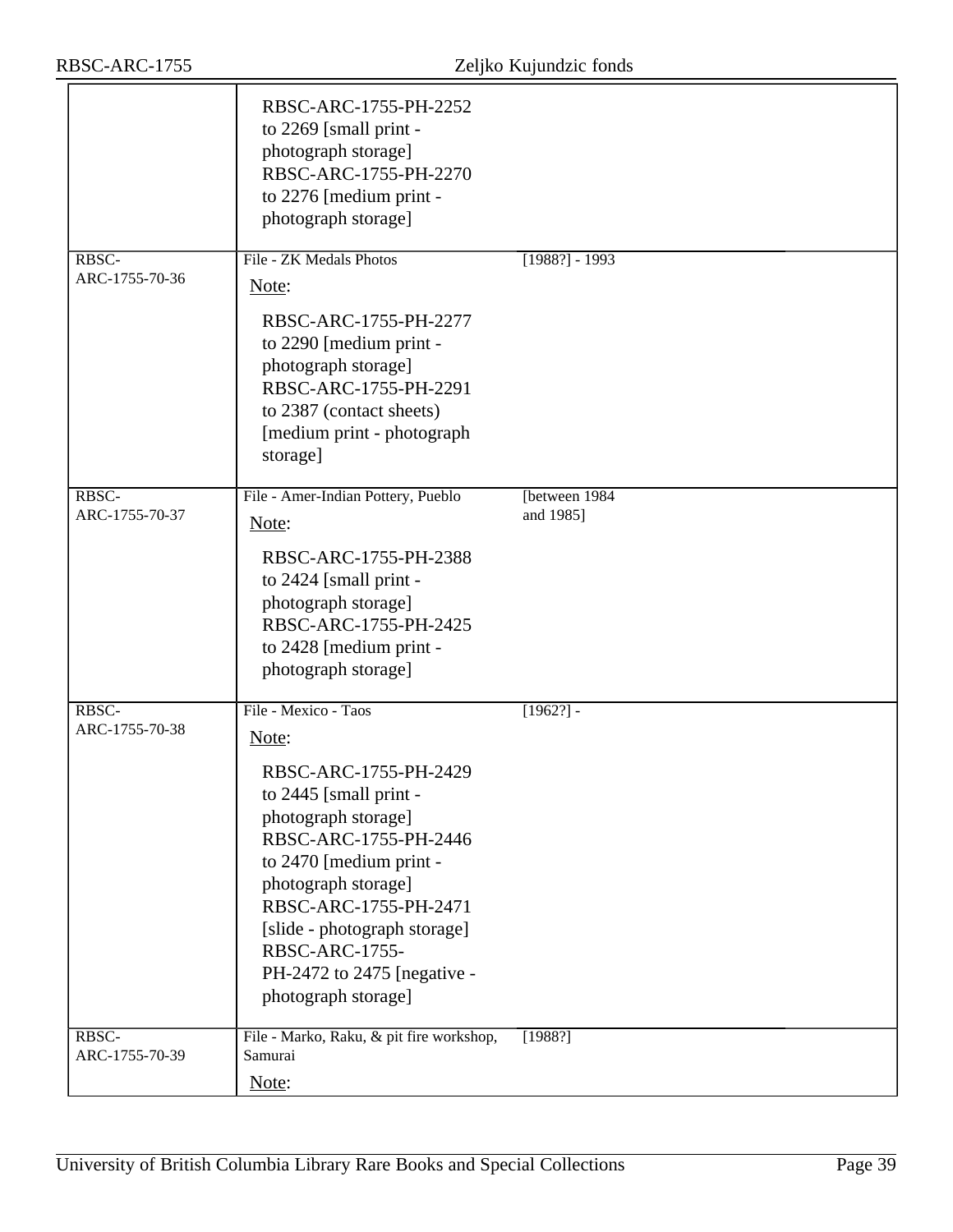| | | |
|---|---|---|
| | RBSC-ARC-1755-PH-2252 to 2269 [small print - photograph storage] RBSC-ARC-1755-PH-2270 to 2276 [medium print - photograph storage] | |
| RBSC-ARC-1755-70-36 | File - ZK Medals Photos<br>Note:<br>RBSC-ARC-1755-PH-2277 to 2290 [medium print - photograph storage] RBSC-ARC-1755-PH-2291 to 2387 (contact sheets) [medium print - photograph storage] | [1988?] - 1993 |
| RBSC-ARC-1755-70-37 | File - Amer-Indian Pottery, Pueblo<br>Note:<br>RBSC-ARC-1755-PH-2388 to 2424 [small print - photograph storage] RBSC-ARC-1755-PH-2425 to 2428 [medium print - photograph storage] | [between 1984 and 1985] |
| RBSC-ARC-1755-70-38 | File - Mexico - Taos<br>Note:<br>RBSC-ARC-1755-PH-2429 to 2445 [small print - photograph storage] RBSC-ARC-1755-PH-2446 to 2470 [medium print - photograph storage] RBSC-ARC-1755-PH-2471 [slide - photograph storage] RBSC-ARC-1755-PH-2472 to 2475 [negative - photograph storage] | [1962?] - |
| RBSC-ARC-1755-70-39 | File - Marko, Raku, & pit fire workshop, Samurai<br>Note: | [1988?] |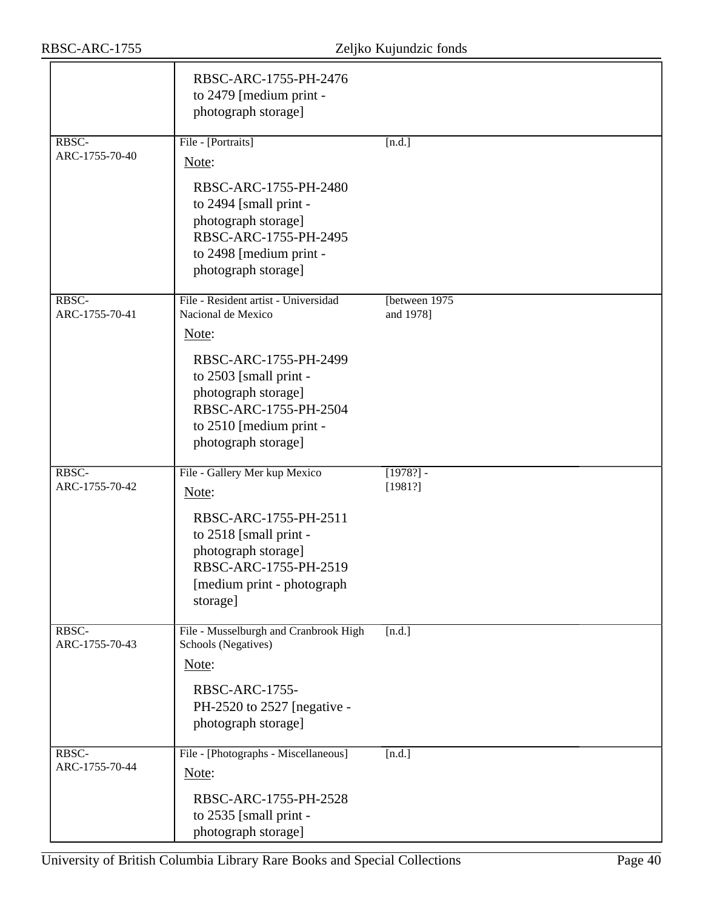| | | |
|---|---|---|
| | RBSC-ARC-1755-PH-2476 to 2479 [medium print - photograph storage] | |
| RBSC-ARC-1755-70-40 | File - [Portraits]<br>Note:<br>RBSC-ARC-1755-PH-2480 to 2494 [small print - photograph storage] RBSC-ARC-1755-PH-2495 to 2498 [medium print - photograph storage] | [n.d.] |
| RBSC-ARC-1755-70-41 | File - Resident artist - Universidad Nacional de Mexico<br>Note:<br>RBSC-ARC-1755-PH-2499 to 2503 [small print - photograph storage] RBSC-ARC-1755-PH-2504 to 2510 [medium print - photograph storage] | [between 1975 and 1978] |
| RBSC-ARC-1755-70-42 | File - Gallery Mer kup Mexico<br>Note:<br>RBSC-ARC-1755-PH-2511 to 2518 [small print - photograph storage] RBSC-ARC-1755-PH-2519 [medium print - photograph storage] | [1978?] - [1981?] |
| RBSC-ARC-1755-70-43 | File - Musselburgh and Cranbrook High Schools (Negatives)<br>Note:<br>RBSC-ARC-1755-PH-2520 to 2527 [negative - photograph storage] | [n.d.] |
| RBSC-ARC-1755-70-44 | File - [Photographs - Miscellaneous]<br>Note:<br>RBSC-ARC-1755-PH-2528 to 2535 [small print - photograph storage] | [n.d.] |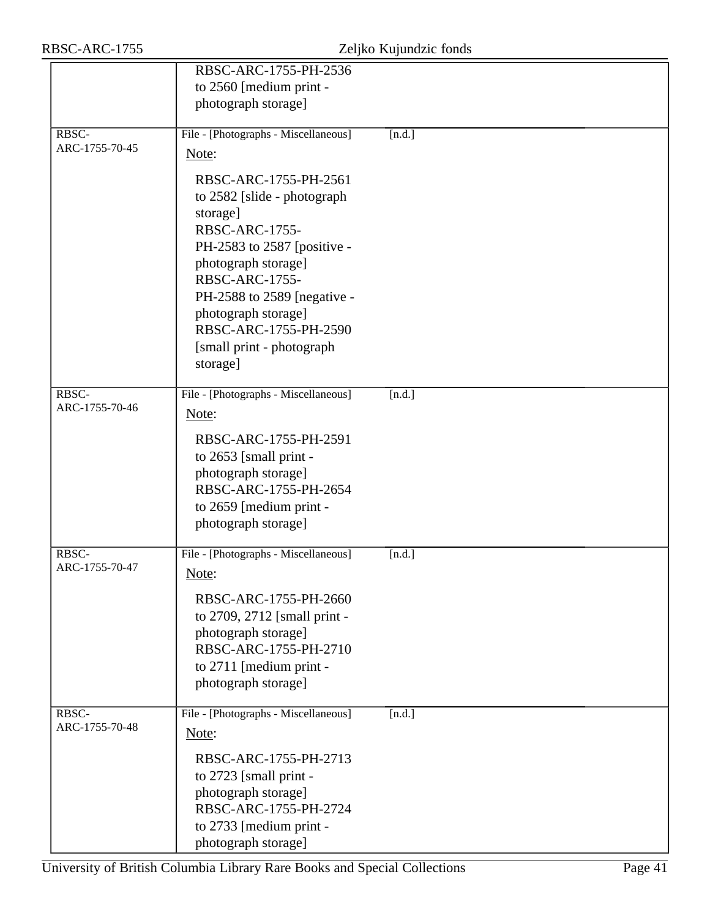| | | |
|---|---|---|
| | RBSC-ARC-1755-PH-2536 to 2560 [medium print - photograph storage] | |
| RBSC-ARC-1755-70-45 | File - [Photographs - Miscellaneous]<br>Note:<br>RBSC-ARC-1755-PH-2561 to 2582 [slide - photograph storage]<br>RBSC-ARC-1755-PH-2583 to 2587 [positive - photograph storage]<br>RBSC-ARC-1755-PH-2588 to 2589 [negative - photograph storage]<br>RBSC-ARC-1755-PH-2590 [small print - photograph storage] | [n.d.] |
| RBSC-ARC-1755-70-46 | File - [Photographs - Miscellaneous]<br>Note:<br>RBSC-ARC-1755-PH-2591 to 2653 [small print - photograph storage]<br>RBSC-ARC-1755-PH-2654 to 2659 [medium print - photograph storage] | [n.d.] |
| RBSC-ARC-1755-70-47 | File - [Photographs - Miscellaneous]<br>Note:<br>RBSC-ARC-1755-PH-2660 to 2709, 2712 [small print - photograph storage]<br>RBSC-ARC-1755-PH-2710 to 2711 [medium print - photograph storage] | [n.d.] |
| RBSC-ARC-1755-70-48 | File - [Photographs - Miscellaneous]<br>Note:<br>RBSC-ARC-1755-PH-2713 to 2723 [small print - photograph storage]<br>RBSC-ARC-1755-PH-2724 to 2733 [medium print - photograph storage] | [n.d.] |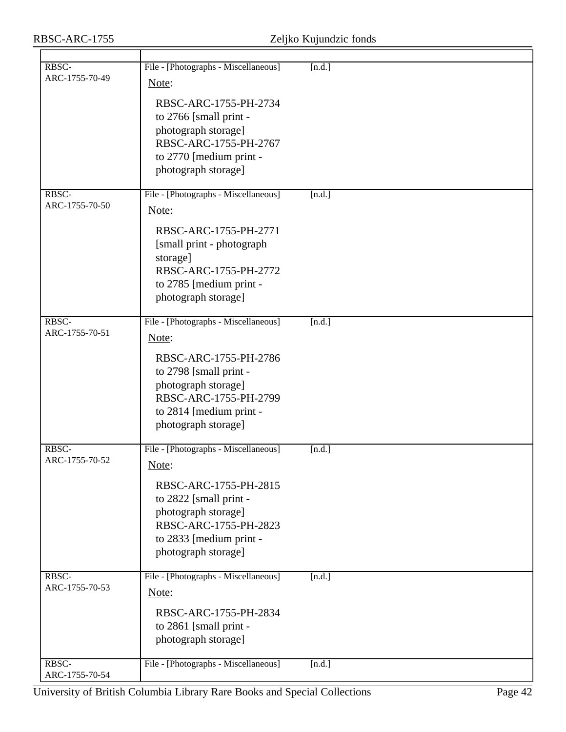| | | |
|---|---|---|
| RBSC-ARC-1755-70-49 | File - [Photographs - Miscellaneous]<br>Note:<br>RBSC-ARC-1755-PH-2734 to 2766 [small print - photograph storage] RBSC-ARC-1755-PH-2767 to 2770 [medium print - photograph storage] | [n.d.] |
| RBSC-ARC-1755-70-50 | File - [Photographs - Miscellaneous]<br>Note:<br>RBSC-ARC-1755-PH-2771 [small print - photograph storage] RBSC-ARC-1755-PH-2772 to 2785 [medium print - photograph storage] | [n.d.] |
| RBSC-ARC-1755-70-51 | File - [Photographs - Miscellaneous]<br>Note:<br>RBSC-ARC-1755-PH-2786 to 2798 [small print - photograph storage] RBSC-ARC-1755-PH-2799 to 2814 [medium print - photograph storage] | [n.d.] |
| RBSC-ARC-1755-70-52 | File - [Photographs - Miscellaneous]<br>Note:<br>RBSC-ARC-1755-PH-2815 to 2822 [small print - photograph storage] RBSC-ARC-1755-PH-2823 to 2833 [medium print - photograph storage] | [n.d.] |
| RBSC-ARC-1755-70-53 | File - [Photographs - Miscellaneous]<br>Note:<br>RBSC-ARC-1755-PH-2834 to 2861 [small print - photograph storage] | [n.d.] |
| RBSC-ARC-1755-70-54 | File - [Photographs - Miscellaneous] | [n.d.] |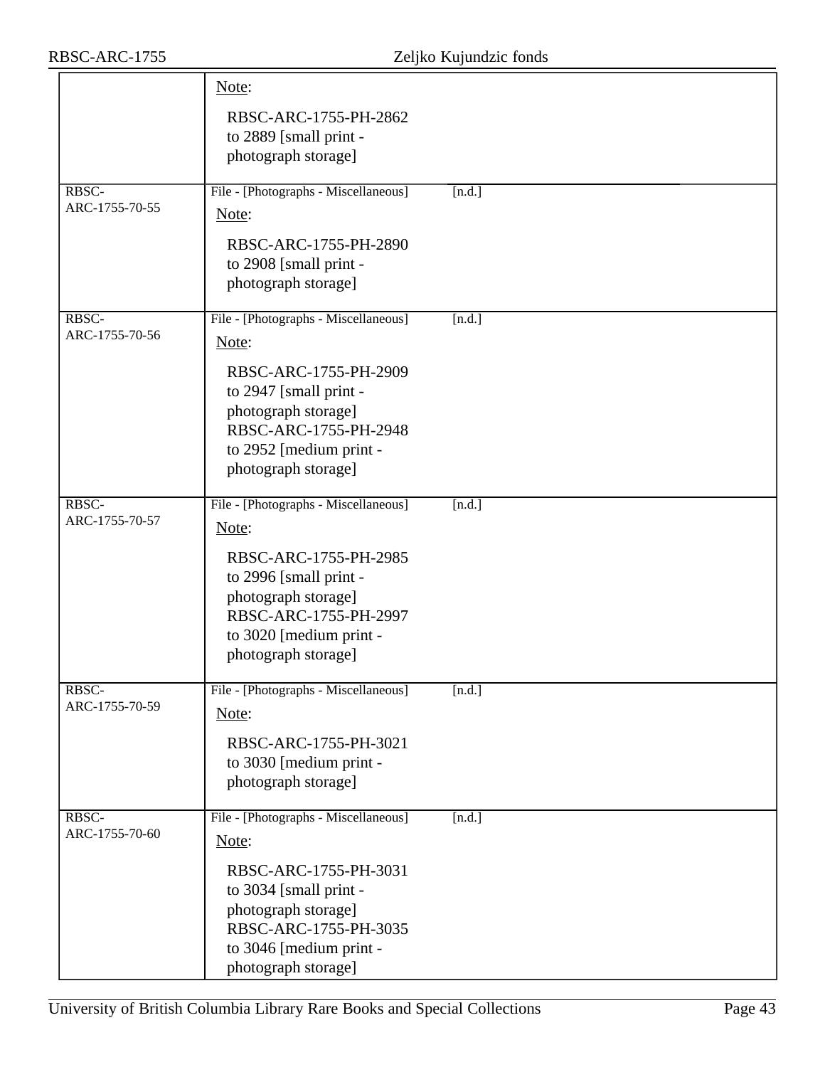| | | |
|---|---|---|
| | Note:<br><br>RBSC-ARC-1755-PH-2862 to 2889 [small print - photograph storage] | |
| RBSC-ARC-1755-70-55 | File - [Photographs - Miscellaneous]<br><br>Note:<br><br>RBSC-ARC-1755-PH-2890 to 2908 [small print - photograph storage] | [n.d.] |
| RBSC-ARC-1755-70-56 | File - [Photographs - Miscellaneous]<br><br>Note:<br><br>RBSC-ARC-1755-PH-2909 to 2947 [small print - photograph storage] RBSC-ARC-1755-PH-2948 to 2952 [medium print - photograph storage] | [n.d.] |
| RBSC-ARC-1755-70-57 | File - [Photographs - Miscellaneous]<br><br>Note:<br><br>RBSC-ARC-1755-PH-2985 to 2996 [small print - photograph storage] RBSC-ARC-1755-PH-2997 to 3020 [medium print - photograph storage] | [n.d.] |
| RBSC-ARC-1755-70-59 | File - [Photographs - Miscellaneous]<br><br>Note:<br><br>RBSC-ARC-1755-PH-3021 to 3030 [medium print - photograph storage] | [n.d.] |
| RBSC-ARC-1755-70-60 | File - [Photographs - Miscellaneous]<br><br>Note:<br><br>RBSC-ARC-1755-PH-3031 to 3034 [small print - photograph storage] RBSC-ARC-1755-PH-3035 to 3046 [medium print - photograph storage] | [n.d.] |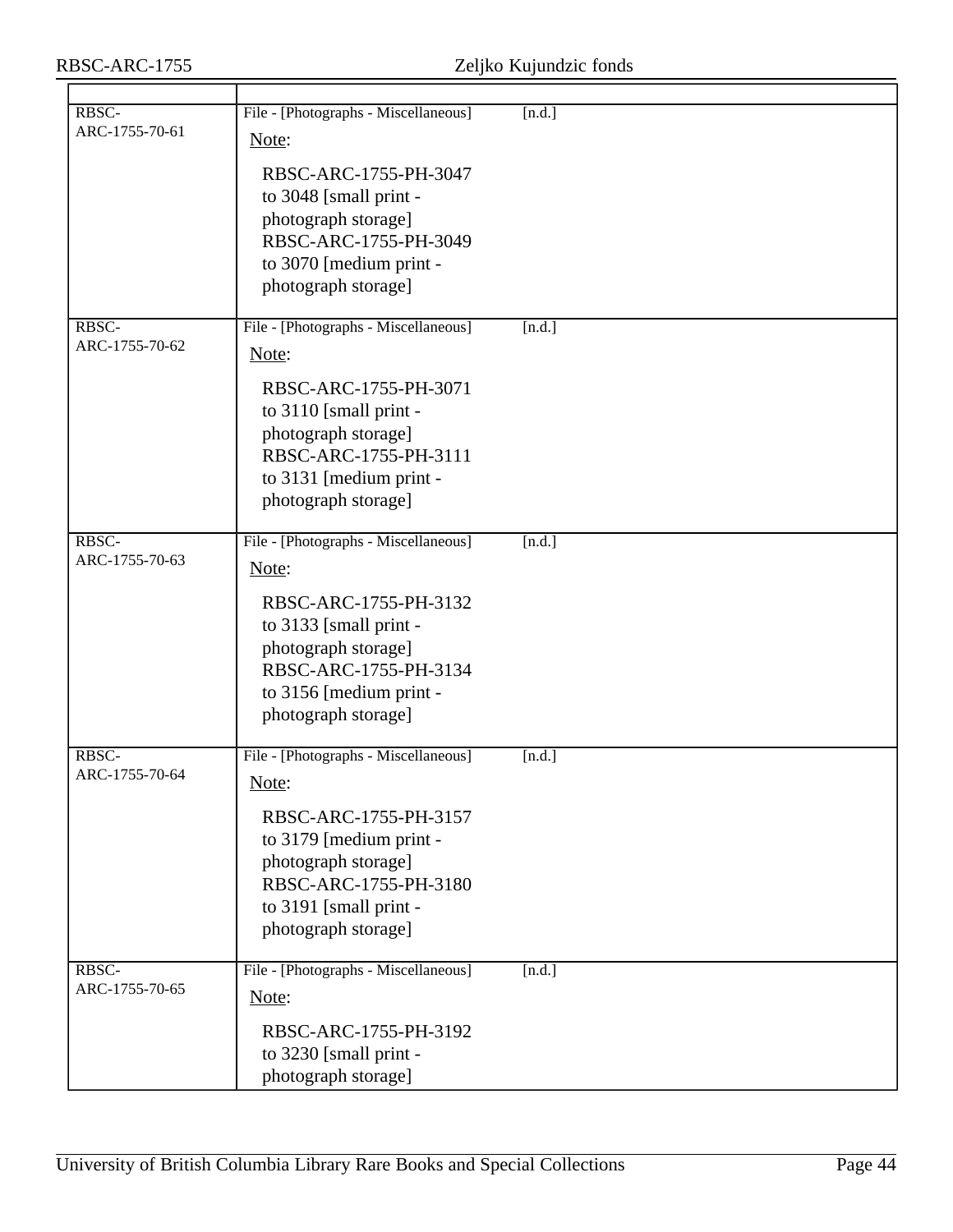| | |
|---|---|
| RBSC-ARC-1755-70-61 | File - [Photographs - Miscellaneous] [n.d.]<br>Note:<br>RBSC-ARC-1755-PH-3047 to 3048 [small print - photograph storage] RBSC-ARC-1755-PH-3049 to 3070 [medium print - photograph storage] |
| RBSC-ARC-1755-70-62 | File - [Photographs - Miscellaneous] [n.d.]<br>Note:<br>RBSC-ARC-1755-PH-3071 to 3110 [small print - photograph storage] RBSC-ARC-1755-PH-3111 to 3131 [medium print - photograph storage] |
| RBSC-ARC-1755-70-63 | File - [Photographs - Miscellaneous] [n.d.]<br>Note:<br>RBSC-ARC-1755-PH-3132 to 3133 [small print - photograph storage] RBSC-ARC-1755-PH-3134 to 3156 [medium print - photograph storage] |
| RBSC-ARC-1755-70-64 | File - [Photographs - Miscellaneous] [n.d.]<br>Note:<br>RBSC-ARC-1755-PH-3157 to 3179 [medium print - photograph storage] RBSC-ARC-1755-PH-3180 to 3191 [small print - photograph storage] |
| RBSC-ARC-1755-70-65 | File - [Photographs - Miscellaneous] [n.d.]<br>Note:<br>RBSC-ARC-1755-PH-3192 to 3230 [small print - photograph storage] |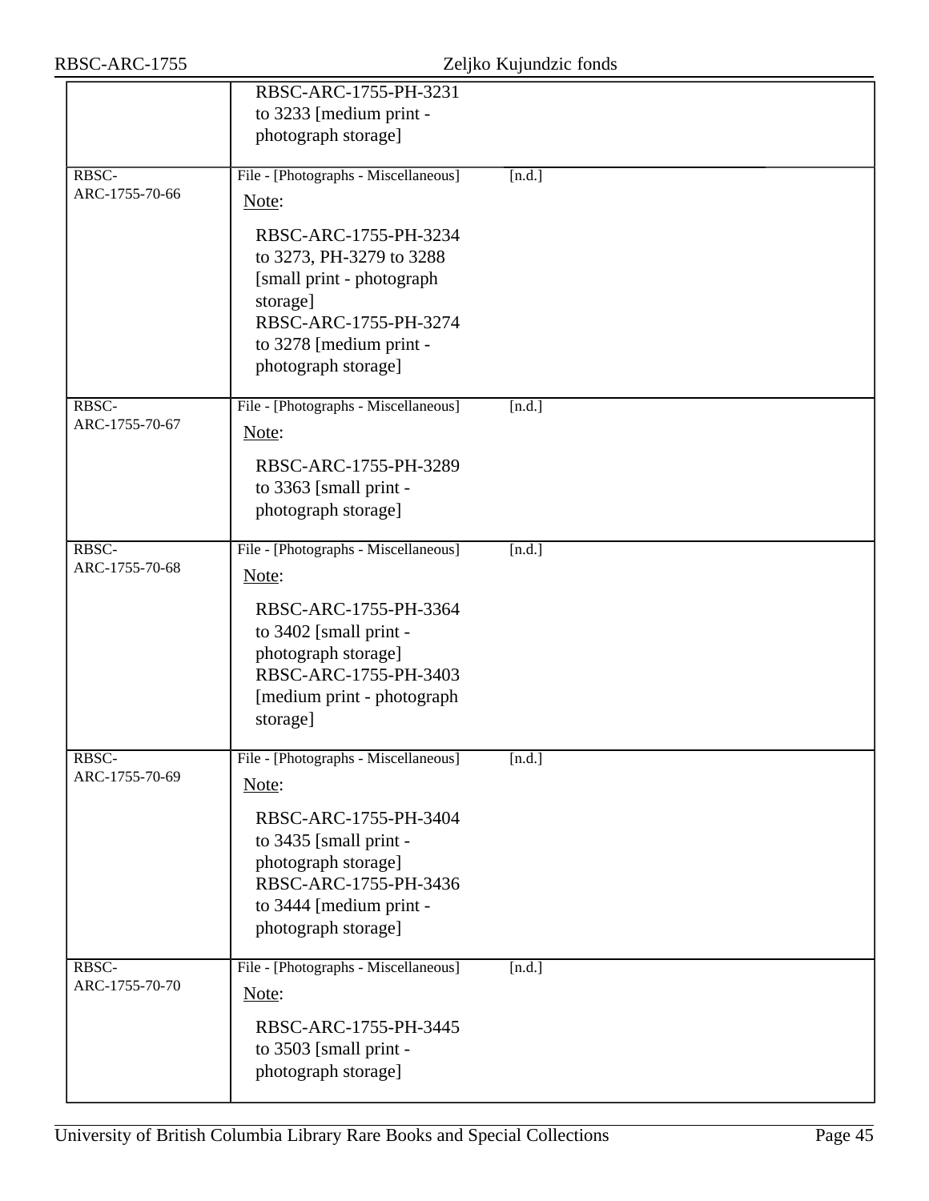| | | |
|---|---|---|
| | RBSC-ARC-1755-PH-3231 to 3233 [medium print - photograph storage] | |
| RBSC-ARC-1755-70-66 | File - [Photographs - Miscellaneous]<br>Note:<br>RBSC-ARC-1755-PH-3234 to 3273, PH-3279 to 3288 [small print - photograph storage] RBSC-ARC-1755-PH-3274 to 3278 [medium print - photograph storage] | [n.d.] |
| RBSC-ARC-1755-70-67 | File - [Photographs - Miscellaneous]<br>Note:<br>RBSC-ARC-1755-PH-3289 to 3363 [small print - photograph storage] | [n.d.] |
| RBSC-ARC-1755-70-68 | File - [Photographs - Miscellaneous]<br>Note:<br>RBSC-ARC-1755-PH-3364 to 3402 [small print - photograph storage] RBSC-ARC-1755-PH-3403 [medium print - photograph storage] | [n.d.] |
| RBSC-ARC-1755-70-69 | File - [Photographs - Miscellaneous]<br>Note:<br>RBSC-ARC-1755-PH-3404 to 3435 [small print - photograph storage] RBSC-ARC-1755-PH-3436 to 3444 [medium print - photograph storage] | [n.d.] |
| RBSC-ARC-1755-70-70 | File - [Photographs - Miscellaneous]<br>Note:<br>RBSC-ARC-1755-PH-3445 to 3503 [small print - photograph storage] | [n.d.] |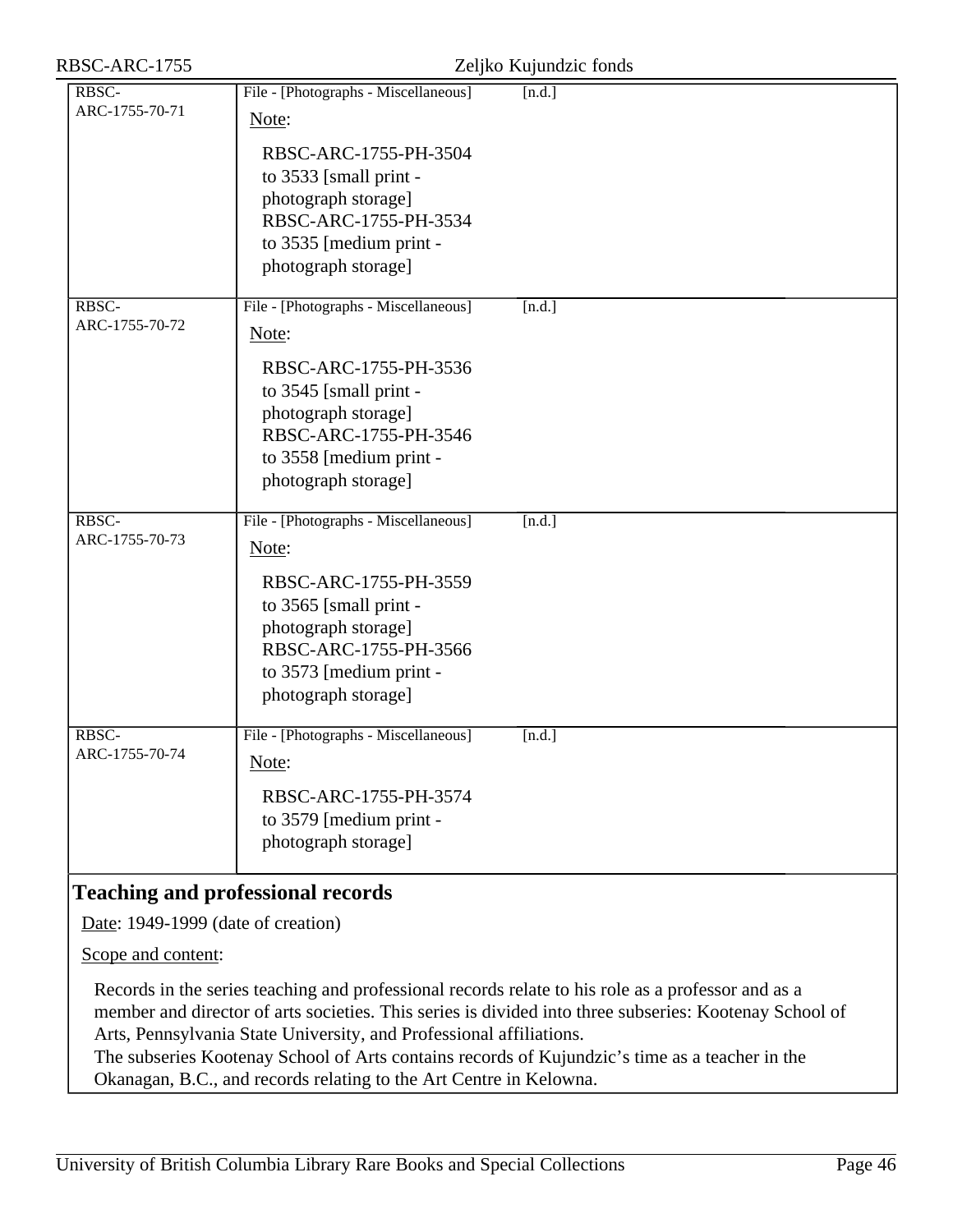| | | |
|---|---|---|
| RBSC-ARC-1755-70-71 | File - [Photographs - Miscellaneous]<br>Note:<br>RBSC-ARC-1755-PH-3504 to 3533 [small print - photograph storage] RBSC-ARC-1755-PH-3534 to 3535 [medium print - photograph storage] | [n.d.] |
| RBSC-ARC-1755-70-72 | File - [Photographs - Miscellaneous]<br>Note:<br>RBSC-ARC-1755-PH-3536 to 3545 [small print - photograph storage] RBSC-ARC-1755-PH-3546 to 3558 [medium print - photograph storage] | [n.d.] |
| RBSC-ARC-1755-70-73 | File - [Photographs - Miscellaneous]<br>Note:<br>RBSC-ARC-1755-PH-3559 to 3565 [small print - photograph storage] RBSC-ARC-1755-PH-3566 to 3573 [medium print - photograph storage] | [n.d.] |
| RBSC-ARC-1755-70-74 | File - [Photographs - Miscellaneous]<br>Note:<br>RBSC-ARC-1755-PH-3574 to 3579 [medium print - photograph storage] | [n.d.] |

## Teaching and professional records

Date: 1949-1999 (date of creation)

Scope and content:

Records in the series teaching and professional records relate to his role as a professor and as a member and director of arts societies. This series is divided into three subseries: Kootenay School of Arts, Pennsylvania State University, and Professional affiliations.
The subseries Kootenay School of Arts contains records of Kujundzic's time as a teacher in the Okanagan, B.C., and records relating to the Art Centre in Kelowna.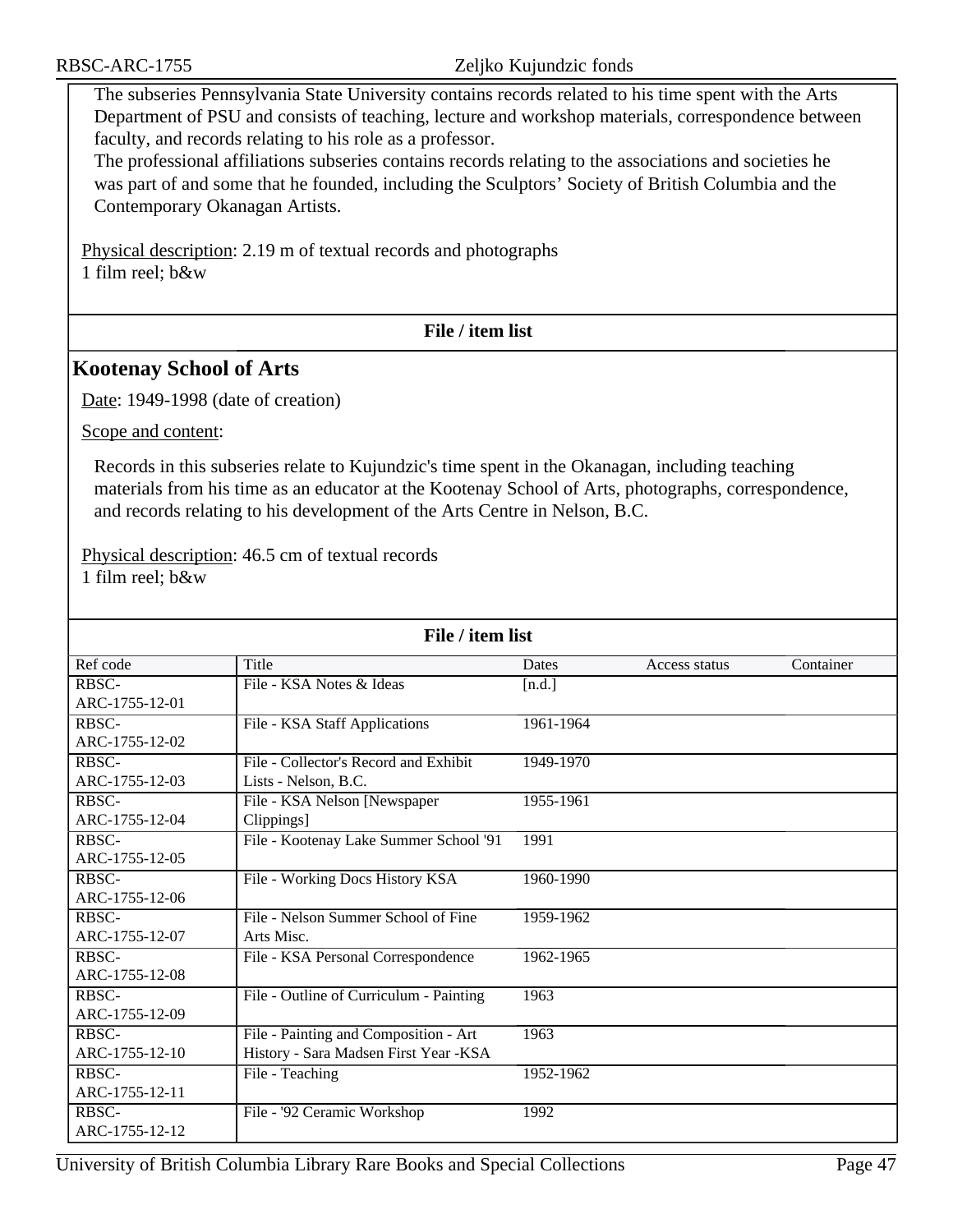The subseries Pennsylvania State University contains records related to his time spent with the Arts Department of PSU and consists of teaching, lecture and workshop materials, correspondence between faculty, and records relating to his role as a professor.
The professional affiliations subseries contains records relating to the associations and societies he was part of and some that he founded, including the Sculptors' Society of British Columbia and the Contemporary Okanagan Artists.

Physical description: 2.19 m of textual records and photographs
1 film reel; b&w

**File / item list**

## Kootenay School of Arts

Date: 1949-1998 (date of creation)

Scope and content:

Records in this subseries relate to Kujundzic's time spent in the Okanagan, including teaching materials from his time as an educator at the Kootenay School of Arts, photographs, correspondence, and records relating to his development of the Arts Centre in Nelson, B.C.

Physical description: 46.5 cm of textual records
1 film reel; b&w

**File / item list**

| Ref code | Title | Dates | Access status | Container |
|---|---|---|---|---|
| RBSC-ARC-1755-12-01 | File - KSA Notes & Ideas | [n.d.] | | |
| RBSC-ARC-1755-12-02 | File - KSA Staff Applications | 1961-1964 | | |
| RBSC-ARC-1755-12-03 | File - Collector's Record and Exhibit Lists - Nelson, B.C. | 1949-1970 | | |
| RBSC-ARC-1755-12-04 | File - KSA Nelson [Newspaper Clippings] | 1955-1961 | | |
| RBSC-ARC-1755-12-05 | File - Kootenay Lake Summer School '91 | 1991 | | |
| RBSC-ARC-1755-12-06 | File - Working Docs History KSA | 1960-1990 | | |
| RBSC-ARC-1755-12-07 | File - Nelson Summer School of Fine Arts Misc. | 1959-1962 | | |
| RBSC-ARC-1755-12-08 | File - KSA Personal Correspondence | 1962-1965 | | |
| RBSC-ARC-1755-12-09 | File - Outline of Curriculum - Painting | 1963 | | |
| RBSC-ARC-1755-12-10 | File - Painting and Composition - Art History - Sara Madsen First Year -KSA | 1963 | | |
| RBSC-ARC-1755-12-11 | File - Teaching | 1952-1962 | | |
| RBSC-ARC-1755-12-12 | File - '92 Ceramic Workshop | 1992 | | |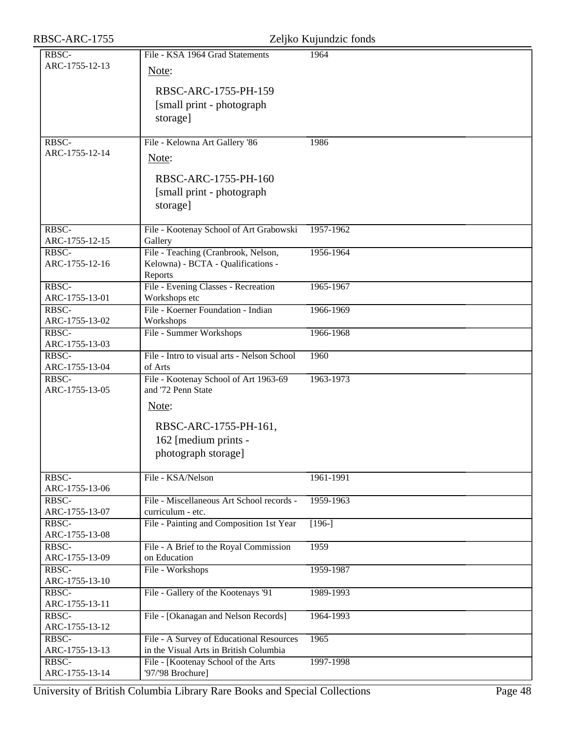| | | |
|---|---|---|
| RBSC-ARC-1755-12-13 | File - KSA 1964 Grad Statements<br>Note:<br>RBSC-ARC-1755-PH-159 [small print - photograph storage] | 1964 |
| RBSC-ARC-1755-12-14 | File - Kelowna Art Gallery '86<br>Note:<br>RBSC-ARC-1755-PH-160 [small print - photograph storage] | 1986 |
| RBSC-ARC-1755-12-15 | File - Kootenay School of Art Grabowski Gallery | 1957-1962 |
| RBSC-ARC-1755-12-16 | File - Teaching (Cranbrook, Nelson, Kelowna) - BCTA - Qualifications - Reports | 1956-1964 |
| RBSC-ARC-1755-13-01 | File - Evening Classes - Recreation Workshops etc | 1965-1967 |
| RBSC-ARC-1755-13-02 | File - Koerner Foundation - Indian Workshops | 1966-1969 |
| RBSC-ARC-1755-13-03 | File - Summer Workshops | 1966-1968 |
| RBSC-ARC-1755-13-04 | File - Intro to visual arts - Nelson School of Arts | 1960 |
| RBSC-ARC-1755-13-05 | File - Kootenay School of Art 1963-69 and '72 Penn State<br>Note:<br>RBSC-ARC-1755-PH-161, 162 [medium prints - photograph storage] | 1963-1973 |
| RBSC-ARC-1755-13-06 | File - KSA/Nelson | 1961-1991 |
| RBSC-ARC-1755-13-07 | File - Miscellaneous Art School records - curriculum - etc. | 1959-1963 |
| RBSC-ARC-1755-13-08 | File - Painting and Composition 1st Year | [196-] |
| RBSC-ARC-1755-13-09 | File - A Brief to the Royal Commission on Education | 1959 |
| RBSC-ARC-1755-13-10 | File - Workshops | 1959-1987 |
| RBSC-ARC-1755-13-11 | File - Gallery of the Kootenays '91 | 1989-1993 |
| RBSC-ARC-1755-13-12 | File - [Okanagan and Nelson Records] | 1964-1993 |
| RBSC-ARC-1755-13-13 | File - A Survey of Educational Resources in the Visual Arts in British Columbia | 1965 |
| RBSC-ARC-1755-13-14 | File - [Kootenay School of the Arts '97/'98 Brochure] | 1997-1998 |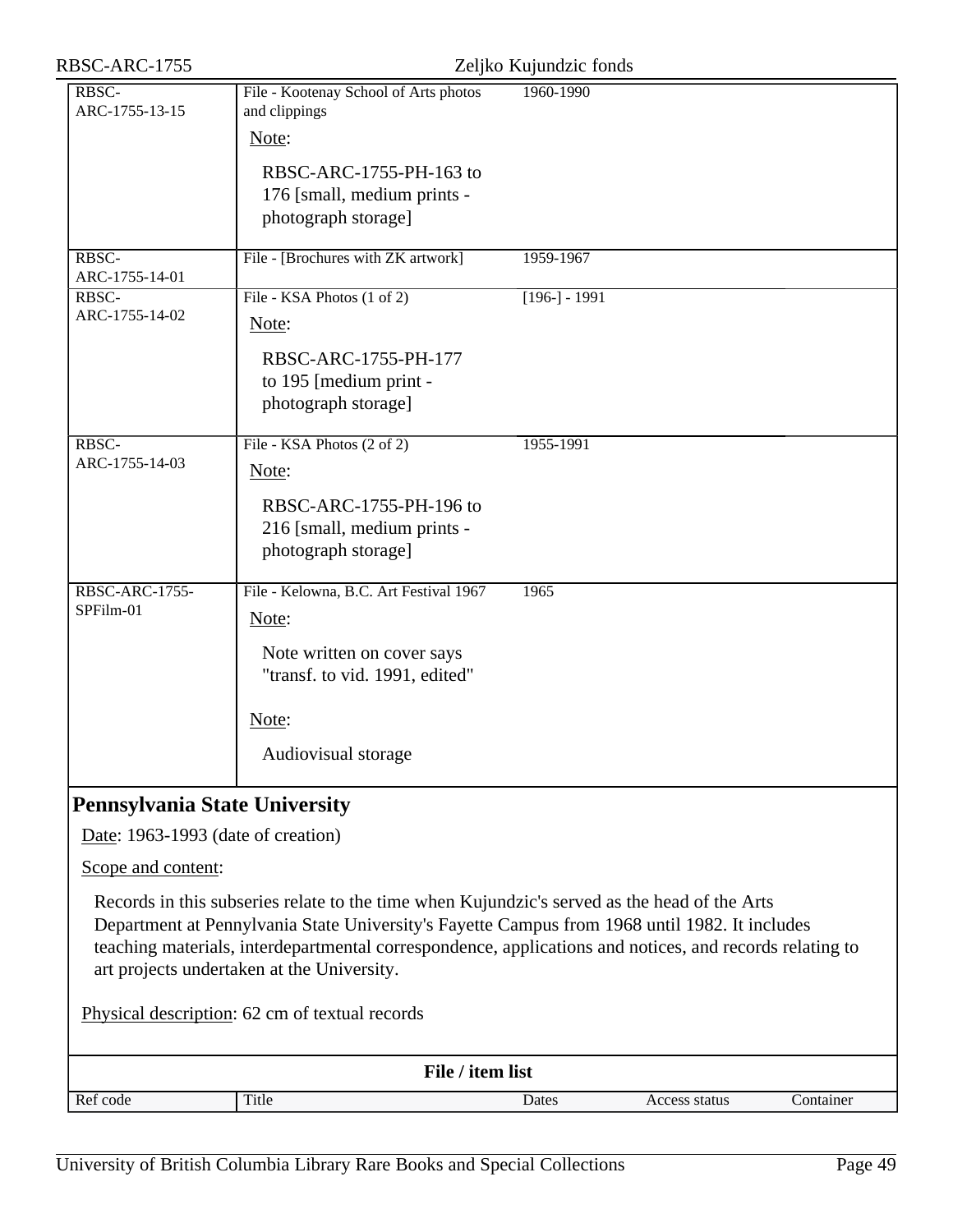| Ref code | Title | Dates | Access status | Container |
|---|---|---|---|---|
| RBSC-ARC-1755-13-15 | File - Kootenay School of Arts photos and clippings<br><br>Note:<br><br>RBSC-ARC-1755-PH-163 to 176 [small, medium prints - photograph storage] | 1960-1990 | | |
| RBSC-ARC-1755-14-01 | File - [Brochures with ZK artwork] | 1959-1967 | | |
| RBSC-ARC-1755-14-02 | File - KSA Photos (1 of 2)<br><br>Note:<br><br>RBSC-ARC-1755-PH-177 to 195 [medium print - photograph storage] | [196-] - 1991 | | |
| RBSC-ARC-1755-14-03 | File - KSA Photos (2 of 2)<br><br>Note:<br><br>RBSC-ARC-1755-PH-196 to 216 [small, medium prints - photograph storage] | 1955-1991 | | |
| RBSC-ARC-1755-SPFilm-01 | File - Kelowna, B.C. Art Festival 1967<br><br>Note:<br><br>Note written on cover says "transf. to vid. 1991, edited"<br><br>Note:<br><br>Audiovisual storage | 1965 | | |

## Pennsylvania State University

Date: 1963-1993 (date of creation)

Scope and content:

Records in this subseries relate to the time when Kujundzic's served as the head of the Arts Department at Pennylvania State University's Fayette Campus from 1968 until 1982. It includes teaching materials, interdepartmental correspondence, applications and notices, and records relating to art projects undertaken at the University.

Physical description: 62 cm of textual records

**File / item list**

| Ref code | Title | Dates | Access status | Container |
|---|---|---|---|---|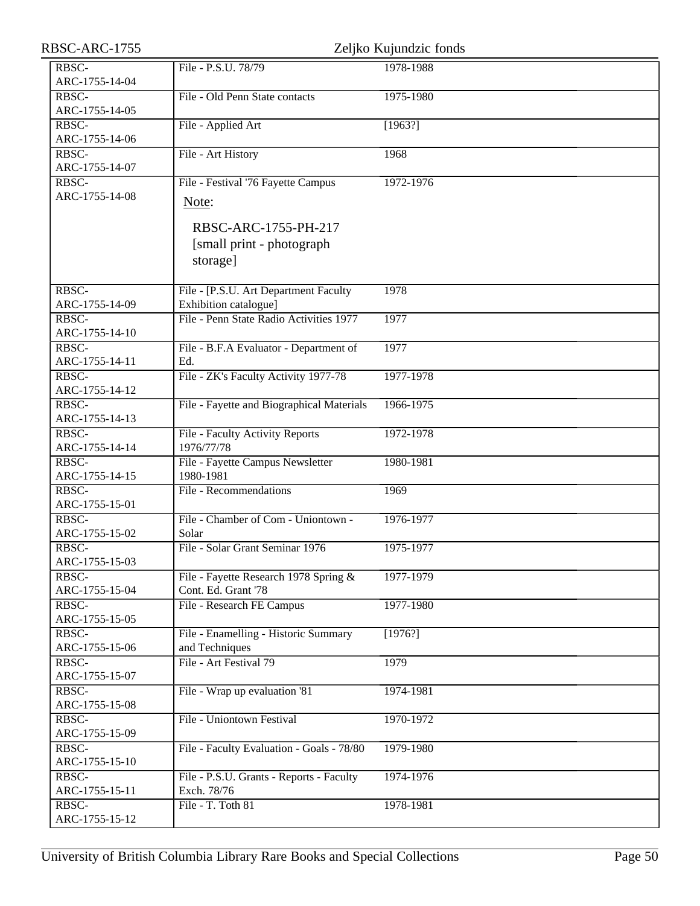| | | | |
|---|---|---|---|
| RBSC-ARC-1755-14-04 | File - P.S.U. 78/79 | 1978-1988 | |
| RBSC-ARC-1755-14-05 | File - Old Penn State contacts | 1975-1980 | |
| RBSC-ARC-1755-14-06 | File - Applied Art | [1963?] | |
| RBSC-ARC-1755-14-07 | File - Art History | 1968 | |
| RBSC-ARC-1755-14-08 | File - Festival '76 Fayette Campus<br><br>Note:<br><br>RBSC-ARC-1755-PH-217 [small print - photograph storage] | 1972-1976 | |
| RBSC-ARC-1755-14-09 | File - [P.S.U. Art Department Faculty Exhibition catalogue] | 1978 | |
| RBSC-ARC-1755-14-10 | File - Penn State Radio Activities 1977 | 1977 | |
| RBSC-ARC-1755-14-11 | File - B.F.A Evaluator - Department of Ed. | 1977 | |
| RBSC-ARC-1755-14-12 | File - ZK's Faculty Activity 1977-78 | 1977-1978 | |
| RBSC-ARC-1755-14-13 | File - Fayette and Biographical Materials | 1966-1975 | |
| RBSC-ARC-1755-14-14 | File - Faculty Activity Reports 1976/77/78 | 1972-1978 | |
| RBSC-ARC-1755-14-15 | File - Fayette Campus Newsletter 1980-1981 | 1980-1981 | |
| RBSC-ARC-1755-15-01 | File - Recommendations | 1969 | |
| RBSC-ARC-1755-15-02 | File - Chamber of Com - Uniontown - Solar | 1976-1977 | |
| RBSC-ARC-1755-15-03 | File - Solar Grant Seminar 1976 | 1975-1977 | |
| RBSC-ARC-1755-15-04 | File - Fayette Research 1978 Spring & Cont. Ed. Grant '78 | 1977-1979 | |
| RBSC-ARC-1755-15-05 | File - Research FE Campus | 1977-1980 | |
| RBSC-ARC-1755-15-06 | File - Enamelling - Historic Summary and Techniques | [1976?] | |
| RBSC-ARC-1755-15-07 | File - Art Festival 79 | 1979 | |
| RBSC-ARC-1755-15-08 | File - Wrap up evaluation '81 | 1974-1981 | |
| RBSC-ARC-1755-15-09 | File - Uniontown Festival | 1970-1972 | |
| RBSC-ARC-1755-15-10 | File - Faculty Evaluation - Goals - 78/80 | 1979-1980 | |
| RBSC-ARC-1755-15-11 | File - P.S.U. Grants - Reports - Faculty Exch. 78/76 | 1974-1976 | |
| RBSC-ARC-1755-15-12 | File - T. Toth 81 | 1978-1981 | |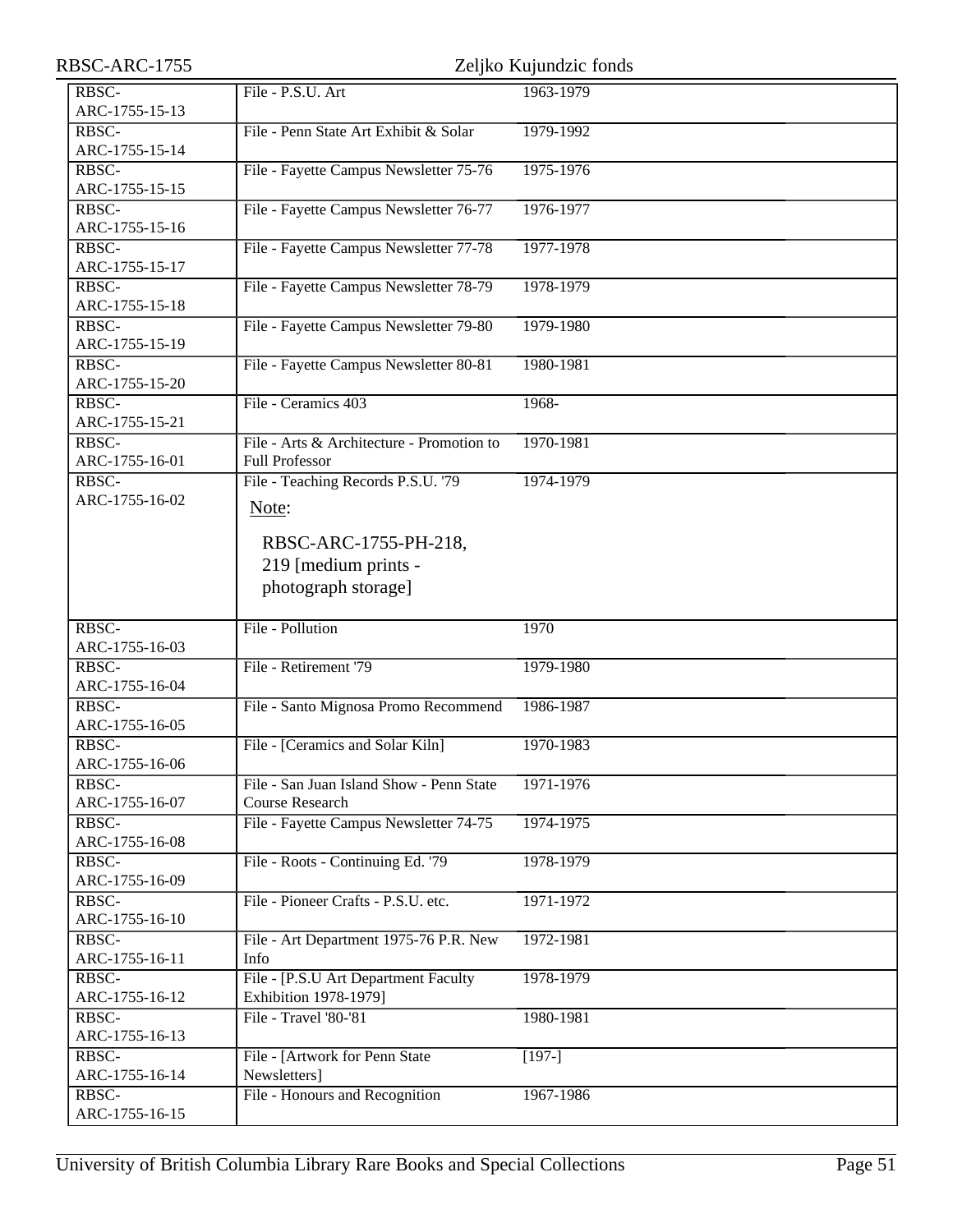| | | |
|---|---|---|
| RBSC-ARC-1755-15-13 | File - P.S.U. Art | 1963-1979 |
| RBSC-ARC-1755-15-14 | File - Penn State Art Exhibit & Solar | 1979-1992 |
| RBSC-ARC-1755-15-15 | File - Fayette Campus Newsletter 75-76 | 1975-1976 |
| RBSC-ARC-1755-15-16 | File - Fayette Campus Newsletter 76-77 | 1976-1977 |
| RBSC-ARC-1755-15-17 | File - Fayette Campus Newsletter 77-78 | 1977-1978 |
| RBSC-ARC-1755-15-18 | File - Fayette Campus Newsletter 78-79 | 1978-1979 |
| RBSC-ARC-1755-15-19 | File - Fayette Campus Newsletter 79-80 | 1979-1980 |
| RBSC-ARC-1755-15-20 | File - Fayette Campus Newsletter 80-81 | 1980-1981 |
| RBSC-ARC-1755-15-21 | File - Ceramics 403 | 1968- |
| RBSC-ARC-1755-16-01 | File - Arts & Architecture - Promotion to Full Professor | 1970-1981 |
| RBSC-ARC-1755-16-02 | File - Teaching Records P.S.U. '79<br>Note:<br>RBSC-ARC-1755-PH-218, 219 [medium prints - photograph storage] | 1974-1979 |
| RBSC-ARC-1755-16-03 | File - Pollution | 1970 |
| RBSC-ARC-1755-16-04 | File - Retirement '79 | 1979-1980 |
| RBSC-ARC-1755-16-05 | File - Santo Mignosa Promo Recommend | 1986-1987 |
| RBSC-ARC-1755-16-06 | File - [Ceramics and Solar Kiln] | 1970-1983 |
| RBSC-ARC-1755-16-07 | File - San Juan Island Show - Penn State Course Research | 1971-1976 |
| RBSC-ARC-1755-16-08 | File - Fayette Campus Newsletter 74-75 | 1974-1975 |
| RBSC-ARC-1755-16-09 | File - Roots - Continuing Ed. '79 | 1978-1979 |
| RBSC-ARC-1755-16-10 | File - Pioneer Crafts - P.S.U. etc. | 1971-1972 |
| RBSC-ARC-1755-16-11 | File - Art Department 1975-76 P.R. New Info | 1972-1981 |
| RBSC-ARC-1755-16-12 | File - [P.S.U Art Department Faculty Exhibition 1978-1979] | 1978-1979 |
| RBSC-ARC-1755-16-13 | File - Travel '80-'81 | 1980-1981 |
| RBSC-ARC-1755-16-14 | File - [Artwork for Penn State Newsletters] | [197-] |
| RBSC-ARC-1755-16-15 | File - Honours and Recognition | 1967-1986 |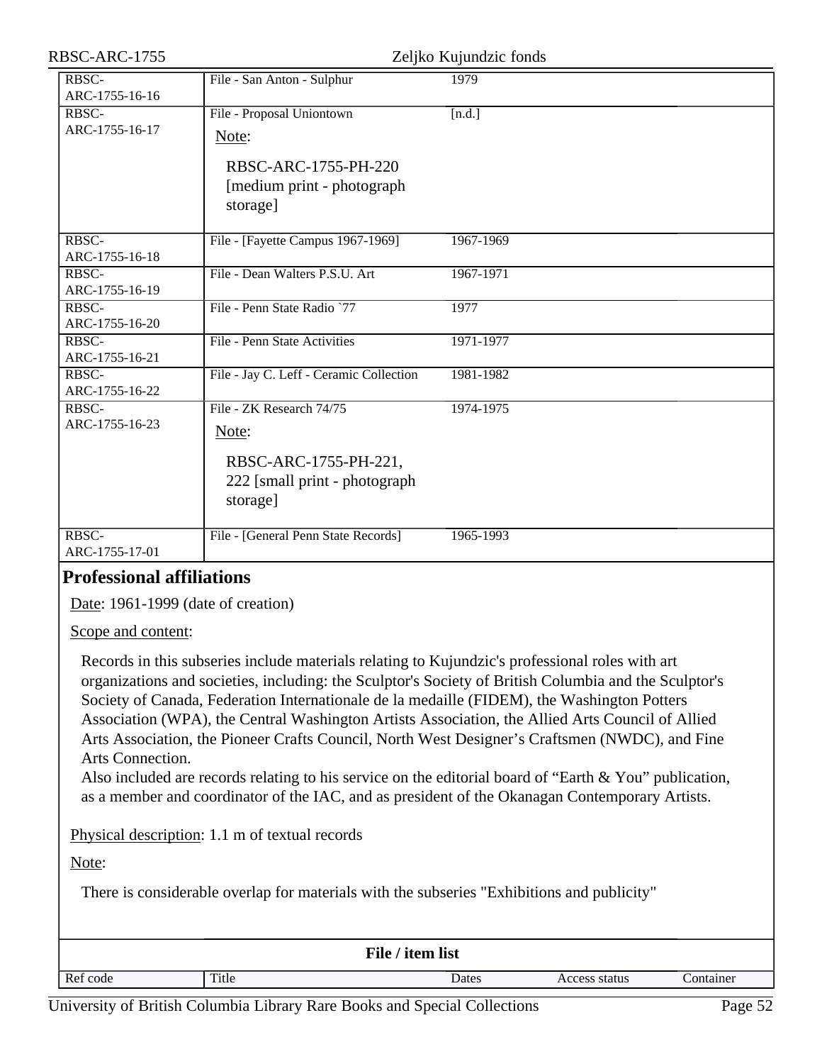| | | | | |
|---|---|---|---|---|
| RBSC-ARC-1755-16-16 | File - San Anton - Sulphur | 1979 | | |
| RBSC-ARC-1755-16-17 | File - Proposal Uniontown<br>Note:<br>RBSC-ARC-1755-PH-220 [medium print - photograph storage] | [n.d.] | | |
| RBSC-ARC-1755-16-18 | File - [Fayette Campus 1967-1969] | 1967-1969 | | |
| RBSC-ARC-1755-16-19 | File - Dean Walters P.S.U. Art | 1967-1971 | | |
| RBSC-ARC-1755-16-20 | File - Penn State Radio `77 | 1977 | | |
| RBSC-ARC-1755-16-21 | File - Penn State Activities | 1971-1977 | | |
| RBSC-ARC-1755-16-22 | File - Jay C. Leff - Ceramic Collection | 1981-1982 | | |
| RBSC-ARC-1755-16-23 | File - ZK Research 74/75<br>Note:<br>RBSC-ARC-1755-PH-221, 222 [small print - photograph storage] | 1974-1975 | | |
| RBSC-ARC-1755-17-01 | File - [General Penn State Records] | 1965-1993 | | |

## Professional affiliations

Date: 1961-1999 (date of creation)

Scope and content:

Records in this subseries include materials relating to Kujundzic's professional roles with art organizations and societies, including: the Sculptor's Society of British Columbia and the Sculptor's Society of Canada, Federation Internationale de la medaille (FIDEM), the Washington Potters Association (WPA), the Central Washington Artists Association, the Allied Arts Council of Allied Arts Association, the Pioneer Crafts Council, North West Designer's Craftsmen (NWDC), and Fine Arts Connection.
Also included are records relating to his service on the editorial board of "Earth & You" publication, as a member and coordinator of the IAC, and as president of the Okanagan Contemporary Artists.

Physical description: 1.1 m of textual records

Note:

There is considerable overlap for materials with the subseries "Exhibitions and publicity"

**File / item list**

| Ref code | Title | Dates | Access status | Container |
|---|---|---|---|---|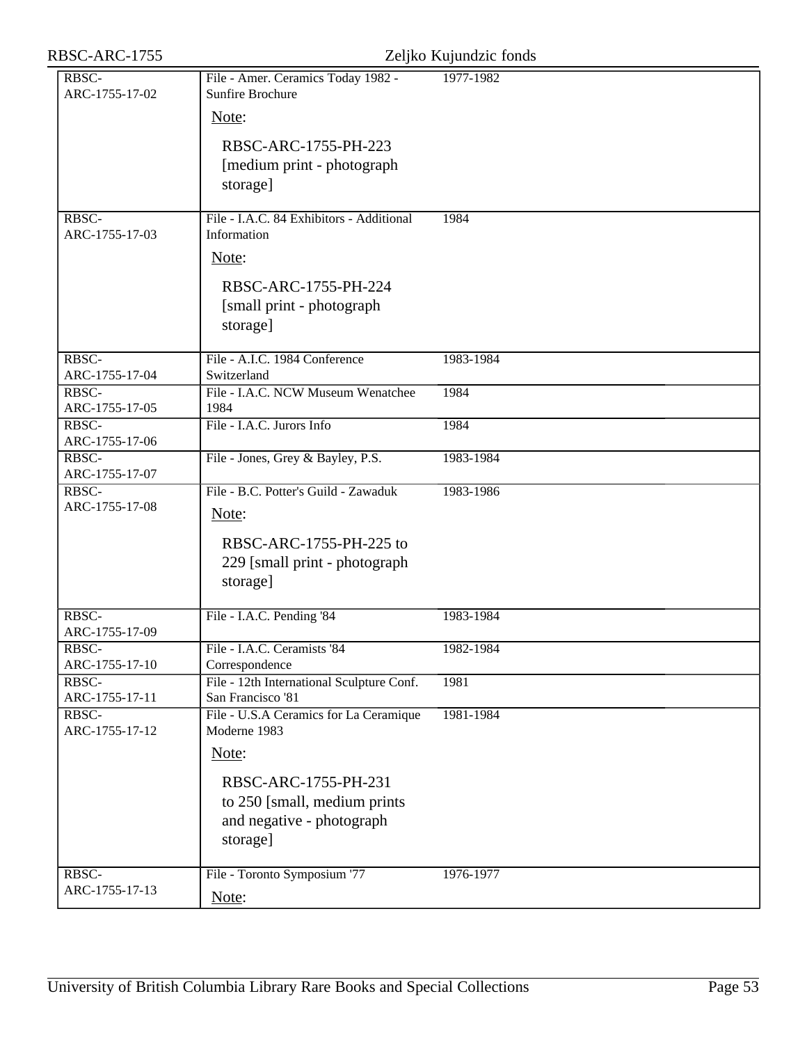| | | |
|---|---|---|
| RBSC-ARC-1755-17-02 | File - Amer. Ceramics Today 1982 - Sunfire Brochure<br><br>Note:<br><br>RBSC-ARC-1755-PH-223 [medium print - photograph storage] | 1977-1982 |
| RBSC-ARC-1755-17-03 | File - I.A.C. 84 Exhibitors - Additional Information<br><br>Note:<br><br>RBSC-ARC-1755-PH-224 [small print - photograph storage] | 1984 |
| RBSC-ARC-1755-17-04 | File - A.I.C. 1984 Conference Switzerland | 1983-1984 |
| RBSC-ARC-1755-17-05 | File - I.A.C. NCW Museum Wenatchee 1984 | 1984 |
| RBSC-ARC-1755-17-06 | File - I.A.C. Jurors Info | 1984 |
| RBSC-ARC-1755-17-07 | File - Jones, Grey & Bayley, P.S. | 1983-1984 |
| RBSC-ARC-1755-17-08 | File - B.C. Potter's Guild - Zawaduk<br><br>Note:<br><br>RBSC-ARC-1755-PH-225 to 229 [small print - photograph storage] | 1983-1986 |
| RBSC-ARC-1755-17-09 | File - I.A.C. Pending '84 | 1983-1984 |
| RBSC-ARC-1755-17-10 | File - I.A.C. Ceramists '84 Correspondence | 1982-1984 |
| RBSC-ARC-1755-17-11 | File - 12th International Sculpture Conf. San Francisco '81 | 1981 |
| RBSC-ARC-1755-17-12 | File - U.S.A Ceramics for La Ceramique Moderne 1983<br><br>Note:<br><br>RBSC-ARC-1755-PH-231 to 250 [small, medium prints and negative - photograph storage] | 1981-1984 |
| RBSC-ARC-1755-17-13 | File - Toronto Symposium '77<br><br>Note: | 1976-1977 |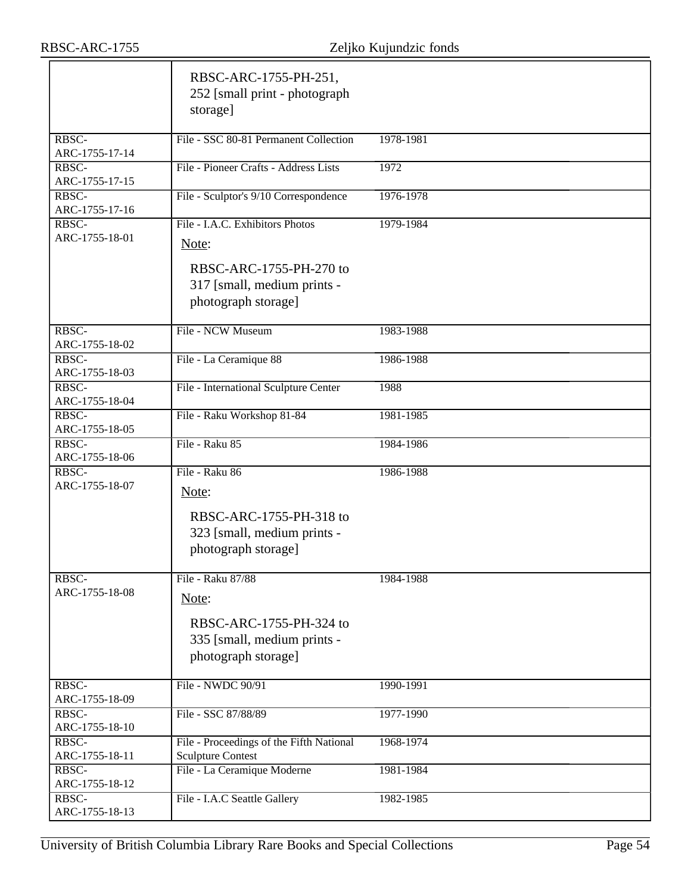| | | |
|---|---|---|
| | RBSC-ARC-1755-PH-251, 252 [small print - photograph storage] | |
| RBSC-ARC-1755-17-14 | File - SSC 80-81 Permanent Collection | 1978-1981 |
| RBSC-ARC-1755-17-15 | File - Pioneer Crafts - Address Lists | 1972 |
| RBSC-ARC-1755-17-16 | File - Sculptor's 9/10 Correspondence | 1976-1978 |
| RBSC-ARC-1755-18-01 | File - I.A.C. Exhibitors Photos<br>Note:<br>RBSC-ARC-1755-PH-270 to 317 [small, medium prints - photograph storage] | 1979-1984 |
| RBSC-ARC-1755-18-02 | File - NCW Museum | 1983-1988 |
| RBSC-ARC-1755-18-03 | File - La Ceramique 88 | 1986-1988 |
| RBSC-ARC-1755-18-04 | File - International Sculpture Center | 1988 |
| RBSC-ARC-1755-18-05 | File - Raku Workshop 81-84 | 1981-1985 |
| RBSC-ARC-1755-18-06 | File - Raku 85 | 1984-1986 |
| RBSC-ARC-1755-18-07 | File - Raku 86<br>Note:<br>RBSC-ARC-1755-PH-318 to 323 [small, medium prints - photograph storage] | 1986-1988 |
| RBSC-ARC-1755-18-08 | File - Raku 87/88<br>Note:<br>RBSC-ARC-1755-PH-324 to 335 [small, medium prints - photograph storage] | 1984-1988 |
| RBSC-ARC-1755-18-09 | File - NWDC 90/91 | 1990-1991 |
| RBSC-ARC-1755-18-10 | File - SSC 87/88/89 | 1977-1990 |
| RBSC-ARC-1755-18-11 | File - Proceedings of the Fifth National Sculpture Contest | 1968-1974 |
| RBSC-ARC-1755-18-12 | File - La Ceramique Moderne | 1981-1984 |
| RBSC-ARC-1755-18-13 | File - I.A.C Seattle Gallery | 1982-1985 |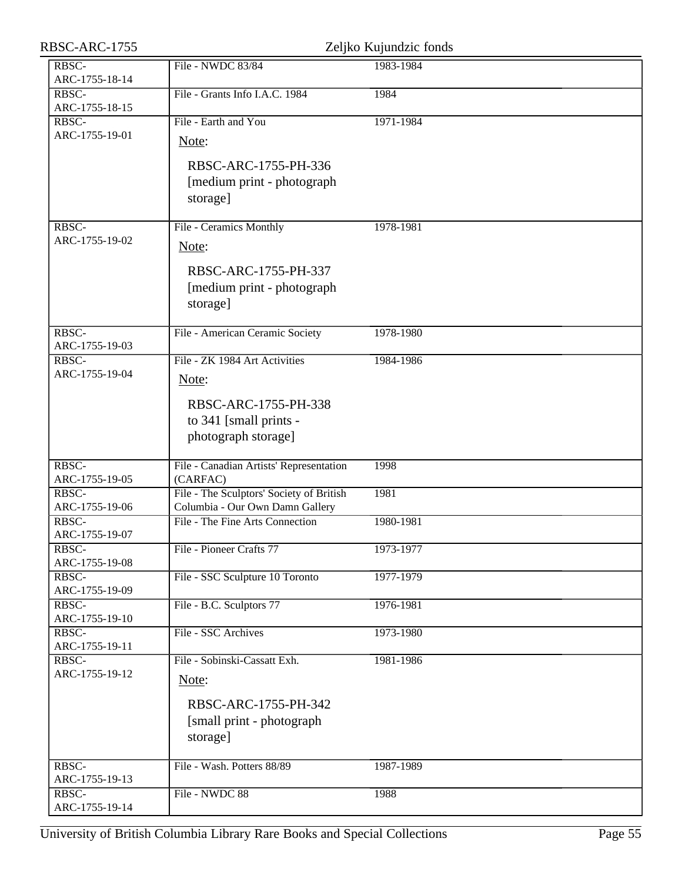| | | | |
|---|---|---|---|
| RBSC-ARC-1755-18-14 | File - NWDC 83/84 | 1983-1984 | |
| RBSC-ARC-1755-18-15 | File - Grants Info I.A.C. 1984 | 1984 | |
| RBSC-ARC-1755-19-01 | File - Earth and You<br>Note:<br>RBSC-ARC-1755-PH-336 [medium print - photograph storage] | 1971-1984 | |
| RBSC-ARC-1755-19-02 | File - Ceramics Monthly<br>Note:<br>RBSC-ARC-1755-PH-337 [medium print - photograph storage] | 1978-1981 | |
| RBSC-ARC-1755-19-03 | File - American Ceramic Society | 1978-1980 | |
| RBSC-ARC-1755-19-04 | File - ZK 1984 Art Activities<br>Note:<br>RBSC-ARC-1755-PH-338 to 341 [small prints - photograph storage] | 1984-1986 | |
| RBSC-ARC-1755-19-05 | File - Canadian Artists' Representation (CARFAC) | 1998 | |
| RBSC-ARC-1755-19-06 | File - The Sculptors' Society of British Columbia - Our Own Damn Gallery | 1981 | |
| RBSC-ARC-1755-19-07 | File - The Fine Arts Connection | 1980-1981 | |
| RBSC-ARC-1755-19-08 | File - Pioneer Crafts 77 | 1973-1977 | |
| RBSC-ARC-1755-19-09 | File - SSC Sculpture 10 Toronto | 1977-1979 | |
| RBSC-ARC-1755-19-10 | File - B.C. Sculptors 77 | 1976-1981 | |
| RBSC-ARC-1755-19-11 | File - SSC Archives | 1973-1980 | |
| RBSC-ARC-1755-19-12 | File - Sobinski-Cassatt Exh.<br>Note:<br>RBSC-ARC-1755-PH-342 [small print - photograph storage] | 1981-1986 | |
| RBSC-ARC-1755-19-13 | File - Wash. Potters 88/89 | 1987-1989 | |
| RBSC-ARC-1755-19-14 | File - NWDC 88 | 1988 | |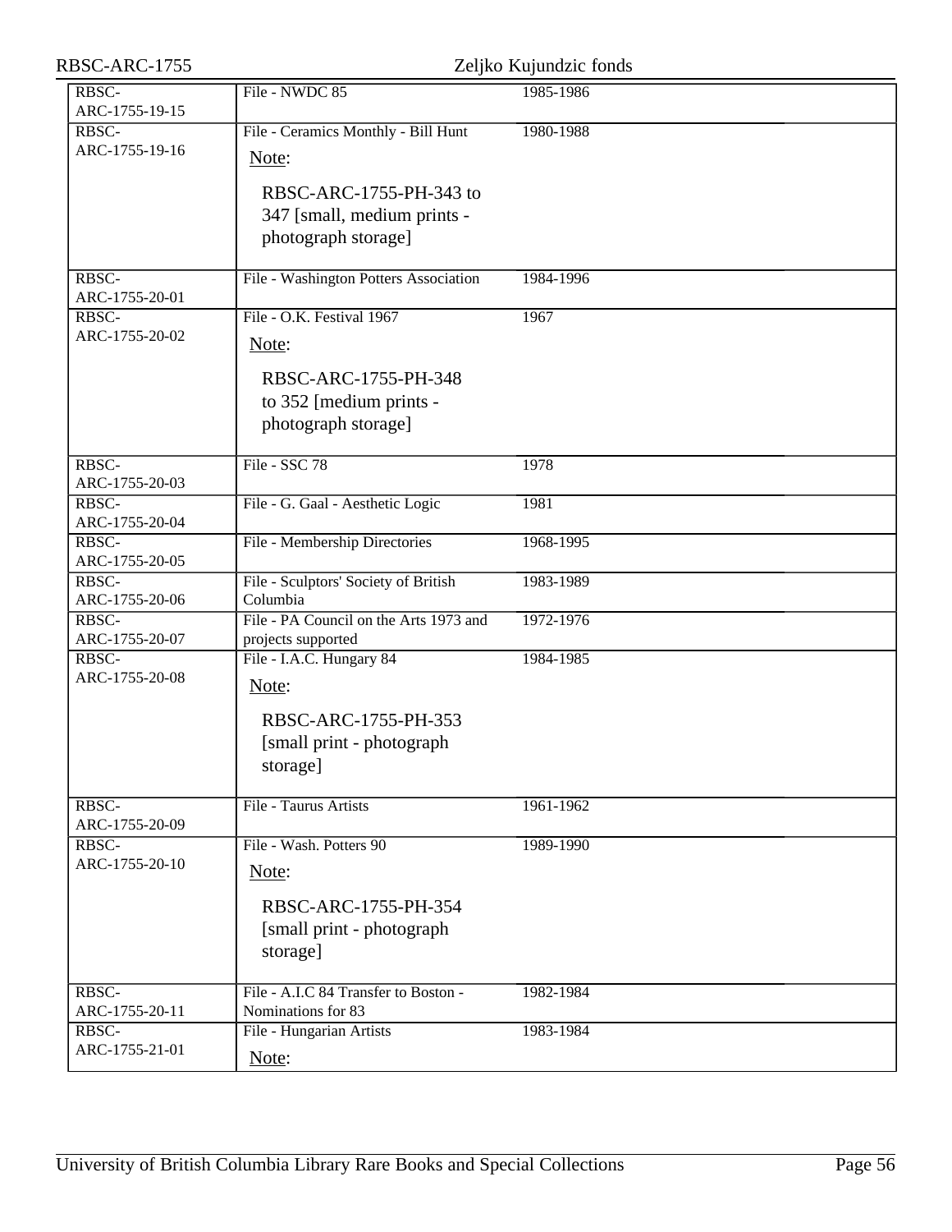| | | |
|---|---|---|
| RBSC-ARC-1755-19-15 | File - NWDC 85 | 1985-1986 |
| RBSC-ARC-1755-19-16 | File - Ceramics Monthly - Bill Hunt<br>Note:<br>RBSC-ARC-1755-PH-343 to 347 [small, medium prints - photograph storage] | 1980-1988 |
| RBSC-ARC-1755-20-01 | File - Washington Potters Association | 1984-1996 |
| RBSC-ARC-1755-20-02 | File - O.K. Festival 1967<br>Note:<br>RBSC-ARC-1755-PH-348 to 352 [medium prints - photograph storage] | 1967 |
| RBSC-ARC-1755-20-03 | File - SSC 78 | 1978 |
| RBSC-ARC-1755-20-04 | File - G. Gaal - Aesthetic Logic | 1981 |
| RBSC-ARC-1755-20-05 | File - Membership Directories | 1968-1995 |
| RBSC-ARC-1755-20-06 | File - Sculptors' Society of British Columbia | 1983-1989 |
| RBSC-ARC-1755-20-07 | File - PA Council on the Arts 1973 and projects supported | 1972-1976 |
| RBSC-ARC-1755-20-08 | File - I.A.C. Hungary 84<br>Note:<br>RBSC-ARC-1755-PH-353 [small print - photograph storage] | 1984-1985 |
| RBSC-ARC-1755-20-09 | File - Taurus Artists | 1961-1962 |
| RBSC-ARC-1755-20-10 | File - Wash. Potters 90<br>Note:<br>RBSC-ARC-1755-PH-354 [small print - photograph storage] | 1989-1990 |
| RBSC-ARC-1755-20-11 | File - A.I.C 84 Transfer to Boston - Nominations for 83 | 1982-1984 |
| RBSC-ARC-1755-21-01 | File - Hungarian Artists<br>Note: | 1983-1984 |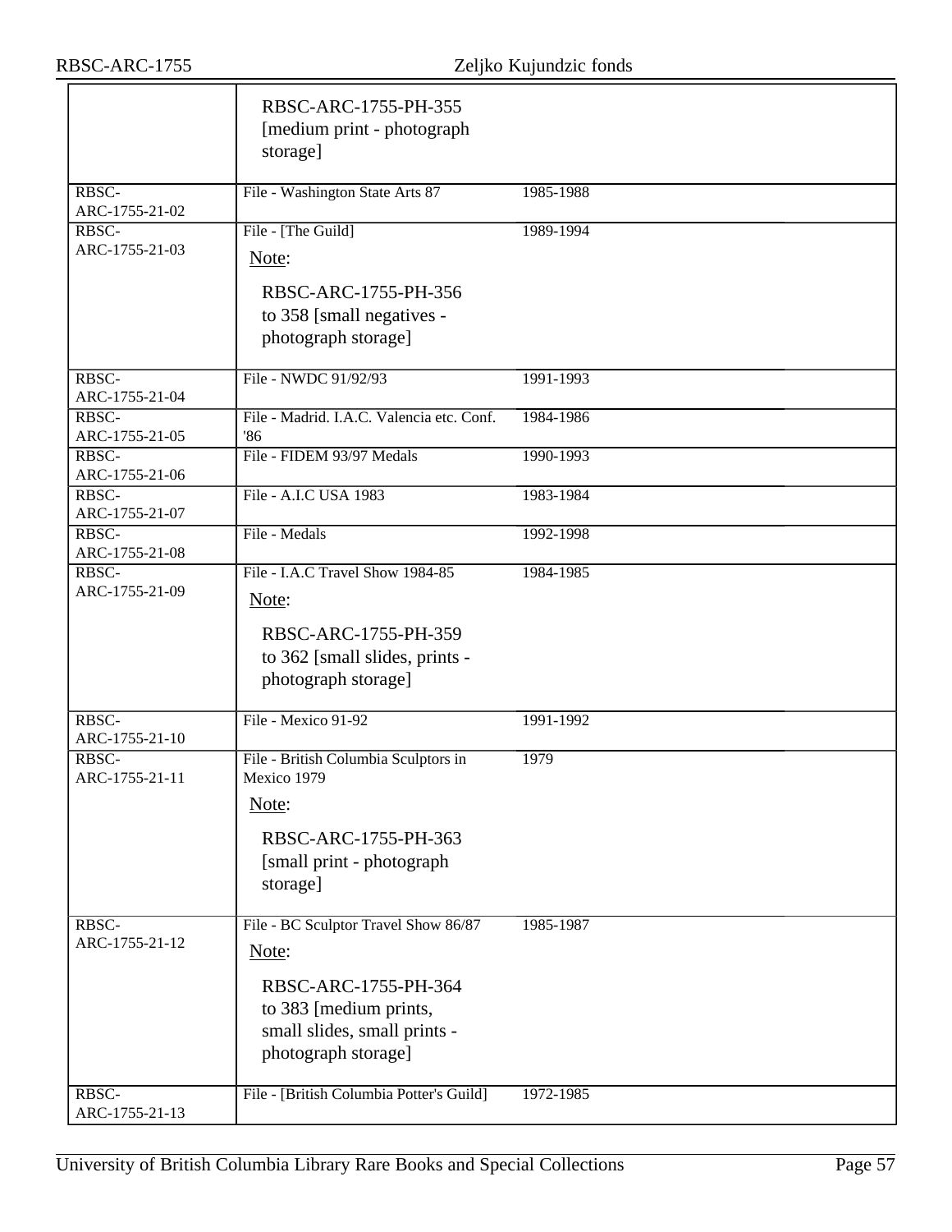| | | |
|---|---|---|
| | RBSC-ARC-1755-PH-355 [medium print - photograph storage] | |
| RBSC-ARC-1755-21-02 | File - Washington State Arts 87 | 1985-1988 |
| RBSC-ARC-1755-21-03 | File - [The Guild]<br>Note:<br>RBSC-ARC-1755-PH-356 to 358 [small negatives - photograph storage] | 1989-1994 |
| RBSC-ARC-1755-21-04 | File - NWDC 91/92/93 | 1991-1993 |
| RBSC-ARC-1755-21-05 | File - Madrid. I.A.C. Valencia etc. Conf. '86 | 1984-1986 |
| RBSC-ARC-1755-21-06 | File - FIDEM 93/97 Medals | 1990-1993 |
| RBSC-ARC-1755-21-07 | File - A.I.C USA 1983 | 1983-1984 |
| RBSC-ARC-1755-21-08 | File - Medals | 1992-1998 |
| RBSC-ARC-1755-21-09 | File - I.A.C Travel Show 1984-85<br>Note:<br>RBSC-ARC-1755-PH-359 to 362 [small slides, prints - photograph storage] | 1984-1985 |
| RBSC-ARC-1755-21-10 | File - Mexico 91-92 | 1991-1992 |
| RBSC-ARC-1755-21-11 | File - British Columbia Sculptors in Mexico 1979<br>Note:<br>RBSC-ARC-1755-PH-363 [small print - photograph storage] | 1979 |
| RBSC-ARC-1755-21-12 | File - BC Sculptor Travel Show 86/87<br>Note:<br>RBSC-ARC-1755-PH-364 to 383 [medium prints, small slides, small prints - photograph storage] | 1985-1987 |
| RBSC-ARC-1755-21-13 | File - [British Columbia Potter's Guild] | 1972-1985 |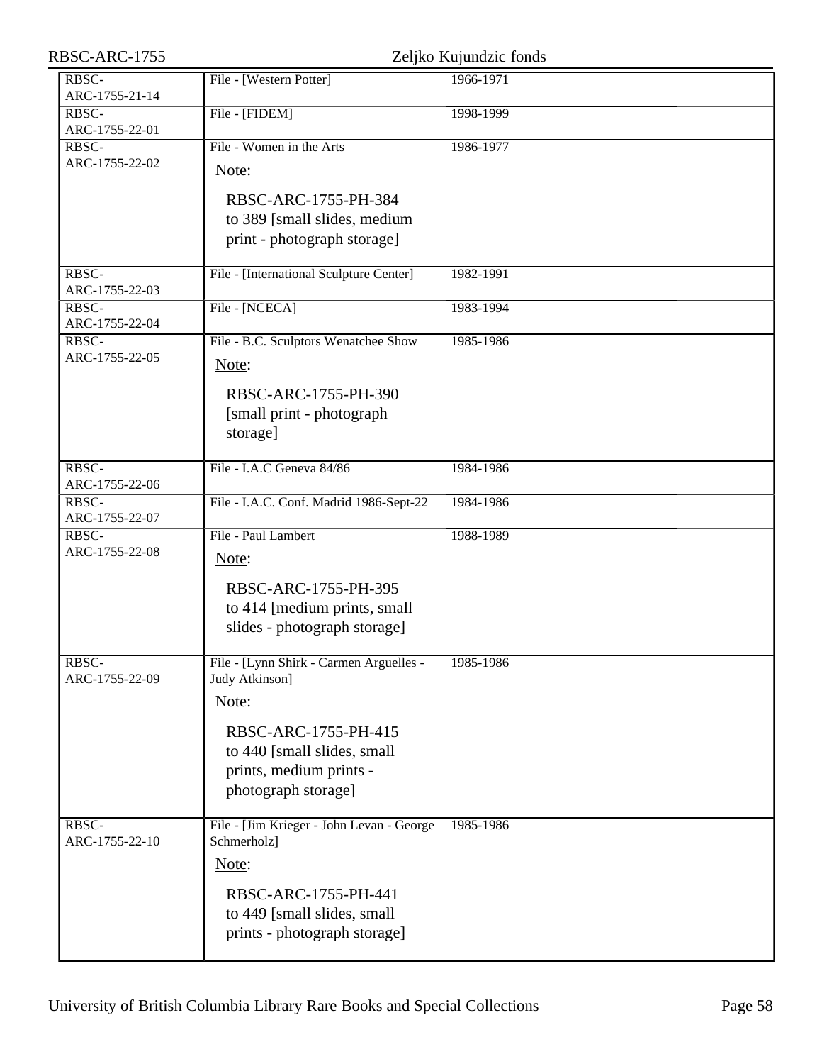| | | |
|---|---|---|
| RBSC-ARC-1755-21-14 | File - [Western Potter] | 1966-1971 |
| RBSC-ARC-1755-22-01 | File - [FIDEM] | 1998-1999 |
| RBSC-ARC-1755-22-02 | File - Women in the Arts<br><br>Note:<br><br>RBSC-ARC-1755-PH-384 to 389 [small slides, medium print - photograph storage] | 1986-1977 |
| RBSC-ARC-1755-22-03 | File - [International Sculpture Center] | 1982-1991 |
| RBSC-ARC-1755-22-04 | File - [NCECA] | 1983-1994 |
| RBSC-ARC-1755-22-05 | File - B.C. Sculptors Wenatchee Show<br><br>Note:<br><br>RBSC-ARC-1755-PH-390 [small print - photograph storage] | 1985-1986 |
| RBSC-ARC-1755-22-06 | File - I.A.C Geneva 84/86 | 1984-1986 |
| RBSC-ARC-1755-22-07 | File - I.A.C. Conf. Madrid 1986-Sept-22 | 1984-1986 |
| RBSC-ARC-1755-22-08 | File - Paul Lambert<br><br>Note:<br><br>RBSC-ARC-1755-PH-395 to 414 [medium prints, small slides - photograph storage] | 1988-1989 |
| RBSC-ARC-1755-22-09 | File - [Lynn Shirk - Carmen Arguelles - Judy Atkinson]<br><br>Note:<br><br>RBSC-ARC-1755-PH-415 to 440 [small slides, small prints, medium prints - photograph storage] | 1985-1986 |
| RBSC-ARC-1755-22-10 | File - [Jim Krieger - John Levan - George Schmerholz]<br><br>Note:<br><br>RBSC-ARC-1755-PH-441 to 449 [small slides, small prints - photograph storage] | 1985-1986 |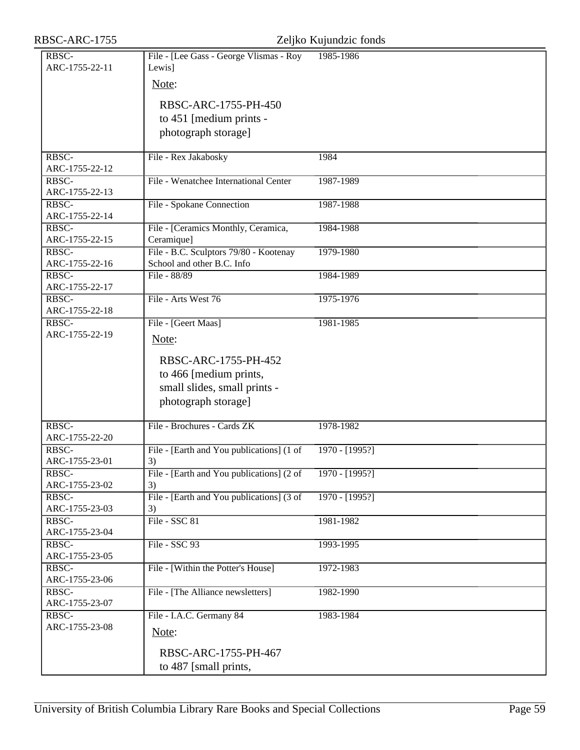| | | | |
|---|---|---|---|
| RBSC-ARC-1755-22-11 | File - [Lee Gass - George Vlismas - Roy Lewis]<br><br>Note:<br><br>RBSC-ARC-1755-PH-450 to 451 [medium prints - photograph storage] | 1985-1986 | |
| RBSC-ARC-1755-22-12 | File - Rex Jakabosky | 1984 | |
| RBSC-ARC-1755-22-13 | File - Wenatchee International Center | 1987-1989 | |
| RBSC-ARC-1755-22-14 | File - Spokane Connection | 1987-1988 | |
| RBSC-ARC-1755-22-15 | File - [Ceramics Monthly, Ceramica, Ceramique] | 1984-1988 | |
| RBSC-ARC-1755-22-16 | File - B.C. Sculptors 79/80 - Kootenay School and other B.C. Info | 1979-1980 | |
| RBSC-ARC-1755-22-17 | File - 88/89 | 1984-1989 | |
| RBSC-ARC-1755-22-18 | File - Arts West 76 | 1975-1976 | |
| RBSC-ARC-1755-22-19 | File - [Geert Maas]<br><br>Note:<br><br>RBSC-ARC-1755-PH-452 to 466 [medium prints, small slides, small prints - photograph storage] | 1981-1985 | |
| RBSC-ARC-1755-22-20 | File - Brochures - Cards ZK | 1978-1982 | |
| RBSC-ARC-1755-23-01 | File - [Earth and You publications] (1 of 3) | 1970 - [1995?] | |
| RBSC-ARC-1755-23-02 | File - [Earth and You publications] (2 of 3) | 1970 - [1995?] | |
| RBSC-ARC-1755-23-03 | File - [Earth and You publications] (3 of 3) | 1970 - [1995?] | |
| RBSC-ARC-1755-23-04 | File - SSC 81 | 1981-1982 | |
| RBSC-ARC-1755-23-05 | File - SSC 93 | 1993-1995 | |
| RBSC-ARC-1755-23-06 | File - [Within the Potter's House] | 1972-1983 | |
| RBSC-ARC-1755-23-07 | File - [The Alliance newsletters] | 1982-1990 | |
| RBSC-ARC-1755-23-08 | File - I.A.C. Germany 84<br><br>Note:<br><br>RBSC-ARC-1755-PH-467 to 487 [small prints, | 1983-1984 | |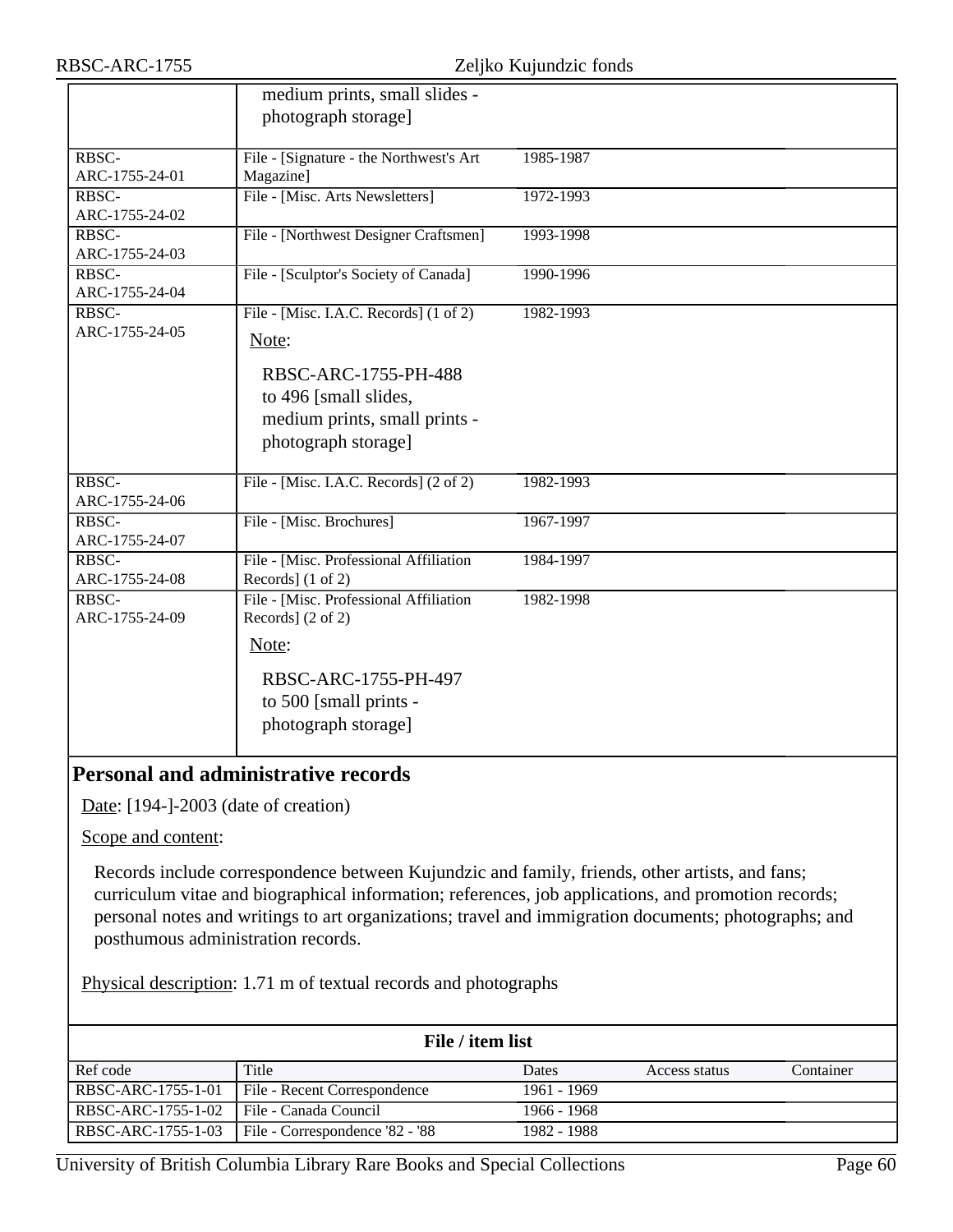| | | | | |
|---|---|---|---|---|
| | medium prints, small slides - photograph storage] | | | |
| RBSC-ARC-1755-24-01 | File - [Signature - the Northwest's Art Magazine] | 1985-1987 | | |
| RBSC-ARC-1755-24-02 | File - [Misc. Arts Newsletters] | 1972-1993 | | |
| RBSC-ARC-1755-24-03 | File - [Northwest Designer Craftsmen] | 1993-1998 | | |
| RBSC-ARC-1755-24-04 | File - [Sculptor's Society of Canada] | 1990-1996 | | |
| RBSC-ARC-1755-24-05 | File - [Misc. I.A.C. Records] (1 of 2) Note: RBSC-ARC-1755-PH-488 to 496 [small slides, medium prints, small prints - photograph storage] | 1982-1993 | | |
| RBSC-ARC-1755-24-06 | File - [Misc. I.A.C. Records] (2 of 2) | 1982-1993 | | |
| RBSC-ARC-1755-24-07 | File - [Misc. Brochures] | 1967-1997 | | |
| RBSC-ARC-1755-24-08 | File - [Misc. Professional Affiliation Records] (1 of 2) | 1984-1997 | | |
| RBSC-ARC-1755-24-09 | File - [Misc. Professional Affiliation Records] (2 of 2) Note: RBSC-ARC-1755-PH-497 to 500 [small prints - photograph storage] | 1982-1998 | | |

## Personal and administrative records

Date: [194-]-2003 (date of creation)

Scope and content:

Records include correspondence between Kujundzic and family, friends, other artists, and fans; curriculum vitae and biographical information; references, job applications, and promotion records; personal notes and writings to art organizations; travel and immigration documents; photographs; and posthumous administration records.

Physical description: 1.71 m of textual records and photographs

**File / item list**

| Ref code | Title | Dates | Access status | Container |
|---|---|---|---|---|
| RBSC-ARC-1755-1-01 | File - Recent Correspondence | 1961 - 1969 | | |
| RBSC-ARC-1755-1-02 | File - Canada Council | 1966 - 1968 | | |
| RBSC-ARC-1755-1-03 | File - Correspondence '82 - '88 | 1982 - 1988 | | |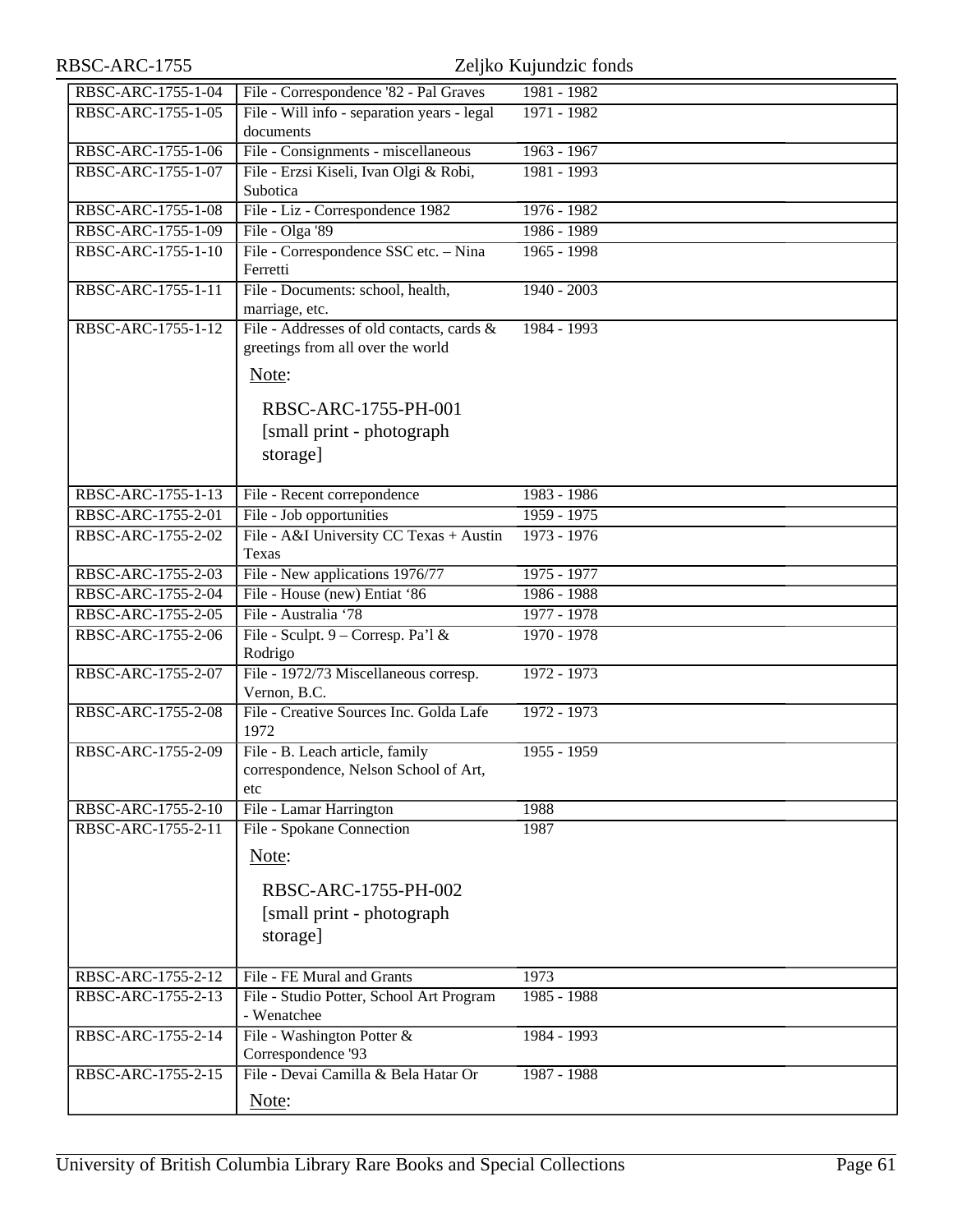| | | |
|---|---|---|
| RBSC-ARC-1755-1-04 | File - Correspondence '82 - Pal Graves | 1981 - 1982 |
| RBSC-ARC-1755-1-05 | File - Will info - separation years - legal documents | 1971 - 1982 |
| RBSC-ARC-1755-1-06 | File - Consignments - miscellaneous | 1963 - 1967 |
| RBSC-ARC-1755-1-07 | File - Erzsi Kiseli, Ivan Olgi & Robi, Subotica | 1981 - 1993 |
| RBSC-ARC-1755-1-08 | File - Liz - Correspondence 1982 | 1976 - 1982 |
| RBSC-ARC-1755-1-09 | File - Olga '89 | 1986 - 1989 |
| RBSC-ARC-1755-1-10 | File - Correspondence SSC etc. – Nina Ferretti | 1965 - 1998 |
| RBSC-ARC-1755-1-11 | File - Documents: school, health, marriage, etc. | 1940 - 2003 |
| RBSC-ARC-1755-1-12 | File - Addresses of old contacts, cards & greetings from all over the world<br><br>Note:<br><br>RBSC-ARC-1755-PH-001 [small print - photograph storage] | 1984 - 1993 |
| RBSC-ARC-1755-1-13 | File - Recent correpondence | 1983 - 1986 |
| RBSC-ARC-1755-2-01 | File - Job opportunities | 1959 - 1975 |
| RBSC-ARC-1755-2-02 | File - A&I University CC Texas + Austin Texas | 1973 - 1976 |
| RBSC-ARC-1755-2-03 | File - New applications 1976/77 | 1975 - 1977 |
| RBSC-ARC-1755-2-04 | File - House (new) Entiat '86 | 1986 - 1988 |
| RBSC-ARC-1755-2-05 | File - Australia '78 | 1977 - 1978 |
| RBSC-ARC-1755-2-06 | File - Sculpt. 9 – Corresp. Pa'l & Rodrigo | 1970 - 1978 |
| RBSC-ARC-1755-2-07 | File - 1972/73 Miscellaneous corresp. Vernon, B.C. | 1972 - 1973 |
| RBSC-ARC-1755-2-08 | File - Creative Sources Inc. Golda Lafe 1972 | 1972 - 1973 |
| RBSC-ARC-1755-2-09 | File - B. Leach article, family correspondence, Nelson School of Art, etc | 1955 - 1959 |
| RBSC-ARC-1755-2-10 | File - Lamar Harrington | 1988 |
| RBSC-ARC-1755-2-11 | File - Spokane Connection<br><br>Note:<br><br>RBSC-ARC-1755-PH-002 [small print - photograph storage] | 1987 |
| RBSC-ARC-1755-2-12 | File - FE Mural and Grants | 1973 |
| RBSC-ARC-1755-2-13 | File - Studio Potter, School Art Program - Wenatchee | 1985 - 1988 |
| RBSC-ARC-1755-2-14 | File - Washington Potter & Correspondence '93 | 1984 - 1993 |
| RBSC-ARC-1755-2-15 | File - Devai Camilla & Bela Hatar Or<br><br>Note: | 1987 - 1988 |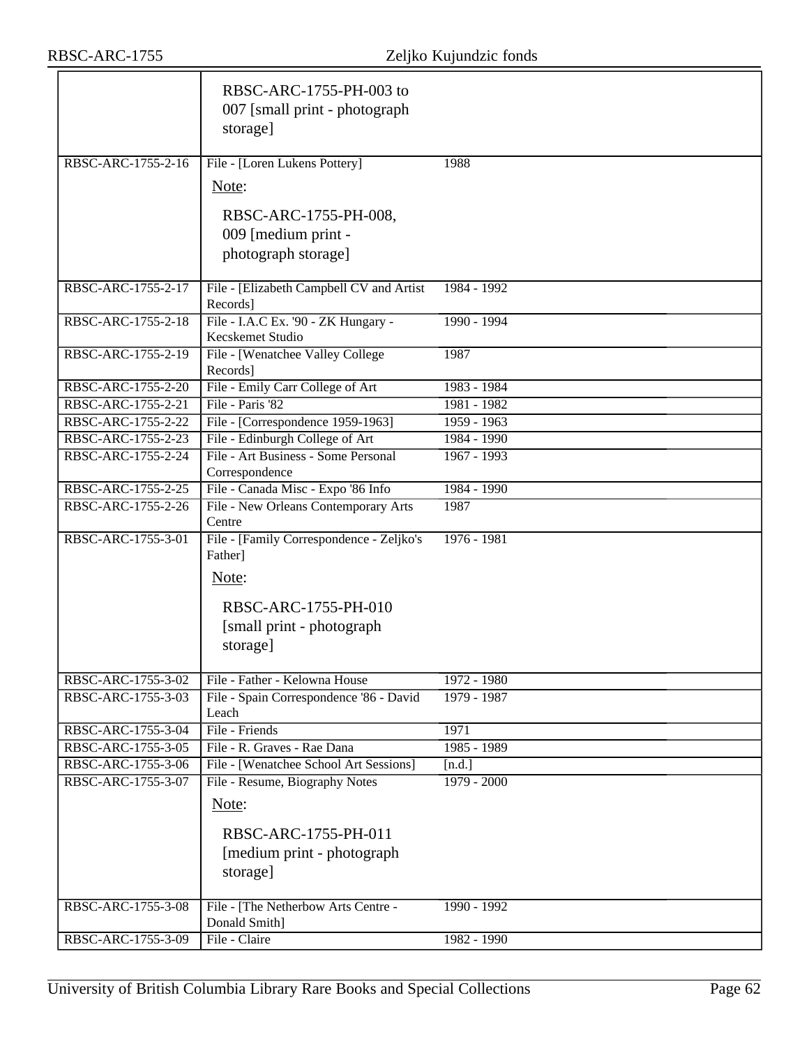| | | |
|---|---|---|
| | RBSC-ARC-1755-PH-003 to 007 [small print - photograph storage] | |
| RBSC-ARC-1755-2-16 | File - [Loren Lukens Pottery]<br>Note:<br>RBSC-ARC-1755-PH-008, 009 [medium print - photograph storage] | 1988 |
| RBSC-ARC-1755-2-17 | File - [Elizabeth Campbell CV and Artist Records] | 1984 - 1992 |
| RBSC-ARC-1755-2-18 | File - I.A.C Ex. '90 - ZK Hungary - Kecskemet Studio | 1990 - 1994 |
| RBSC-ARC-1755-2-19 | File - [Wenatchee Valley College Records] | 1987 |
| RBSC-ARC-1755-2-20 | File - Emily Carr College of Art | 1983 - 1984 |
| RBSC-ARC-1755-2-21 | File - Paris '82 | 1981 - 1982 |
| RBSC-ARC-1755-2-22 | File - [Correspondence 1959-1963] | 1959 - 1963 |
| RBSC-ARC-1755-2-23 | File - Edinburgh College of Art | 1984 - 1990 |
| RBSC-ARC-1755-2-24 | File - Art Business - Some Personal Correspondence | 1967 - 1993 |
| RBSC-ARC-1755-2-25 | File - Canada Misc - Expo '86 Info | 1984 - 1990 |
| RBSC-ARC-1755-2-26 | File - New Orleans Contemporary Arts Centre | 1987 |
| RBSC-ARC-1755-3-01 | File - [Family Correspondence - Zeljko's Father]<br>Note:<br>RBSC-ARC-1755-PH-010 [small print - photograph storage] | 1976 - 1981 |
| RBSC-ARC-1755-3-02 | File - Father - Kelowna House | 1972 - 1980 |
| RBSC-ARC-1755-3-03 | File - Spain Correspondence '86 - David Leach | 1979 - 1987 |
| RBSC-ARC-1755-3-04 | File - Friends | 1971 |
| RBSC-ARC-1755-3-05 | File - R. Graves - Rae Dana | 1985 - 1989 |
| RBSC-ARC-1755-3-06 | File - [Wenatchee School Art Sessions] | [n.d.] |
| RBSC-ARC-1755-3-07 | File - Resume, Biography Notes<br>Note:<br>RBSC-ARC-1755-PH-011 [medium print - photograph storage] | 1979 - 2000 |
| RBSC-ARC-1755-3-08 | File - [The Netherbow Arts Centre - Donald Smith] | 1990 - 1992 |
| RBSC-ARC-1755-3-09 | File - Claire | 1982 - 1990 |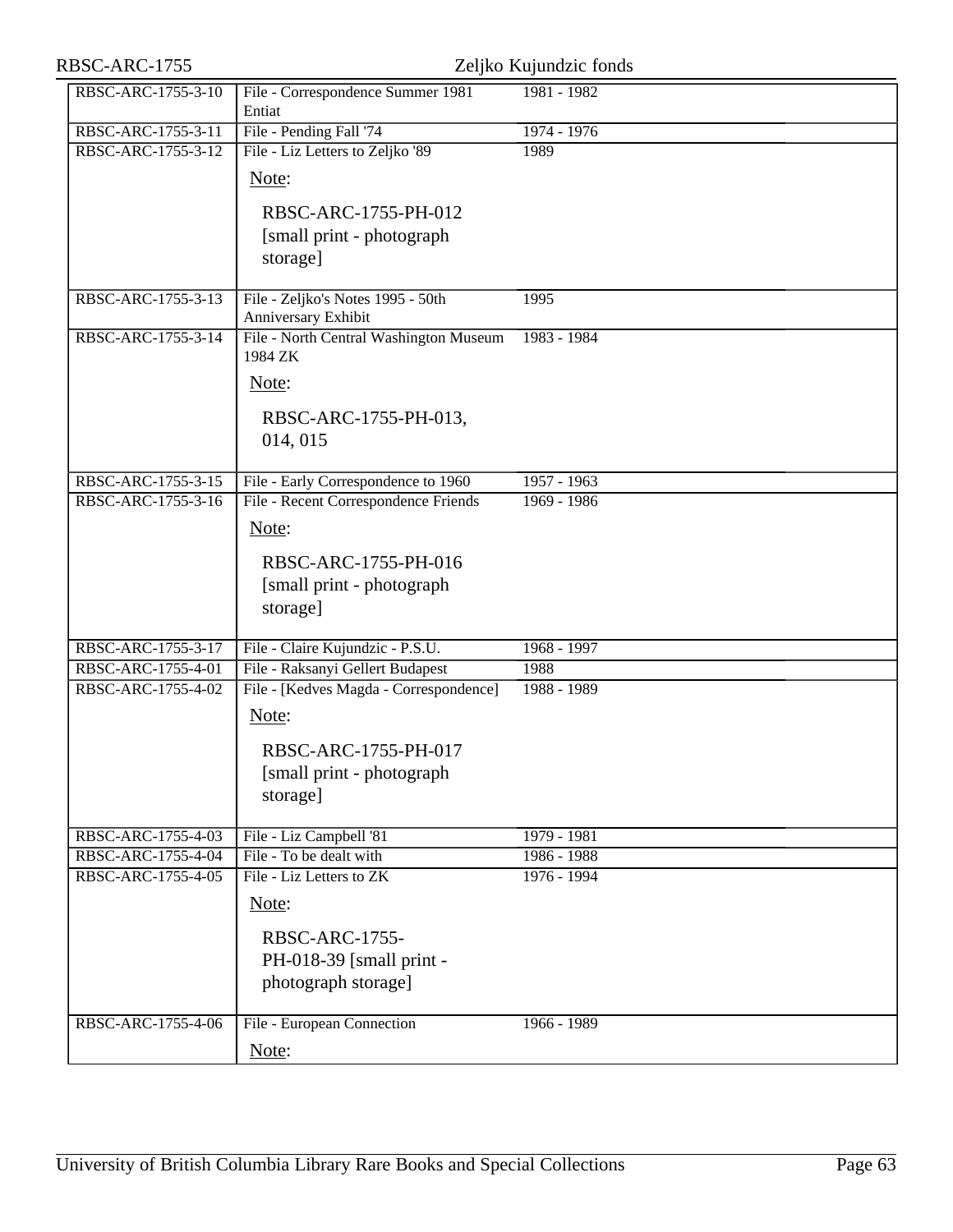| RBSC-ARC-1755-3-10 | File - Correspondence Summer 1981 Entiat | 1981 - 1982 |
|---|---|---|
| RBSC-ARC-1755-3-11 | File - Pending Fall '74 | 1974 - 1976 |
| RBSC-ARC-1755-3-12 | File - Liz Letters to Zeljko '89<br><br>Note:<br><br>RBSC-ARC-1755-PH-012 [small print - photograph storage] | 1989 |
| RBSC-ARC-1755-3-13 | File - Zeljko's Notes 1995 - 50th Anniversary Exhibit | 1995 |
| RBSC-ARC-1755-3-14 | File - North Central Washington Museum 1984 ZK<br><br>Note:<br><br>RBSC-ARC-1755-PH-013, 014, 015 | 1983 - 1984 |
| RBSC-ARC-1755-3-15 | File - Early Correspondence to 1960 | 1957 - 1963 |
| RBSC-ARC-1755-3-16 | File - Recent Correspondence Friends<br><br>Note:<br><br>RBSC-ARC-1755-PH-016 [small print - photograph storage] | 1969 - 1986 |
| RBSC-ARC-1755-3-17 | File - Claire Kujundzic - P.S.U. | 1968 - 1997 |
| RBSC-ARC-1755-4-01 | File - Raksanyi Gellert Budapest | 1988 |
| RBSC-ARC-1755-4-02 | File - [Kedves Magda - Correspondence]<br><br>Note:<br><br>RBSC-ARC-1755-PH-017 [small print - photograph storage] | 1988 - 1989 |
| RBSC-ARC-1755-4-03 | File - Liz Campbell '81 | 1979 - 1981 |
| RBSC-ARC-1755-4-04 | File - To be dealt with | 1986 - 1988 |
| RBSC-ARC-1755-4-05 | File - Liz Letters to ZK<br><br>Note:<br><br>RBSC-ARC-1755-PH-018-39 [small print - photograph storage] | 1976 - 1994 |
| RBSC-ARC-1755-4-06 | File - European Connection<br><br>Note: | 1966 - 1989 |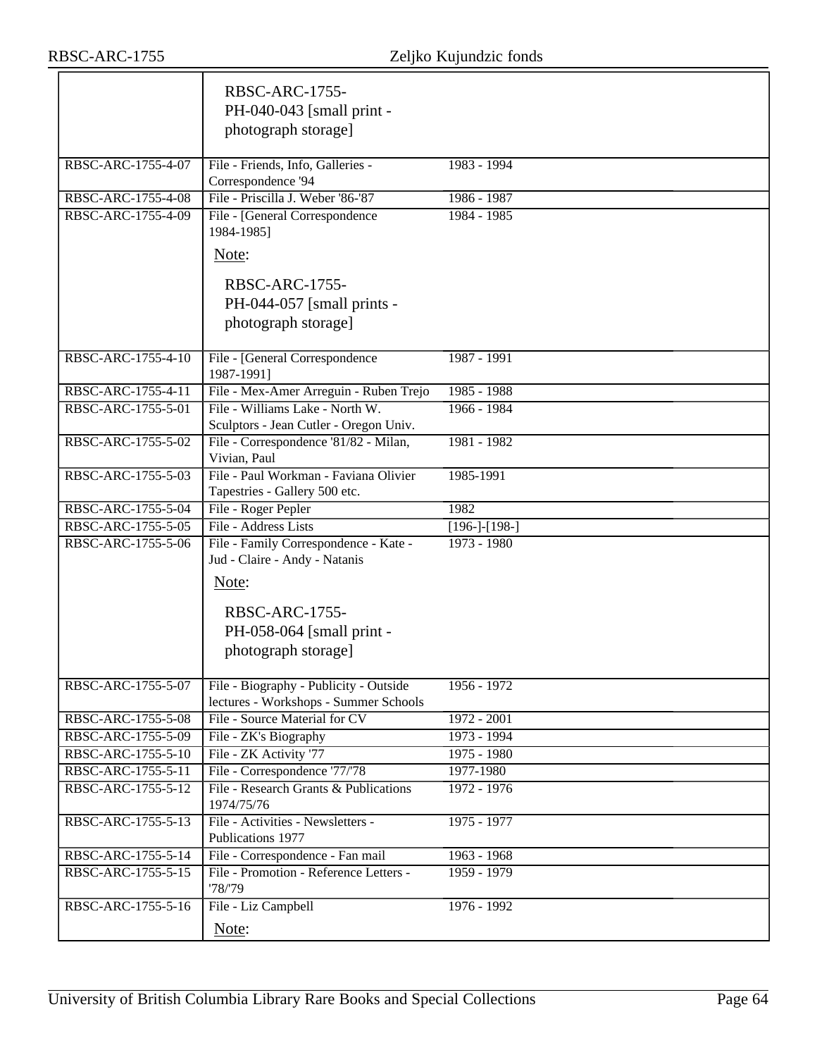| | | |
|---|---|---|
| | RBSC-ARC-1755-PH-040-043 [small print - photograph storage] | |
| RBSC-ARC-1755-4-07 | File - Friends, Info, Galleries - Correspondence '94 | 1983 - 1994 |
| RBSC-ARC-1755-4-08 | File - Priscilla J. Weber '86-'87 | 1986 - 1987 |
| RBSC-ARC-1755-4-09 | File - [General Correspondence 1984-1985]<br>Note:<br>RBSC-ARC-1755-PH-044-057 [small prints - photograph storage] | 1984 - 1985 |
| RBSC-ARC-1755-4-10 | File - [General Correspondence 1987-1991] | 1987 - 1991 |
| RBSC-ARC-1755-4-11 | File - Mex-Amer Arreguin - Ruben Trejo | 1985 - 1988 |
| RBSC-ARC-1755-5-01 | File - Williams Lake - North W. Sculptors - Jean Cutler - Oregon Univ. | 1966 - 1984 |
| RBSC-ARC-1755-5-02 | File - Correspondence '81/82 - Milan, Vivian, Paul | 1981 - 1982 |
| RBSC-ARC-1755-5-03 | File - Paul Workman - Faviana Olivier Tapestries - Gallery 500 etc. | 1985-1991 |
| RBSC-ARC-1755-5-04 | File - Roger Pepler | 1982 |
| RBSC-ARC-1755-5-05 | File - Address Lists | [196-]-[198-] |
| RBSC-ARC-1755-5-06 | File - Family Correspondence - Kate - Jud - Claire - Andy - Natanis<br>Note:<br>RBSC-ARC-1755-PH-058-064 [small print - photograph storage] | 1973 - 1980 |
| RBSC-ARC-1755-5-07 | File - Biography - Publicity - Outside lectures - Workshops - Summer Schools | 1956 - 1972 |
| RBSC-ARC-1755-5-08 | File - Source Material for CV | 1972 - 2001 |
| RBSC-ARC-1755-5-09 | File - ZK's Biography | 1973 - 1994 |
| RBSC-ARC-1755-5-10 | File - ZK Activity '77 | 1975 - 1980 |
| RBSC-ARC-1755-5-11 | File - Correspondence '77/'78 | 1977-1980 |
| RBSC-ARC-1755-5-12 | File - Research Grants & Publications 1974/75/76 | 1972 - 1976 |
| RBSC-ARC-1755-5-13 | File - Activities - Newsletters - Publications 1977 | 1975 - 1977 |
| RBSC-ARC-1755-5-14 | File - Correspondence - Fan mail | 1963 - 1968 |
| RBSC-ARC-1755-5-15 | File - Promotion - Reference Letters - '78/'79 | 1959 - 1979 |
| RBSC-ARC-1755-5-16 | File - Liz Campbell<br>Note: | 1976 - 1992 |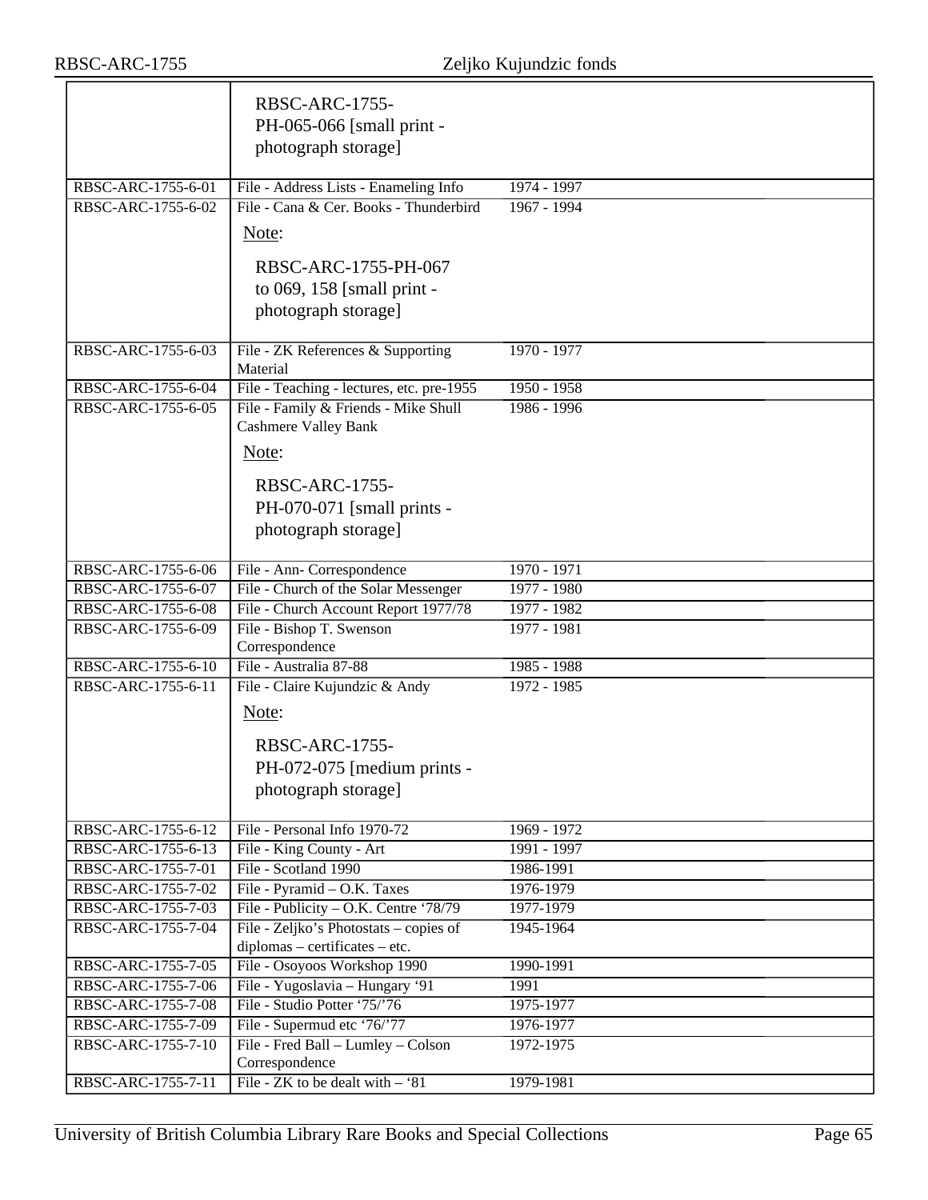| | | |
|---|---|---|
| | RBSC-ARC-1755-PH-065-066 [small print - photograph storage] | |
| RBSC-ARC-1755-6-01 | File - Address Lists - Enameling Info | 1974 - 1997 |
| RBSC-ARC-1755-6-02 | File - Cana & Cer. Books - Thunderbird<br>Note:<br>RBSC-ARC-1755-PH-067 to 069, 158 [small print - photograph storage] | 1967 - 1994 |
| RBSC-ARC-1755-6-03 | File - ZK References & Supporting Material | 1970 - 1977 |
| RBSC-ARC-1755-6-04 | File - Teaching - lectures, etc. pre-1955 | 1950 - 1958 |
| RBSC-ARC-1755-6-05 | File - Family & Friends - Mike Shull Cashmere Valley Bank<br>Note:<br>RBSC-ARC-1755-PH-070-071 [small prints - photograph storage] | 1986 - 1996 |
| RBSC-ARC-1755-6-06 | File - Ann- Correspondence | 1970 - 1971 |
| RBSC-ARC-1755-6-07 | File - Church of the Solar Messenger | 1977 - 1980 |
| RBSC-ARC-1755-6-08 | File - Church Account Report 1977/78 | 1977 - 1982 |
| RBSC-ARC-1755-6-09 | File - Bishop T. Swenson Correspondence | 1977 - 1981 |
| RBSC-ARC-1755-6-10 | File - Australia 87-88 | 1985 - 1988 |
| RBSC-ARC-1755-6-11 | File - Claire Kujundzic & Andy<br>Note:<br>RBSC-ARC-1755-PH-072-075 [medium prints - photograph storage] | 1972 - 1985 |
| RBSC-ARC-1755-6-12 | File - Personal Info 1970-72 | 1969 - 1972 |
| RBSC-ARC-1755-6-13 | File - King County - Art | 1991 - 1997 |
| RBSC-ARC-1755-7-01 | File - Scotland 1990 | 1986-1991 |
| RBSC-ARC-1755-7-02 | File - Pyramid – O.K. Taxes | 1976-1979 |
| RBSC-ARC-1755-7-03 | File - Publicity – O.K. Centre ‘78/79 | 1977-1979 |
| RBSC-ARC-1755-7-04 | File - Zeljko’s Photostats – copies of diplomas – certificates – etc. | 1945-1964 |
| RBSC-ARC-1755-7-05 | File - Osoyoos Workshop 1990 | 1990-1991 |
| RBSC-ARC-1755-7-06 | File - Yugoslavia – Hungary ‘91 | 1991 |
| RBSC-ARC-1755-7-08 | File - Studio Potter ‘75/’76 | 1975-1977 |
| RBSC-ARC-1755-7-09 | File - Supermud etc ‘76/’77 | 1976-1977 |
| RBSC-ARC-1755-7-10 | File - Fred Ball – Lumley – Colson Correspondence | 1972-1975 |
| RBSC-ARC-1755-7-11 | File - ZK to be dealt with – ‘81 | 1979-1981 |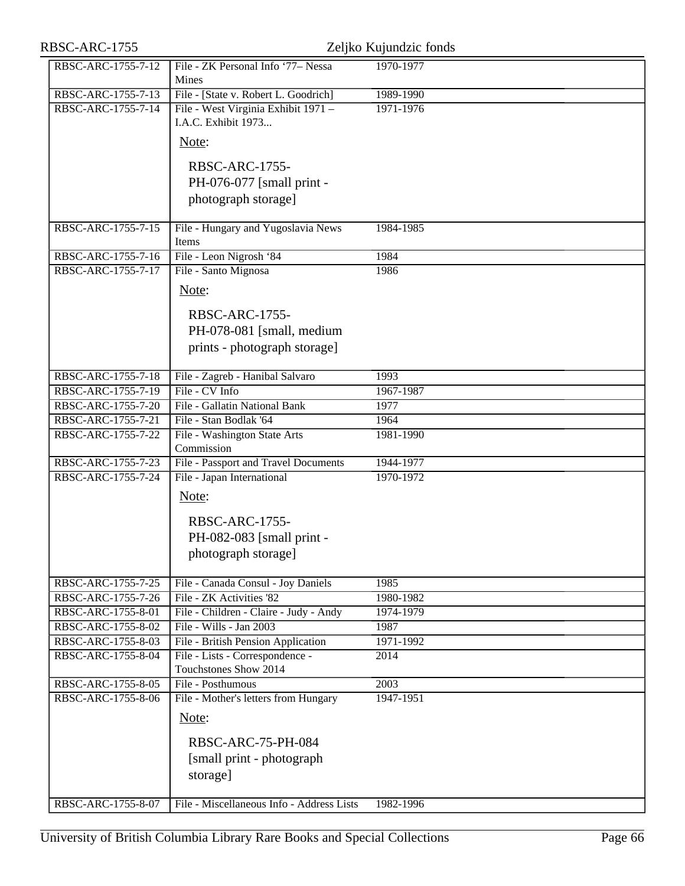| | | | |
|---|---|---|---|
| RBSC-ARC-1755-7-12 | File - ZK Personal Info ‘77– Nessa Mines | 1970-1977 | |
| RBSC-ARC-1755-7-13 | File - [State v. Robert L. Goodrich] | 1989-1990 | |
| RBSC-ARC-1755-7-14 | File - West Virginia Exhibit 1971 – I.A.C. Exhibit 1973... <br><br> Note: <br><br> RBSC-ARC-1755-PH-076-077 [small print - photograph storage] | 1971-1976 | |
| RBSC-ARC-1755-7-15 | File - Hungary and Yugoslavia News Items | 1984-1985 | |
| RBSC-ARC-1755-7-16 | File - Leon Nigrosh ‘84 | 1984 | |
| RBSC-ARC-1755-7-17 | File - Santo Mignosa <br><br> Note: <br><br> RBSC-ARC-1755-PH-078-081 [small, medium prints - photograph storage] | 1986 | |
| RBSC-ARC-1755-7-18 | File - Zagreb - Hanibal Salvaro | 1993 | |
| RBSC-ARC-1755-7-19 | File - CV Info | 1967-1987 | |
| RBSC-ARC-1755-7-20 | File - Gallatin National Bank | 1977 | |
| RBSC-ARC-1755-7-21 | File - Stan Bodlak '64 | 1964 | |
| RBSC-ARC-1755-7-22 | File - Washington State Arts Commission | 1981-1990 | |
| RBSC-ARC-1755-7-23 | File - Passport and Travel Documents | 1944-1977 | |
| RBSC-ARC-1755-7-24 | File - Japan International <br><br> Note: <br><br> RBSC-ARC-1755-PH-082-083 [small print - photograph storage] | 1970-1972 | |
| RBSC-ARC-1755-7-25 | File - Canada Consul - Joy Daniels | 1985 | |
| RBSC-ARC-1755-7-26 | File - ZK Activities '82 | 1980-1982 | |
| RBSC-ARC-1755-8-01 | File - Children - Claire - Judy - Andy | 1974-1979 | |
| RBSC-ARC-1755-8-02 | File - Wills - Jan 2003 | 1987 | |
| RBSC-ARC-1755-8-03 | File - British Pension Application | 1971-1992 | |
| RBSC-ARC-1755-8-04 | File - Lists - Correspondence - Touchstones Show 2014 | 2014 | |
| RBSC-ARC-1755-8-05 | File - Posthumous | 2003 | |
| RBSC-ARC-1755-8-06 | File - Mother's letters from Hungary <br><br> Note: <br><br> RBSC-ARC-75-PH-084 [small print - photograph storage] | 1947-1951 | |
| RBSC-ARC-1755-8-07 | File - Miscellaneous Info - Address Lists | 1982-1996 | |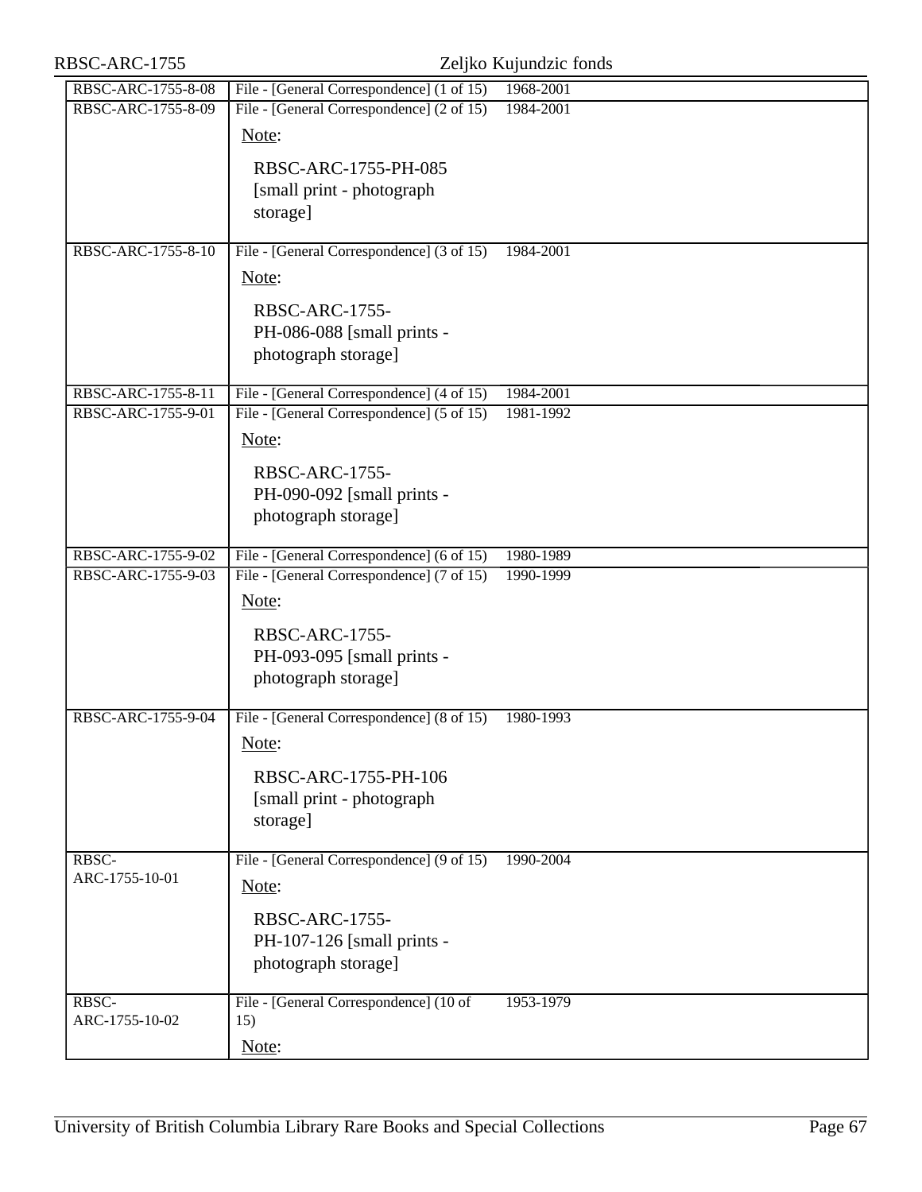| | | |
|---|---|---|
| RBSC-ARC-1755-8-08 | File - [General Correspondence] (1 of 15) | 1968-2001 |
| RBSC-ARC-1755-8-09 | File - [General Correspondence] (2 of 15)<br>Note:<br>RBSC-ARC-1755-PH-085 [small print - photograph storage] | 1984-2001 |
| RBSC-ARC-1755-8-10 | File - [General Correspondence] (3 of 15)<br>Note:<br>RBSC-ARC-1755-PH-086-088 [small prints - photograph storage] | 1984-2001 |
| RBSC-ARC-1755-8-11 | File - [General Correspondence] (4 of 15) | 1984-2001 |
| RBSC-ARC-1755-9-01 | File - [General Correspondence] (5 of 15)<br>Note:<br>RBSC-ARC-1755-PH-090-092 [small prints - photograph storage] | 1981-1992 |
| RBSC-ARC-1755-9-02 | File - [General Correspondence] (6 of 15) | 1980-1989 |
| RBSC-ARC-1755-9-03 | File - [General Correspondence] (7 of 15)<br>Note:<br>RBSC-ARC-1755-PH-093-095 [small prints - photograph storage] | 1990-1999 |
| RBSC-ARC-1755-9-04 | File - [General Correspondence] (8 of 15)<br>Note:<br>RBSC-ARC-1755-PH-106 [small print - photograph storage] | 1980-1993 |
| RBSC-ARC-1755-10-01 | File - [General Correspondence] (9 of 15)<br>Note:<br>RBSC-ARC-1755-PH-107-126 [small prints - photograph storage] | 1990-2004 |
| RBSC-ARC-1755-10-02 | File - [General Correspondence] (10 of 15)<br>Note: | 1953-1979 |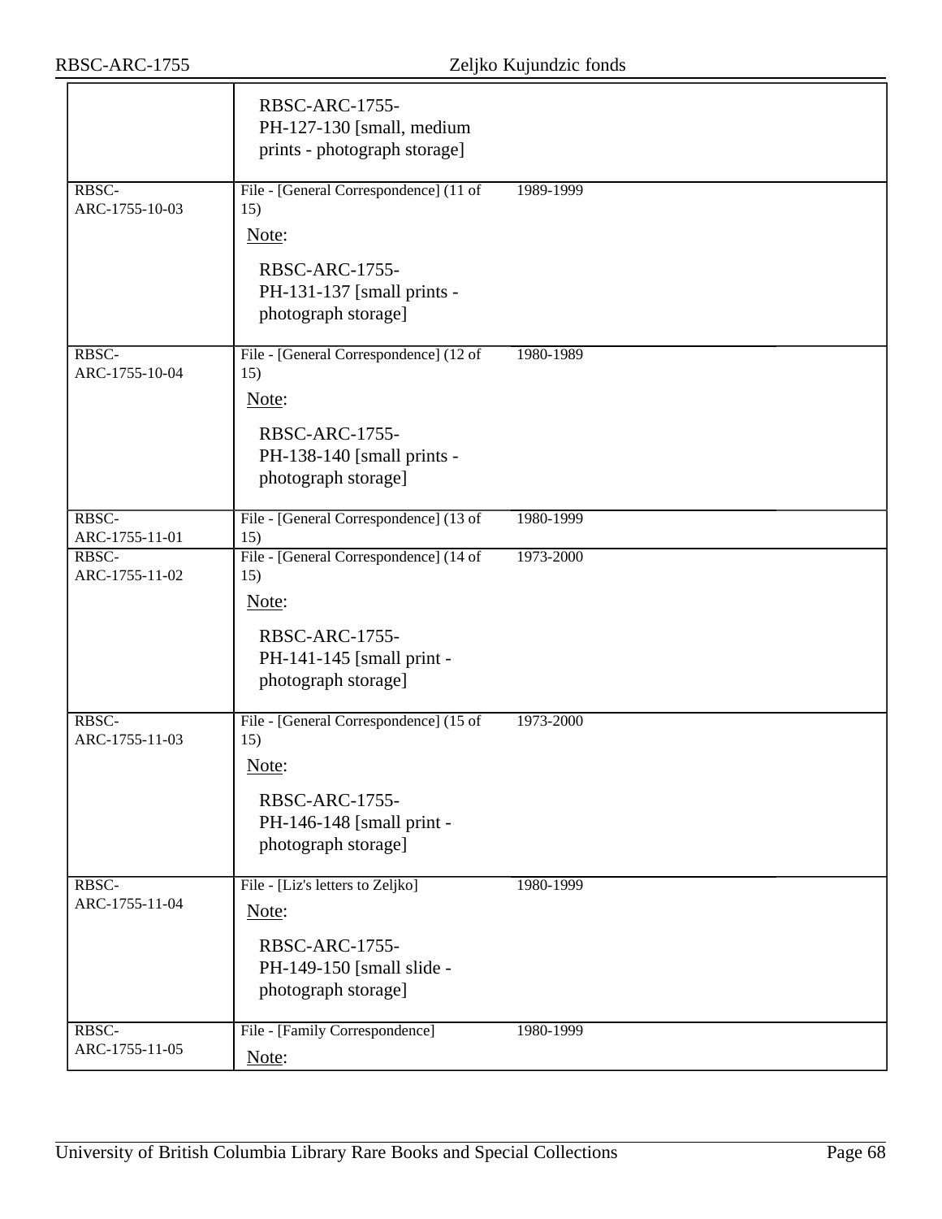| | | | |
|---|---|---|---|
| | RBSC-ARC-1755-PH-127-130 [small, medium prints - photograph storage] | | |
| RBSC-ARC-1755-10-03 | File - [General Correspondence] (11 of 15)<br>Note:<br>RBSC-ARC-1755-PH-131-137 [small prints - photograph storage] | 1989-1999 | |
| RBSC-ARC-1755-10-04 | File - [General Correspondence] (12 of 15)<br>Note:<br>RBSC-ARC-1755-PH-138-140 [small prints - photograph storage] | 1980-1989 | |
| RBSC-ARC-1755-11-01 | File - [General Correspondence] (13 of 15) | 1980-1999 | |
| RBSC-ARC-1755-11-02 | File - [General Correspondence] (14 of 15)<br>Note:<br>RBSC-ARC-1755-PH-141-145 [small print - photograph storage] | 1973-2000 | |
| RBSC-ARC-1755-11-03 | File - [General Correspondence] (15 of 15)<br>Note:<br>RBSC-ARC-1755-PH-146-148 [small print - photograph storage] | 1973-2000 | |
| RBSC-ARC-1755-11-04 | File - [Liz's letters to Zeljko]<br>Note:<br>RBSC-ARC-1755-PH-149-150 [small slide - photograph storage] | 1980-1999 | |
| RBSC-ARC-1755-11-05 | File - [Family Correspondence]<br>Note: | 1980-1999 | |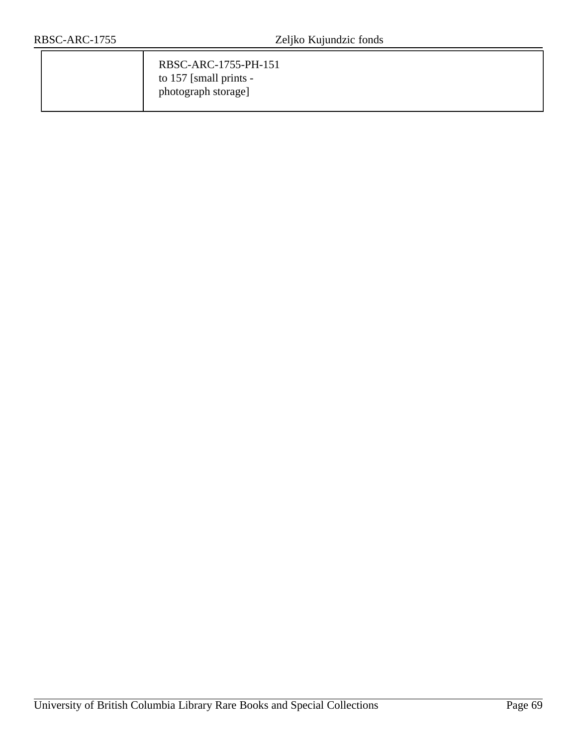| | |
|---|---|
| | RBSC-ARC-1755-PH-151 to 157 [small prints - photograph storage] |